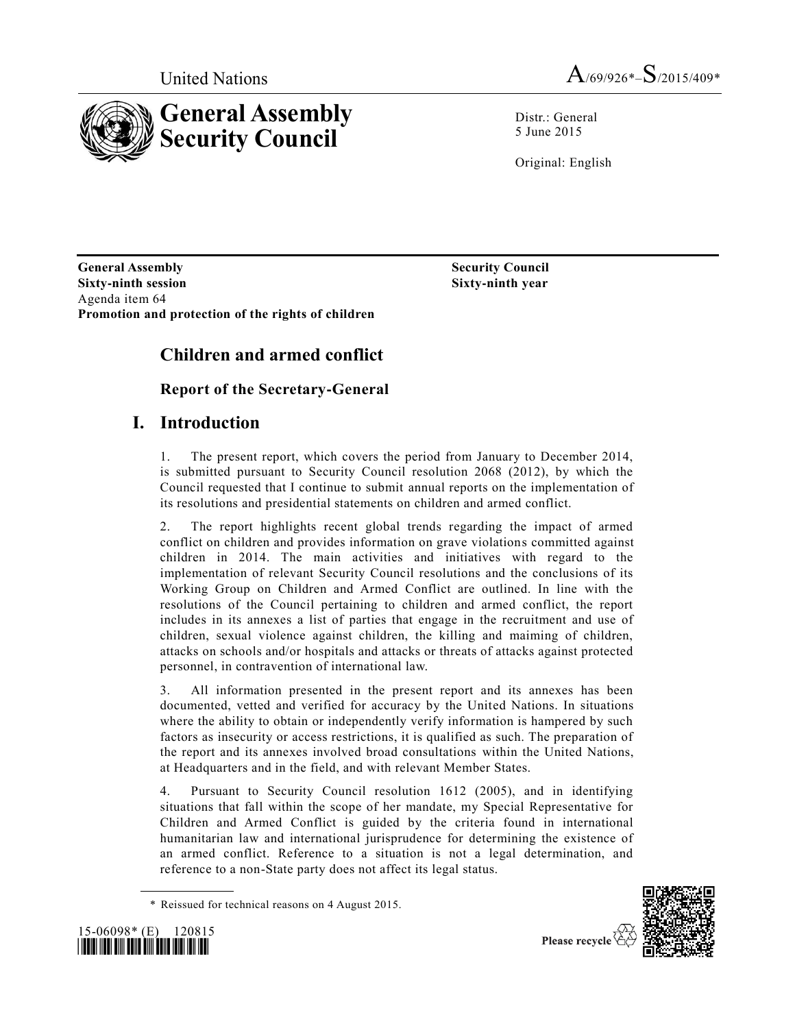United Nations A/69/926*–S/2015/409*

# General Assembly Security Council

Distr.: General
5 June 2015

Original: English

**General Assembly**
**Sixty-ninth session**
Agenda item 64
**Promotion and protection of the rights of children**

**Security Council**
**Sixty-ninth year**

## Children and armed conflict

### Report of the Secretary-General

## I. Introduction

1. The present report, which covers the period from January to December 2014, is submitted pursuant to Security Council resolution 2068 (2012), by which the Council requested that I continue to submit annual reports on the implementation of its resolutions and presidential statements on children and armed conflict.

2. The report highlights recent global trends regarding the impact of armed conflict on children and provides information on grave violations committed against children in 2014. The main activities and initiatives with regard to the implementation of relevant Security Council resolutions and the conclusions of its Working Group on Children and Armed Conflict are outlined. In line with the resolutions of the Council pertaining to children and armed conflict, the report includes in its annexes a list of parties that engage in the recruitment and use of children, sexual violence against children, the killing and maiming of children, attacks on schools and/or hospitals and attacks or threats of attacks against protected personnel, in contravention of international law.

3. All information presented in the present report and its annexes has been documented, vetted and verified for accuracy by the United Nations. In situations where the ability to obtain or independently verify information is hampered by such factors as insecurity or access restrictions, it is qualified as such. The preparation of the report and its annexes involved broad consultations within the United Nations, at Headquarters and in the field, and with relevant Member States.

4. Pursuant to Security Council resolution 1612 (2005), and in identifying situations that fall within the scope of her mandate, my Special Representative for Children and Armed Conflict is guided by the criteria found in international humanitarian law and international jurisprudence for determining the existence of an armed conflict. Reference to a situation is not a legal determination, and reference to a non-State party does not affect its legal status.

\* Reissued for technical reasons on 4 August 2015.

15-06098* (E) 120815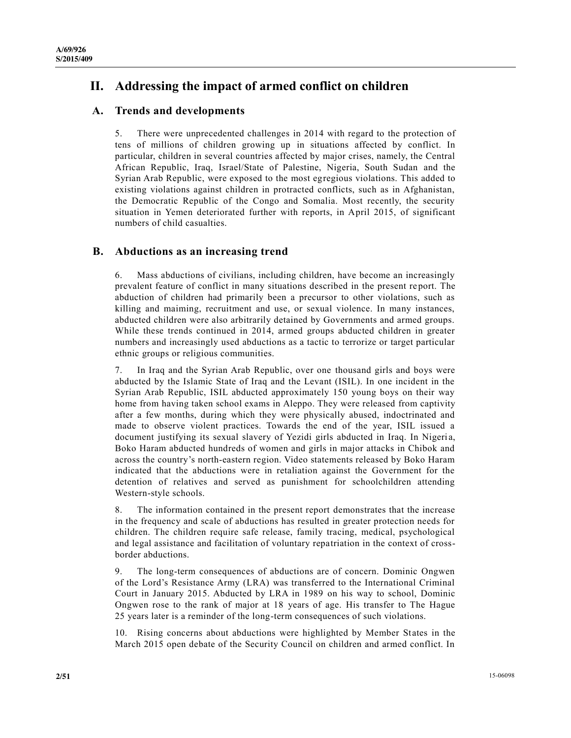# II. Addressing the impact of armed conflict on children

## A. Trends and developments

5. There were unprecedented challenges in 2014 with regard to the protection of tens of millions of children growing up in situations affected by conflict. In particular, children in several countries affected by major crises, namely, the Central African Republic, Iraq, Israel/State of Palestine, Nigeria, South Sudan and the Syrian Arab Republic, were exposed to the most egregious violations. This added to existing violations against children in protracted conflicts, such as in Afghanistan, the Democratic Republic of the Congo and Somalia. Most recently, the security situation in Yemen deteriorated further with reports, in April 2015, of significant numbers of child casualties.

## B. Abductions as an increasing trend

6. Mass abductions of civilians, including children, have become an increasingly prevalent feature of conflict in many situations described in the present report. The abduction of children had primarily been a precursor to other violations, such as killing and maiming, recruitment and use, or sexual violence. In many instances, abducted children were also arbitrarily detained by Governments and armed groups. While these trends continued in 2014, armed groups abducted children in greater numbers and increasingly used abductions as a tactic to terrorize or target particular ethnic groups or religious communities.

7. In Iraq and the Syrian Arab Republic, over one thousand girls and boys were abducted by the Islamic State of Iraq and the Levant (ISIL). In one incident in the Syrian Arab Republic, ISIL abducted approximately 150 young boys on their way home from having taken school exams in Aleppo. They were released from captivity after a few months, during which they were physically abused, indoctrinated and made to observe violent practices. Towards the end of the year, ISIL issued a document justifying its sexual slavery of Yezidi girls abducted in Iraq. In Nigeria, Boko Haram abducted hundreds of women and girls in major attacks in Chibok and across the country's north-eastern region. Video statements released by Boko Haram indicated that the abductions were in retaliation against the Government for the detention of relatives and served as punishment for schoolchildren attending Western-style schools.

8. The information contained in the present report demonstrates that the increase in the frequency and scale of abductions has resulted in greater protection needs for children. The children require safe release, family tracing, medical, psychological and legal assistance and facilitation of voluntary repatriation in the context of cross-border abductions.

9. The long-term consequences of abductions are of concern. Dominic Ongwen of the Lord's Resistance Army (LRA) was transferred to the International Criminal Court in January 2015. Abducted by LRA in 1989 on his way to school, Dominic Ongwen rose to the rank of major at 18 years of age. His transfer to The Hague 25 years later is a reminder of the long-term consequences of such violations.

10. Rising concerns about abductions were highlighted by Member States in the March 2015 open debate of the Security Council on children and armed conflict. In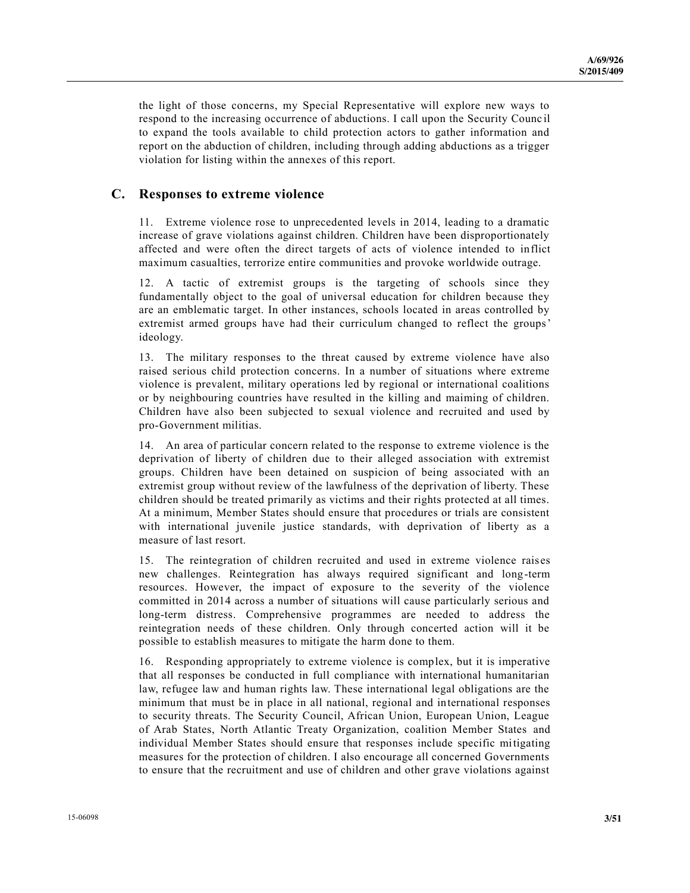the light of those concerns, my Special Representative will explore new ways to respond to the increasing occurrence of abductions. I call upon the Security Council to expand the tools available to child protection actors to gather information and report on the abduction of children, including through adding abductions as a trigger violation for listing within the annexes of this report.

## C. Responses to extreme violence

11. Extreme violence rose to unprecedented levels in 2014, leading to a dramatic increase of grave violations against children. Children have been disproportionately affected and were often the direct targets of acts of violence intended to inflict maximum casualties, terrorize entire communities and provoke worldwide outrage.

12. A tactic of extremist groups is the targeting of schools since they fundamentally object to the goal of universal education for children because they are an emblematic target. In other instances, schools located in areas controlled by extremist armed groups have had their curriculum changed to reflect the groups' ideology.

13. The military responses to the threat caused by extreme violence have also raised serious child protection concerns. In a number of situations where extreme violence is prevalent, military operations led by regional or international coalitions or by neighbouring countries have resulted in the killing and maiming of children. Children have also been subjected to sexual violence and recruited and used by pro-Government militias.

14. An area of particular concern related to the response to extreme violence is the deprivation of liberty of children due to their alleged association with extremist groups. Children have been detained on suspicion of being associated with an extremist group without review of the lawfulness of the deprivation of liberty. These children should be treated primarily as victims and their rights protected at all times. At a minimum, Member States should ensure that procedures or trials are consistent with international juvenile justice standards, with deprivation of liberty as a measure of last resort.

15. The reintegration of children recruited and used in extreme violence raises new challenges. Reintegration has always required significant and long-term resources. However, the impact of exposure to the severity of the violence committed in 2014 across a number of situations will cause particularly serious and long-term distress. Comprehensive programmes are needed to address the reintegration needs of these children. Only through concerted action will it be possible to establish measures to mitigate the harm done to them.

16. Responding appropriately to extreme violence is complex, but it is imperative that all responses be conducted in full compliance with international humanitarian law, refugee law and human rights law. These international legal obligations are the minimum that must be in place in all national, regional and international responses to security threats. The Security Council, African Union, European Union, League of Arab States, North Atlantic Treaty Organization, coalition Member States and individual Member States should ensure that responses include specific mitigating measures for the protection of children. I also encourage all concerned Governments to ensure that the recruitment and use of children and other grave violations against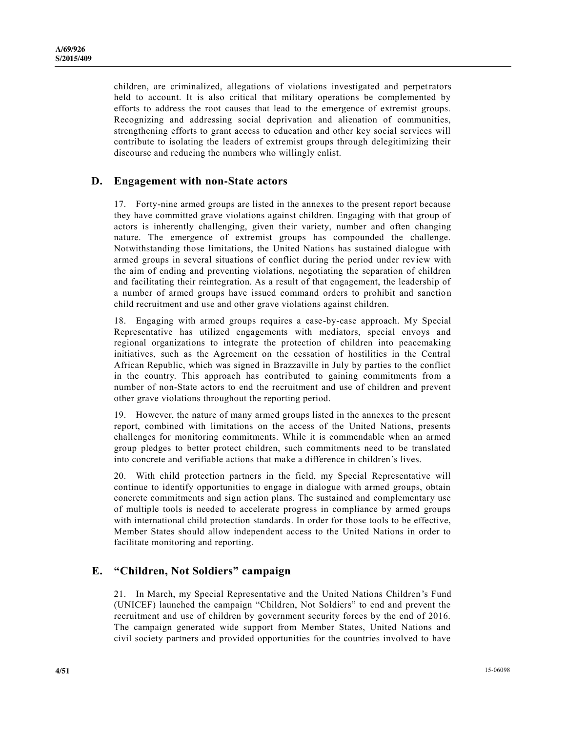children, are criminalized, allegations of violations investigated and perpetrators held to account. It is also critical that military operations be complemented by efforts to address the root causes that lead to the emergence of extremist groups. Recognizing and addressing social deprivation and alienation of communities, strengthening efforts to grant access to education and other key social services will contribute to isolating the leaders of extremist groups through delegitimizing their discourse and reducing the numbers who willingly enlist.

## D. Engagement with non-State actors

17. Forty-nine armed groups are listed in the annexes to the present report because they have committed grave violations against children. Engaging with that group of actors is inherently challenging, given their variety, number and often changing nature. The emergence of extremist groups has compounded the challenge. Notwithstanding those limitations, the United Nations has sustained dialogue with armed groups in several situations of conflict during the period under review with the aim of ending and preventing violations, negotiating the separation of children and facilitating their reintegration. As a result of that engagement, the leadership of a number of armed groups have issued command orders to prohibit and sanction child recruitment and use and other grave violations against children.

18. Engaging with armed groups requires a case-by-case approach. My Special Representative has utilized engagements with mediators, special envoys and regional organizations to integrate the protection of children into peacemaking initiatives, such as the Agreement on the cessation of hostilities in the Central African Republic, which was signed in Brazzaville in July by parties to the conflict in the country. This approach has contributed to gaining commitments from a number of non-State actors to end the recruitment and use of children and prevent other grave violations throughout the reporting period.

19. However, the nature of many armed groups listed in the annexes to the present report, combined with limitations on the access of the United Nations, presents challenges for monitoring commitments. While it is commendable when an armed group pledges to better protect children, such commitments need to be translated into concrete and verifiable actions that make a difference in children's lives.

20. With child protection partners in the field, my Special Representative will continue to identify opportunities to engage in dialogue with armed groups, obtain concrete commitments and sign action plans. The sustained and complementary use of multiple tools is needed to accelerate progress in compliance by armed groups with international child protection standards. In order for those tools to be effective, Member States should allow independent access to the United Nations in order to facilitate monitoring and reporting.

## E. "Children, Not Soldiers" campaign

21. In March, my Special Representative and the United Nations Children's Fund (UNICEF) launched the campaign "Children, Not Soldiers" to end and prevent the recruitment and use of children by government security forces by the end of 2016. The campaign generated wide support from Member States, United Nations and civil society partners and provided opportunities for the countries involved to have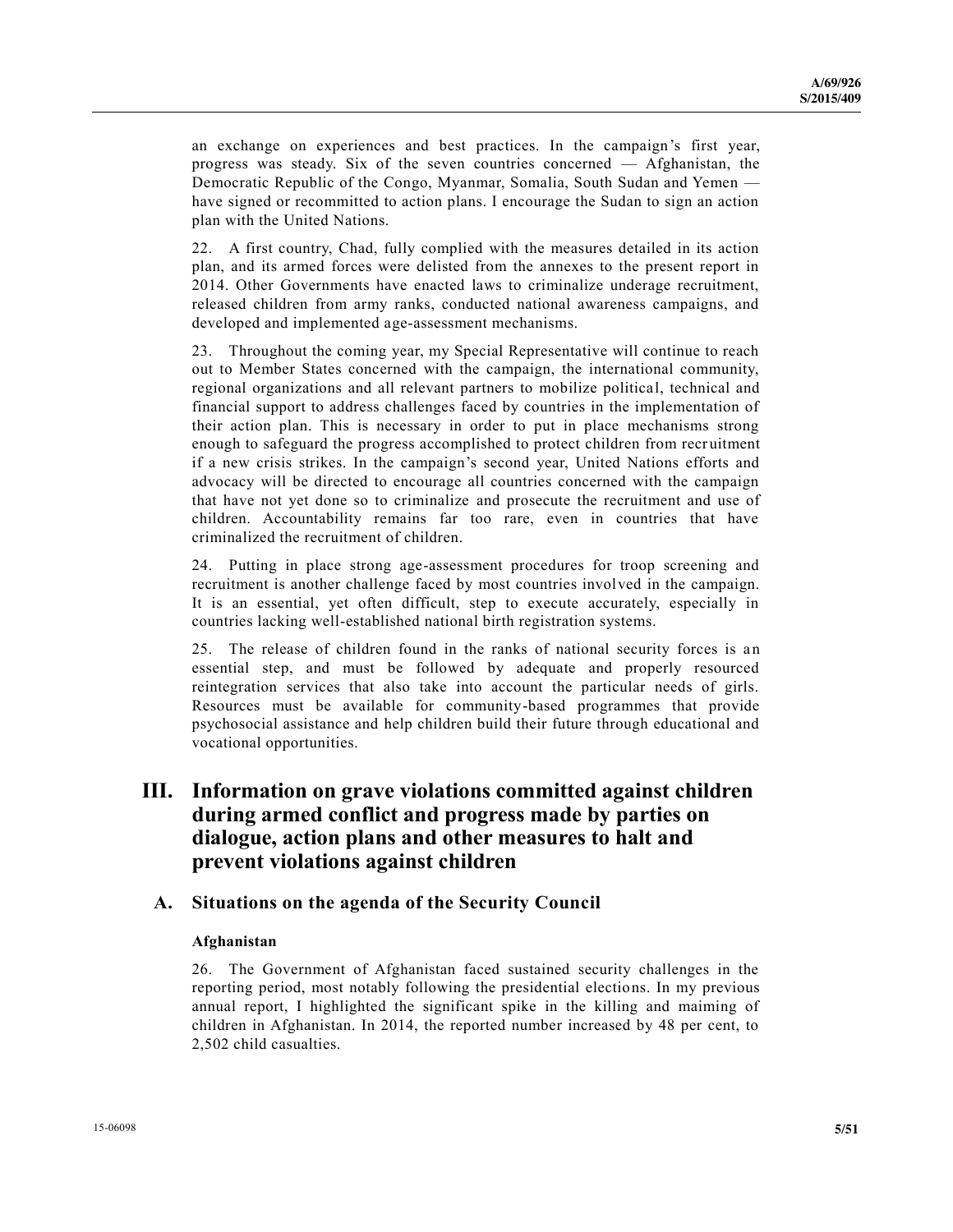an exchange on experiences and best practices. In the campaign's first year, progress was steady. Six of the seven countries concerned — Afghanistan, the Democratic Republic of the Congo, Myanmar, Somalia, South Sudan and Yemen — have signed or recommitted to action plans. I encourage the Sudan to sign an action plan with the United Nations.

22. A first country, Chad, fully complied with the measures detailed in its action plan, and its armed forces were delisted from the annexes to the present report in 2014. Other Governments have enacted laws to criminalize underage recruitment, released children from army ranks, conducted national awareness campaigns, and developed and implemented age-assessment mechanisms.

23. Throughout the coming year, my Special Representative will continue to reach out to Member States concerned with the campaign, the international community, regional organizations and all relevant partners to mobilize political, technical and financial support to address challenges faced by countries in the implementation of their action plan. This is necessary in order to put in place mechanisms strong enough to safeguard the progress accomplished to protect children from recruitment if a new crisis strikes. In the campaign's second year, United Nations efforts and advocacy will be directed to encourage all countries concerned with the campaign that have not yet done so to criminalize and prosecute the recruitment and use of children. Accountability remains far too rare, even in countries that have criminalized the recruitment of children.

24. Putting in place strong age-assessment procedures for troop screening and recruitment is another challenge faced by most countries involved in the campaign. It is an essential, yet often difficult, step to execute accurately, especially in countries lacking well-established national birth registration systems.

25. The release of children found in the ranks of national security forces is an essential step, and must be followed by adequate and properly resourced reintegration services that also take into account the particular needs of girls. Resources must be available for community-based programmes that provide psychosocial assistance and help children build their future through educational and vocational opportunities.

# III. Information on grave violations committed against children during armed conflict and progress made by parties on dialogue, action plans and other measures to halt and prevent violations against children

## A. Situations on the agenda of the Security Council

### Afghanistan

26. The Government of Afghanistan faced sustained security challenges in the reporting period, most notably following the presidential elections. In my previous annual report, I highlighted the significant spike in the killing and maiming of children in Afghanistan. In 2014, the reported number increased by 48 per cent, to 2,502 child casualties.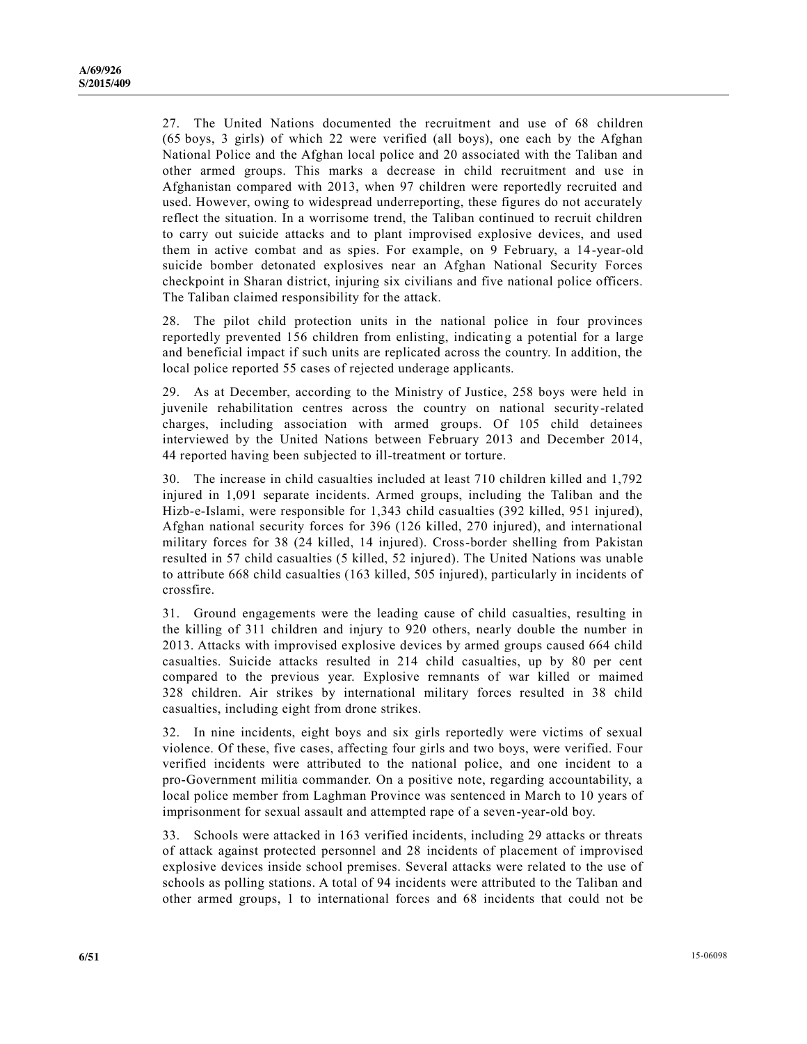27. The United Nations documented the recruitment and use of 68 children (65 boys, 3 girls) of which 22 were verified (all boys), one each by the Afghan National Police and the Afghan local police and 20 associated with the Taliban and other armed groups. This marks a decrease in child recruitment and use in Afghanistan compared with 2013, when 97 children were reportedly recruited and used. However, owing to widespread underreporting, these figures do not accurately reflect the situation. In a worrisome trend, the Taliban continued to recruit children to carry out suicide attacks and to plant improvised explosive devices, and used them in active combat and as spies. For example, on 9 February, a 14-year-old suicide bomber detonated explosives near an Afghan National Security Forces checkpoint in Sharan district, injuring six civilians and five national police officers. The Taliban claimed responsibility for the attack.

28. The pilot child protection units in the national police in four provinces reportedly prevented 156 children from enlisting, indicating a potential for a large and beneficial impact if such units are replicated across the country. In addition, the local police reported 55 cases of rejected underage applicants.

29. As at December, according to the Ministry of Justice, 258 boys were held in juvenile rehabilitation centres across the country on national security-related charges, including association with armed groups. Of 105 child detainees interviewed by the United Nations between February 2013 and December 2014, 44 reported having been subjected to ill-treatment or torture.

30. The increase in child casualties included at least 710 children killed and 1,792 injured in 1,091 separate incidents. Armed groups, including the Taliban and the Hizb-e-Islami, were responsible for 1,343 child casualties (392 killed, 951 injured), Afghan national security forces for 396 (126 killed, 270 injured), and international military forces for 38 (24 killed, 14 injured). Cross-border shelling from Pakistan resulted in 57 child casualties (5 killed, 52 injured). The United Nations was unable to attribute 668 child casualties (163 killed, 505 injured), particularly in incidents of crossfire.

31. Ground engagements were the leading cause of child casualties, resulting in the killing of 311 children and injury to 920 others, nearly double the number in 2013. Attacks with improvised explosive devices by armed groups caused 664 child casualties. Suicide attacks resulted in 214 child casualties, up by 80 per cent compared to the previous year. Explosive remnants of war killed or maimed 328 children. Air strikes by international military forces resulted in 38 child casualties, including eight from drone strikes.

32. In nine incidents, eight boys and six girls reportedly were victims of sexual violence. Of these, five cases, affecting four girls and two boys, were verified. Four verified incidents were attributed to the national police, and one incident to a pro-Government militia commander. On a positive note, regarding accountability, a local police member from Laghman Province was sentenced in March to 10 years of imprisonment for sexual assault and attempted rape of a seven-year-old boy.

33. Schools were attacked in 163 verified incidents, including 29 attacks or threats of attack against protected personnel and 28 incidents of placement of improvised explosive devices inside school premises. Several attacks were related to the use of schools as polling stations. A total of 94 incidents were attributed to the Taliban and other armed groups, 1 to international forces and 68 incidents that could not be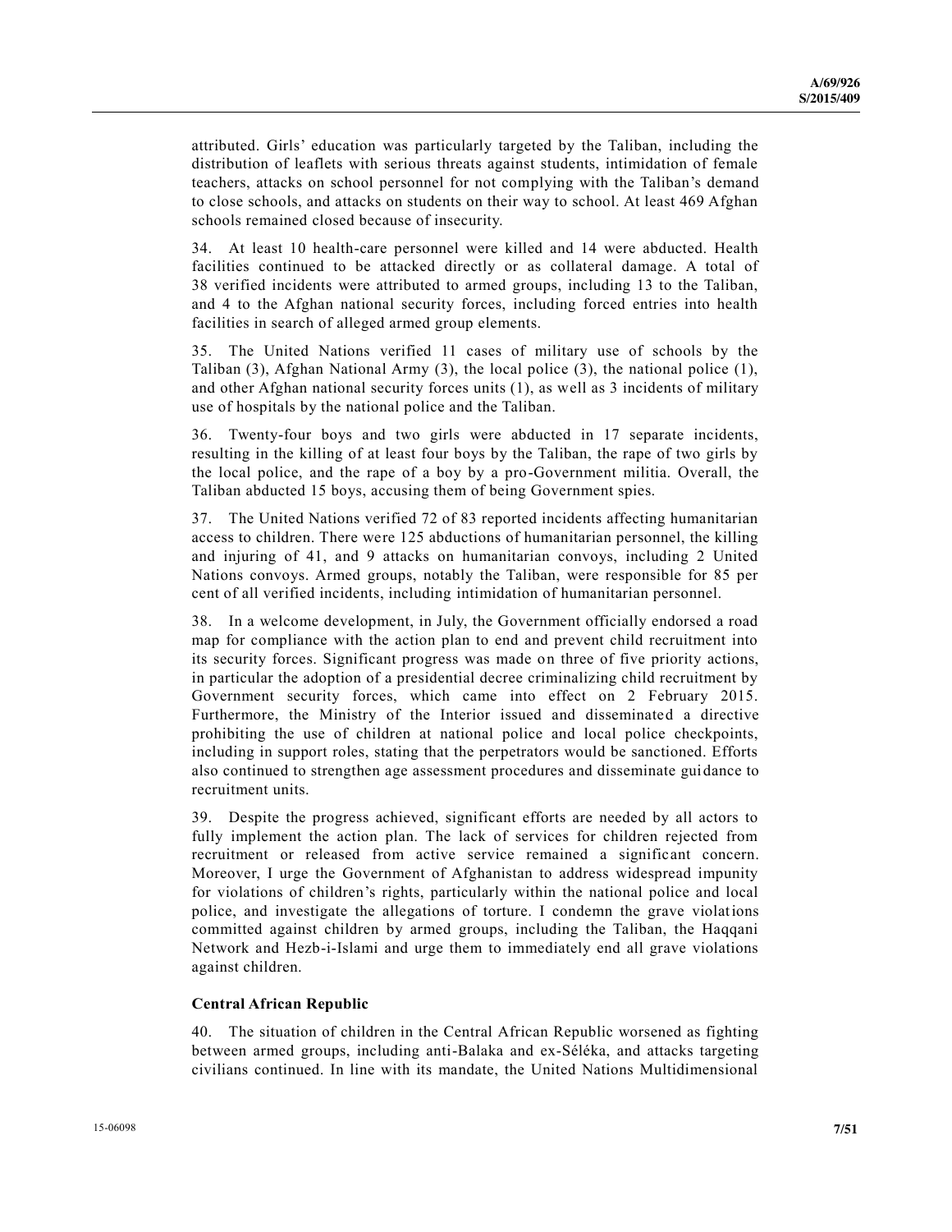attributed. Girls' education was particularly targeted by the Taliban, including the distribution of leaflets with serious threats against students, intimidation of female teachers, attacks on school personnel for not complying with the Taliban's demand to close schools, and attacks on students on their way to school. At least 469 Afghan schools remained closed because of insecurity.

34. At least 10 health-care personnel were killed and 14 were abducted. Health facilities continued to be attacked directly or as collateral damage. A total of 38 verified incidents were attributed to armed groups, including 13 to the Taliban, and 4 to the Afghan national security forces, including forced entries into health facilities in search of alleged armed group elements.

35. The United Nations verified 11 cases of military use of schools by the Taliban (3), Afghan National Army (3), the local police (3), the national police (1), and other Afghan national security forces units (1), as well as 3 incidents of military use of hospitals by the national police and the Taliban.

36. Twenty-four boys and two girls were abducted in 17 separate incidents, resulting in the killing of at least four boys by the Taliban, the rape of two girls by the local police, and the rape of a boy by a pro-Government militia. Overall, the Taliban abducted 15 boys, accusing them of being Government spies.

37. The United Nations verified 72 of 83 reported incidents affecting humanitarian access to children. There were 125 abductions of humanitarian personnel, the killing and injuring of 41, and 9 attacks on humanitarian convoys, including 2 United Nations convoys. Armed groups, notably the Taliban, were responsible for 85 per cent of all verified incidents, including intimidation of humanitarian personnel.

38. In a welcome development, in July, the Government officially endorsed a road map for compliance with the action plan to end and prevent child recruitment into its security forces. Significant progress was made on three of five priority actions, in particular the adoption of a presidential decree criminalizing child recruitment by Government security forces, which came into effect on 2 February 2015. Furthermore, the Ministry of the Interior issued and disseminated a directive prohibiting the use of children at national police and local police checkpoints, including in support roles, stating that the perpetrators would be sanctioned. Efforts also continued to strengthen age assessment procedures and disseminate guidance to recruitment units.

39. Despite the progress achieved, significant efforts are needed by all actors to fully implement the action plan. The lack of services for children rejected from recruitment or released from active service remained a significant concern. Moreover, I urge the Government of Afghanistan to address widespread impunity for violations of children's rights, particularly within the national police and local police, and investigate the allegations of torture. I condemn the grave violations committed against children by armed groups, including the Taliban, the Haqqani Network and Hezb-i-Islami and urge them to immediately end all grave violations against children.

### Central African Republic

40. The situation of children in the Central African Republic worsened as fighting between armed groups, including anti-Balaka and ex-Séléka, and attacks targeting civilians continued. In line with its mandate, the United Nations Multidimensional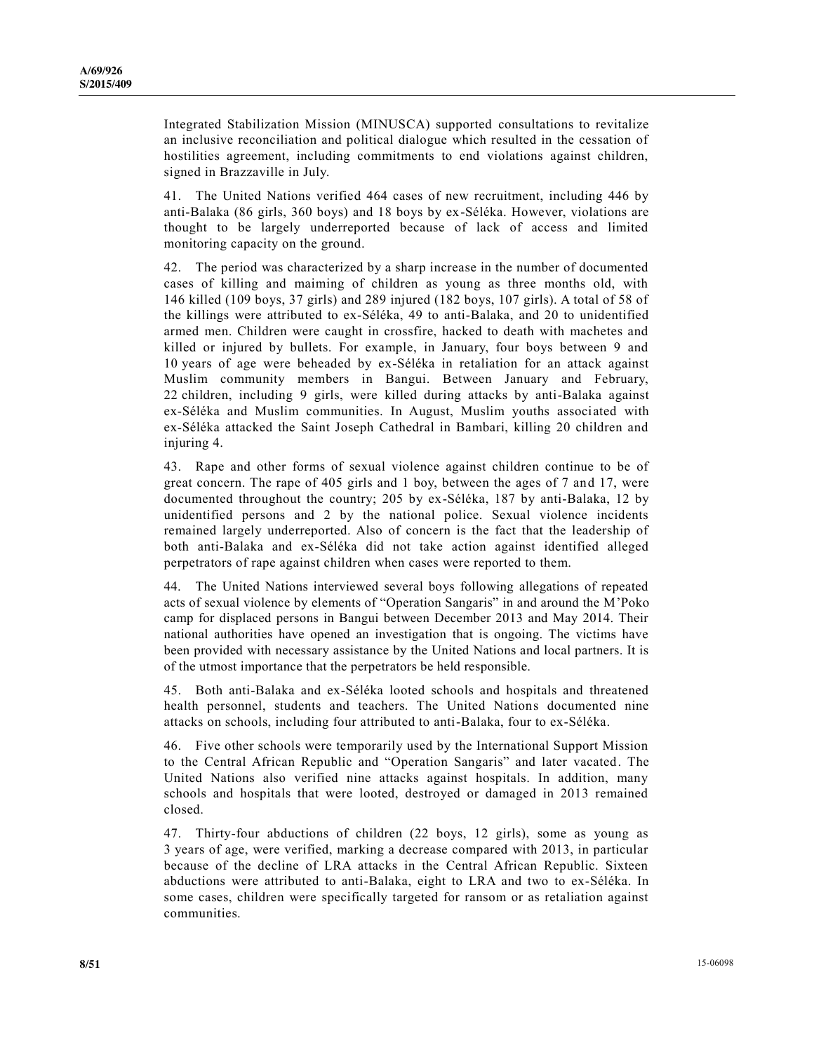Integrated Stabilization Mission (MINUSCA) supported consultations to revitalize an inclusive reconciliation and political dialogue which resulted in the cessation of hostilities agreement, including commitments to end violations against children, signed in Brazzaville in July.

41. The United Nations verified 464 cases of new recruitment, including 446 by anti-Balaka (86 girls, 360 boys) and 18 boys by ex-Séléka. However, violations are thought to be largely underreported because of lack of access and limited monitoring capacity on the ground.

42. The period was characterized by a sharp increase in the number of documented cases of killing and maiming of children as young as three months old, with 146 killed (109 boys, 37 girls) and 289 injured (182 boys, 107 girls). A total of 58 of the killings were attributed to ex-Séléka, 49 to anti-Balaka, and 20 to unidentified armed men. Children were caught in crossfire, hacked to death with machetes and killed or injured by bullets. For example, in January, four boys between 9 and 10 years of age were beheaded by ex-Séléka in retaliation for an attack against Muslim community members in Bangui. Between January and February, 22 children, including 9 girls, were killed during attacks by anti-Balaka against ex-Séléka and Muslim communities. In August, Muslim youths associated with ex-Séléka attacked the Saint Joseph Cathedral in Bambari, killing 20 children and injuring 4.

43. Rape and other forms of sexual violence against children continue to be of great concern. The rape of 405 girls and 1 boy, between the ages of 7 and 17, were documented throughout the country; 205 by ex-Séléka, 187 by anti-Balaka, 12 by unidentified persons and 2 by the national police. Sexual violence incidents remained largely underreported. Also of concern is the fact that the leadership of both anti-Balaka and ex-Séléka did not take action against identified alleged perpetrators of rape against children when cases were reported to them.

44. The United Nations interviewed several boys following allegations of repeated acts of sexual violence by elements of "Operation Sangaris" in and around the M'Poko camp for displaced persons in Bangui between December 2013 and May 2014. Their national authorities have opened an investigation that is ongoing. The victims have been provided with necessary assistance by the United Nations and local partners. It is of the utmost importance that the perpetrators be held responsible.

45. Both anti-Balaka and ex-Séléka looted schools and hospitals and threatened health personnel, students and teachers. The United Nations documented nine attacks on schools, including four attributed to anti-Balaka, four to ex-Séléka.

46. Five other schools were temporarily used by the International Support Mission to the Central African Republic and "Operation Sangaris" and later vacated. The United Nations also verified nine attacks against hospitals. In addition, many schools and hospitals that were looted, destroyed or damaged in 2013 remained closed.

47. Thirty-four abductions of children (22 boys, 12 girls), some as young as 3 years of age, were verified, marking a decrease compared with 2013, in particular because of the decline of LRA attacks in the Central African Republic. Sixteen abductions were attributed to anti-Balaka, eight to LRA and two to ex-Séléka. In some cases, children were specifically targeted for ransom or as retaliation against communities.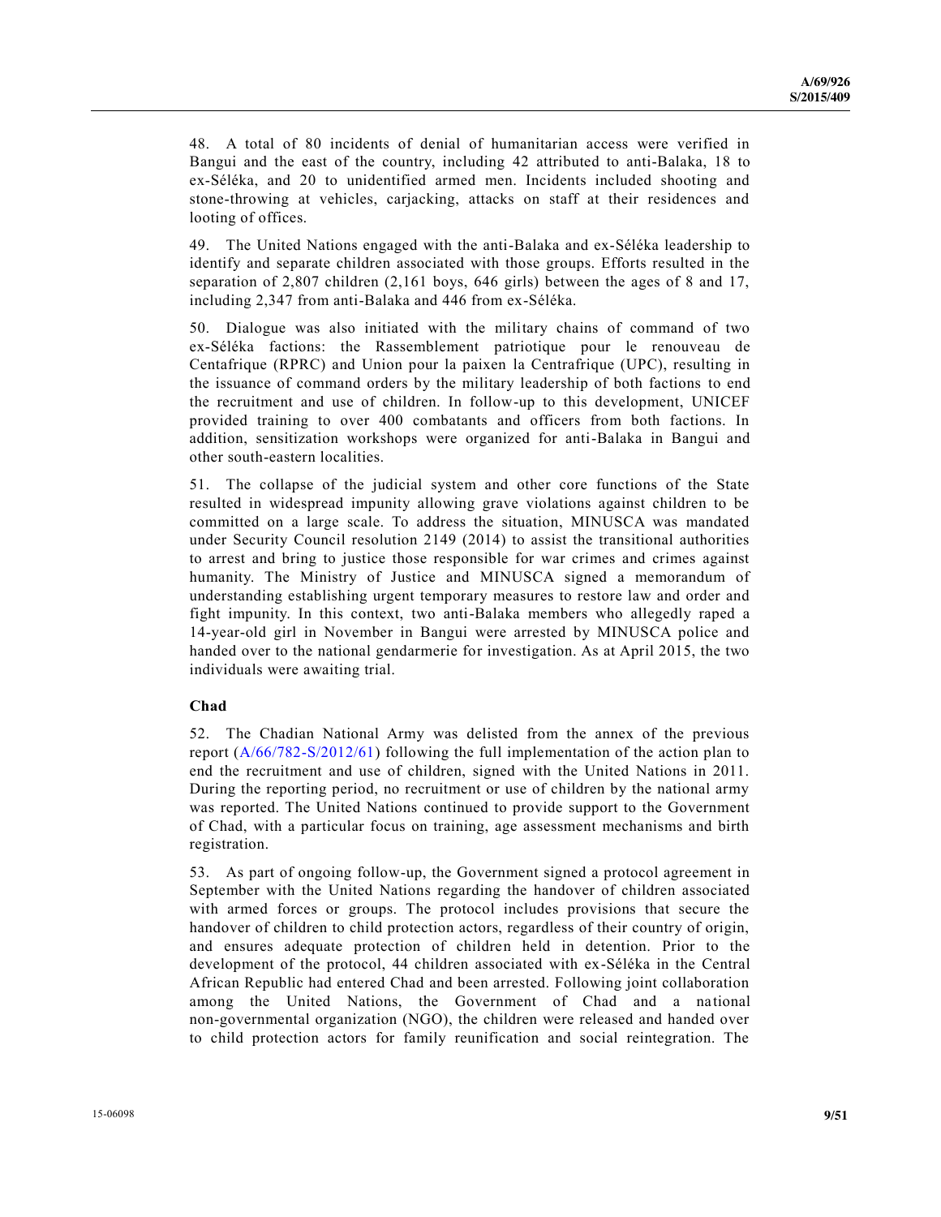48. A total of 80 incidents of denial of humanitarian access were verified in Bangui and the east of the country, including 42 attributed to anti-Balaka, 18 to ex-Séléka, and 20 to unidentified armed men. Incidents included shooting and stone-throwing at vehicles, carjacking, attacks on staff at their residences and looting of offices.

49. The United Nations engaged with the anti-Balaka and ex-Séléka leadership to identify and separate children associated with those groups. Efforts resulted in the separation of 2,807 children (2,161 boys, 646 girls) between the ages of 8 and 17, including 2,347 from anti-Balaka and 446 from ex-Séléka.

50. Dialogue was also initiated with the military chains of command of two ex-Séléka factions: the Rassemblement patriotique pour le renouveau de Centafrique (RPRC) and Union pour la paixen la Centrafrique (UPC), resulting in the issuance of command orders by the military leadership of both factions to end the recruitment and use of children. In follow-up to this development, UNICEF provided training to over 400 combatants and officers from both factions. In addition, sensitization workshops were organized for anti-Balaka in Bangui and other south-eastern localities.

51. The collapse of the judicial system and other core functions of the State resulted in widespread impunity allowing grave violations against children to be committed on a large scale. To address the situation, MINUSCA was mandated under Security Council resolution 2149 (2014) to assist the transitional authorities to arrest and bring to justice those responsible for war crimes and crimes against humanity. The Ministry of Justice and MINUSCA signed a memorandum of understanding establishing urgent temporary measures to restore law and order and fight impunity. In this context, two anti-Balaka members who allegedly raped a 14-year-old girl in November in Bangui were arrested by MINUSCA police and handed over to the national gendarmerie for investigation. As at April 2015, the two individuals were awaiting trial.

### Chad

52. The Chadian National Army was delisted from the annex of the previous report (A/66/782-S/2012/61) following the full implementation of the action plan to end the recruitment and use of children, signed with the United Nations in 2011. During the reporting period, no recruitment or use of children by the national army was reported. The United Nations continued to provide support to the Government of Chad, with a particular focus on training, age assessment mechanisms and birth registration.

53. As part of ongoing follow-up, the Government signed a protocol agreement in September with the United Nations regarding the handover of children associated with armed forces or groups. The protocol includes provisions that secure the handover of children to child protection actors, regardless of their country of origin, and ensures adequate protection of children held in detention. Prior to the development of the protocol, 44 children associated with ex-Séléka in the Central African Republic had entered Chad and been arrested. Following joint collaboration among the United Nations, the Government of Chad and a national non-governmental organization (NGO), the children were released and handed over to child protection actors for family reunification and social reintegration. The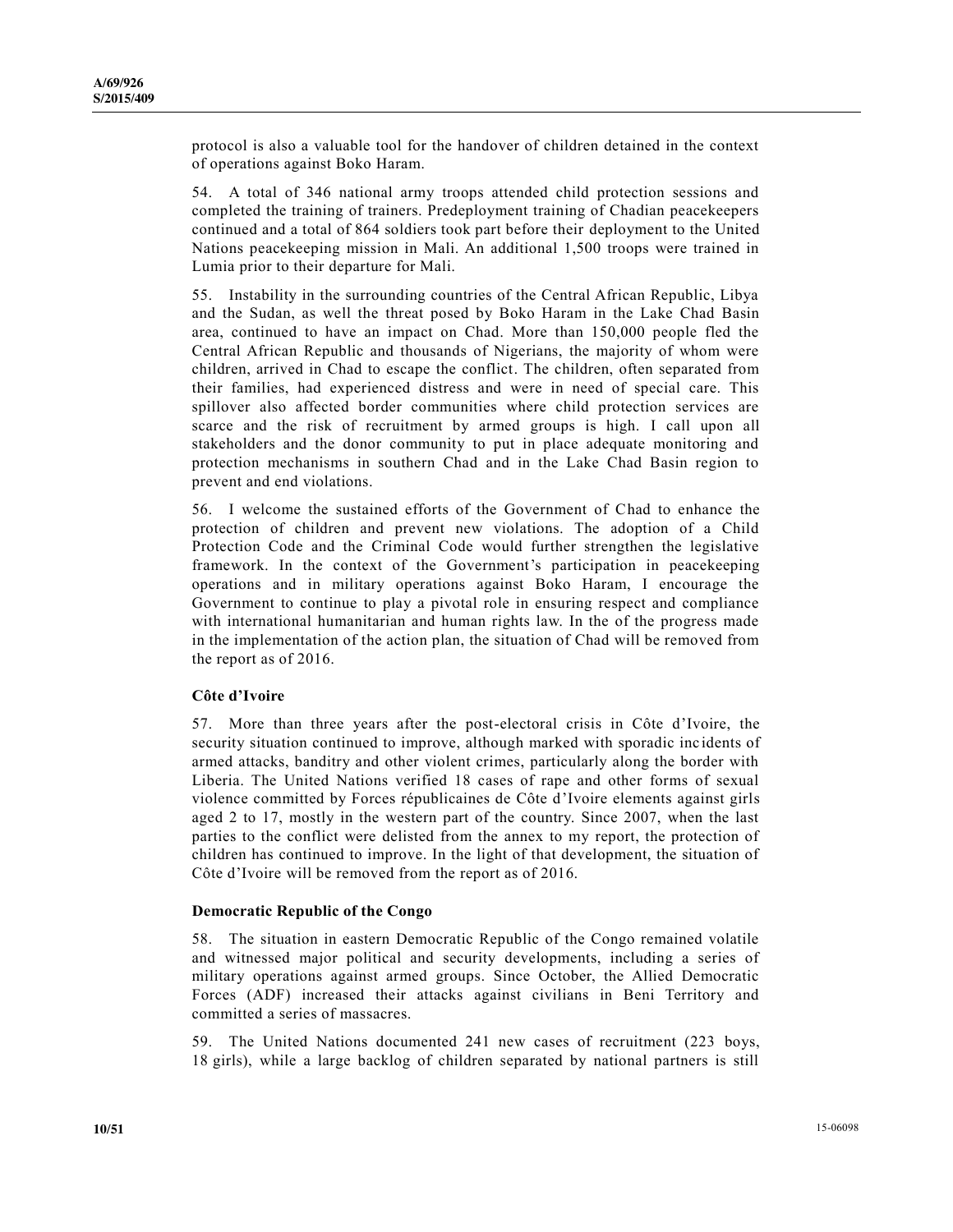protocol is also a valuable tool for the handover of children detained in the context of operations against Boko Haram.

54. A total of 346 national army troops attended child protection sessions and completed the training of trainers. Predeployment training of Chadian peacekeepers continued and a total of 864 soldiers took part before their deployment to the United Nations peacekeeping mission in Mali. An additional 1,500 troops were trained in Lumia prior to their departure for Mali.

55. Instability in the surrounding countries of the Central African Republic, Libya and the Sudan, as well the threat posed by Boko Haram in the Lake Chad Basin area, continued to have an impact on Chad. More than 150,000 people fled the Central African Republic and thousands of Nigerians, the majority of whom were children, arrived in Chad to escape the conflict. The children, often separated from their families, had experienced distress and were in need of special care. This spillover also affected border communities where child protection services are scarce and the risk of recruitment by armed groups is high. I call upon all stakeholders and the donor community to put in place adequate monitoring and protection mechanisms in southern Chad and in the Lake Chad Basin region to prevent and end violations.

56. I welcome the sustained efforts of the Government of Chad to enhance the protection of children and prevent new violations. The adoption of a Child Protection Code and the Criminal Code would further strengthen the legislative framework. In the context of the Government's participation in peacekeeping operations and in military operations against Boko Haram, I encourage the Government to continue to play a pivotal role in ensuring respect and compliance with international humanitarian and human rights law. In the of the progress made in the implementation of the action plan, the situation of Chad will be removed from the report as of 2016.

### Côte d'Ivoire

57. More than three years after the post-electoral crisis in Côte d'Ivoire, the security situation continued to improve, although marked with sporadic incidents of armed attacks, banditry and other violent crimes, particularly along the border with Liberia. The United Nations verified 18 cases of rape and other forms of sexual violence committed by Forces républicaines de Côte d'Ivoire elements against girls aged 2 to 17, mostly in the western part of the country. Since 2007, when the last parties to the conflict were delisted from the annex to my report, the protection of children has continued to improve. In the light of that development, the situation of Côte d'Ivoire will be removed from the report as of 2016.

### Democratic Republic of the Congo

58. The situation in eastern Democratic Republic of the Congo remained volatile and witnessed major political and security developments, including a series of military operations against armed groups. Since October, the Allied Democratic Forces (ADF) increased their attacks against civilians in Beni Territory and committed a series of massacres.

59. The United Nations documented 241 new cases of recruitment (223 boys, 18 girls), while a large backlog of children separated by national partners is still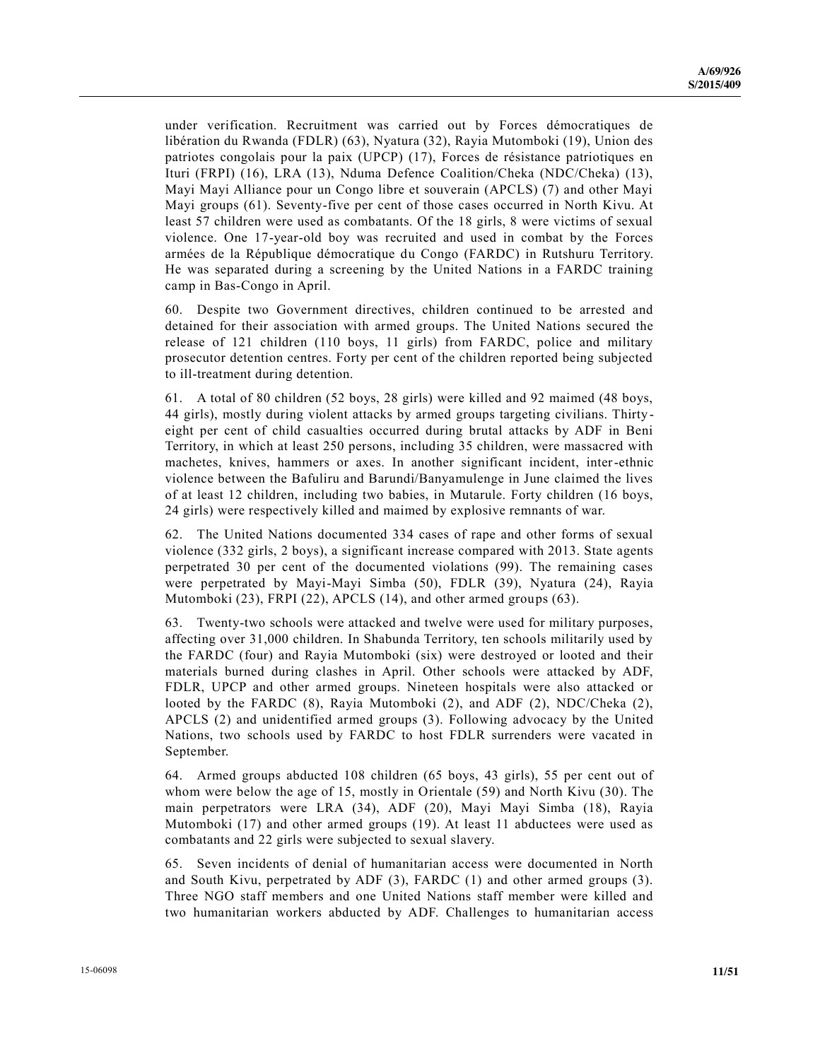under verification. Recruitment was carried out by Forces démocratiques de libération du Rwanda (FDLR) (63), Nyatura (32), Rayia Mutomboki (19), Union des patriotes congolais pour la paix (UPCP) (17), Forces de résistance patriotiques en Ituri (FRPI) (16), LRA (13), Nduma Defence Coalition/Cheka (NDC/Cheka) (13), Mayi Mayi Alliance pour un Congo libre et souverain (APCLS) (7) and other Mayi Mayi groups (61). Seventy-five per cent of those cases occurred in North Kivu. At least 57 children were used as combatants. Of the 18 girls, 8 were victims of sexual violence. One 17-year-old boy was recruited and used in combat by the Forces armées de la République démocratique du Congo (FARDC) in Rutshuru Territory. He was separated during a screening by the United Nations in a FARDC training camp in Bas-Congo in April.

60. Despite two Government directives, children continued to be arrested and detained for their association with armed groups. The United Nations secured the release of 121 children (110 boys, 11 girls) from FARDC, police and military prosecutor detention centres. Forty per cent of the children reported being subjected to ill-treatment during detention.

61. A total of 80 children (52 boys, 28 girls) were killed and 92 maimed (48 boys, 44 girls), mostly during violent attacks by armed groups targeting civilians. Thirty-eight per cent of child casualties occurred during brutal attacks by ADF in Beni Territory, in which at least 250 persons, including 35 children, were massacred with machetes, knives, hammers or axes. In another significant incident, inter-ethnic violence between the Bafuliru and Barundi/Banyamulenge in June claimed the lives of at least 12 children, including two babies, in Mutarule. Forty children (16 boys, 24 girls) were respectively killed and maimed by explosive remnants of war.

62. The United Nations documented 334 cases of rape and other forms of sexual violence (332 girls, 2 boys), a significant increase compared with 2013. State agents perpetrated 30 per cent of the documented violations (99). The remaining cases were perpetrated by Mayi-Mayi Simba (50), FDLR (39), Nyatura (24), Rayia Mutomboki (23), FRPI (22), APCLS (14), and other armed groups (63).

63. Twenty-two schools were attacked and twelve were used for military purposes, affecting over 31,000 children. In Shabunda Territory, ten schools militarily used by the FARDC (four) and Rayia Mutomboki (six) were destroyed or looted and their materials burned during clashes in April. Other schools were attacked by ADF, FDLR, UPCP and other armed groups. Nineteen hospitals were also attacked or looted by the FARDC (8), Rayia Mutomboki (2), and ADF (2), NDC/Cheka (2), APCLS (2) and unidentified armed groups (3). Following advocacy by the United Nations, two schools used by FARDC to host FDLR surrenders were vacated in September.

64. Armed groups abducted 108 children (65 boys, 43 girls), 55 per cent out of whom were below the age of 15, mostly in Orientale (59) and North Kivu (30). The main perpetrators were LRA (34), ADF (20), Mayi Mayi Simba (18), Rayia Mutomboki (17) and other armed groups (19). At least 11 abductees were used as combatants and 22 girls were subjected to sexual slavery.

65. Seven incidents of denial of humanitarian access were documented in North and South Kivu, perpetrated by ADF (3), FARDC (1) and other armed groups (3). Three NGO staff members and one United Nations staff member were killed and two humanitarian workers abducted by ADF. Challenges to humanitarian access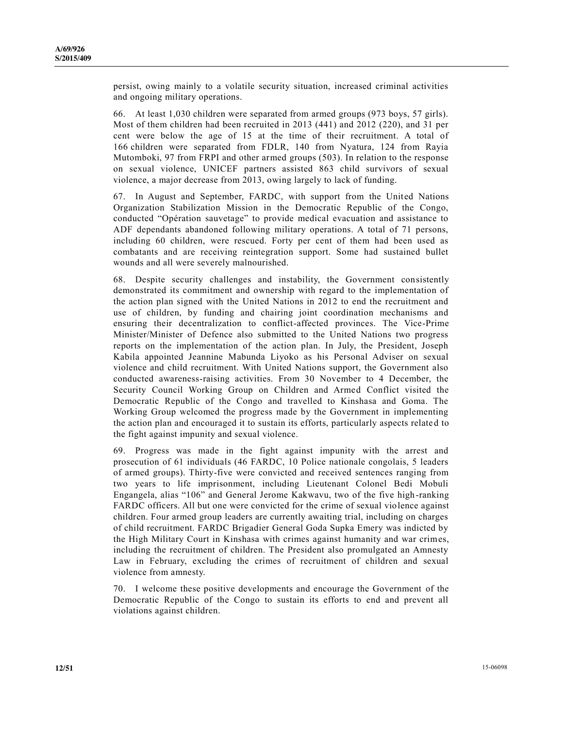persist, owing mainly to a volatile security situation, increased criminal activities and ongoing military operations.

66. At least 1,030 children were separated from armed groups (973 boys, 57 girls). Most of them children had been recruited in 2013 (441) and 2012 (220), and 31 per cent were below the age of 15 at the time of their recruitment. A total of 166 children were separated from FDLR, 140 from Nyatura, 124 from Rayia Mutomboki, 97 from FRPI and other armed groups (503). In relation to the response on sexual violence, UNICEF partners assisted 863 child survivors of sexual violence, a major decrease from 2013, owing largely to lack of funding.

67. In August and September, FARDC, with support from the United Nations Organization Stabilization Mission in the Democratic Republic of the Congo, conducted "Opération sauvetage" to provide medical evacuation and assistance to ADF dependants abandoned following military operations. A total of 71 persons, including 60 children, were rescued. Forty per cent of them had been used as combatants and are receiving reintegration support. Some had sustained bullet wounds and all were severely malnourished.

68. Despite security challenges and instability, the Government consistently demonstrated its commitment and ownership with regard to the implementation of the action plan signed with the United Nations in 2012 to end the recruitment and use of children, by funding and chairing joint coordination mechanisms and ensuring their decentralization to conflict-affected provinces. The Vice-Prime Minister/Minister of Defence also submitted to the United Nations two progress reports on the implementation of the action plan. In July, the President, Joseph Kabila appointed Jeannine Mabunda Liyoko as his Personal Adviser on sexual violence and child recruitment. With United Nations support, the Government also conducted awareness-raising activities. From 30 November to 4 December, the Security Council Working Group on Children and Armed Conflict visited the Democratic Republic of the Congo and travelled to Kinshasa and Goma. The Working Group welcomed the progress made by the Government in implementing the action plan and encouraged it to sustain its efforts, particularly aspects related to the fight against impunity and sexual violence.

69. Progress was made in the fight against impunity with the arrest and prosecution of 61 individuals (46 FARDC, 10 Police nationale congolais, 5 leaders of armed groups). Thirty-five were convicted and received sentences ranging from two years to life imprisonment, including Lieutenant Colonel Bedi Mobuli Engangela, alias "106" and General Jerome Kakwavu, two of the five high-ranking FARDC officers. All but one were convicted for the crime of sexual violence against children. Four armed group leaders are currently awaiting trial, including on charges of child recruitment. FARDC Brigadier General Goda Supka Emery was indicted by the High Military Court in Kinshasa with crimes against humanity and war crimes, including the recruitment of children. The President also promulgated an Amnesty Law in February, excluding the crimes of recruitment of children and sexual violence from amnesty.

70. I welcome these positive developments and encourage the Government of the Democratic Republic of the Congo to sustain its efforts to end and prevent all violations against children.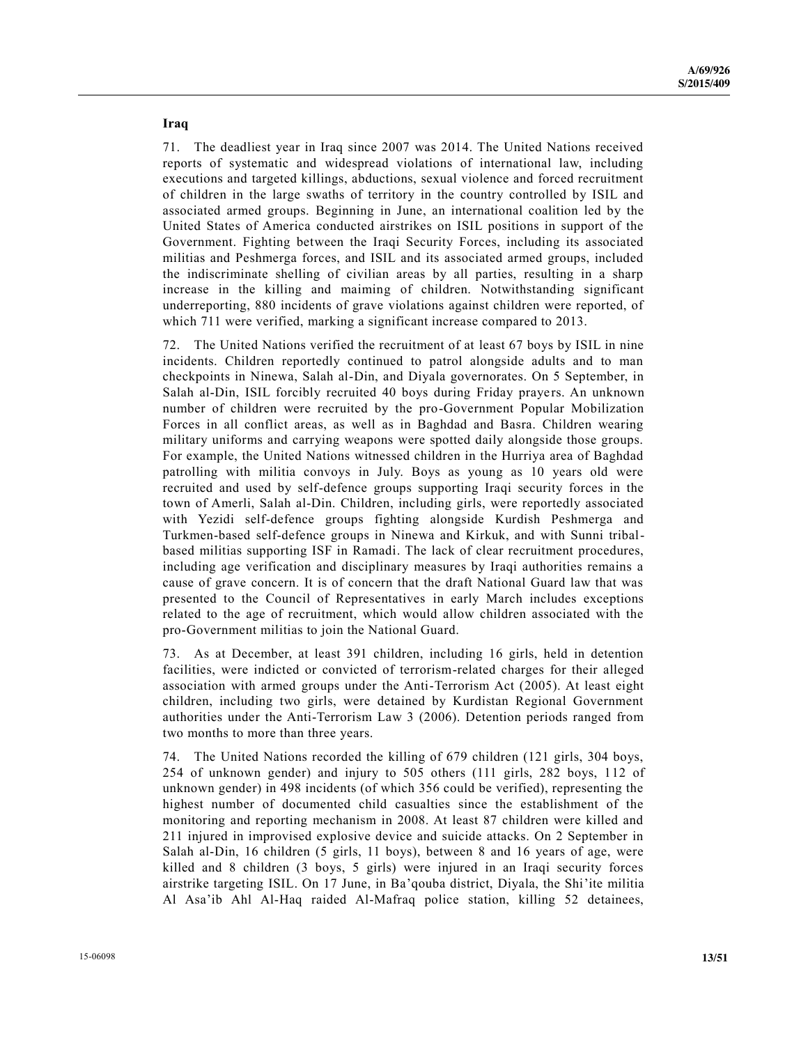**Iraq**

71. The deadliest year in Iraq since 2007 was 2014. The United Nations received reports of systematic and widespread violations of international law, including executions and targeted killings, abductions, sexual violence and forced recruitment of children in the large swaths of territory in the country controlled by ISIL and associated armed groups. Beginning in June, an international coalition led by the United States of America conducted airstrikes on ISIL positions in support of the Government. Fighting between the Iraqi Security Forces, including its associated militias and Peshmerga forces, and ISIL and its associated armed groups, included the indiscriminate shelling of civilian areas by all parties, resulting in a sharp increase in the killing and maiming of children. Notwithstanding significant underreporting, 880 incidents of grave violations against children were reported, of which 711 were verified, marking a significant increase compared to 2013.

72. The United Nations verified the recruitment of at least 67 boys by ISIL in nine incidents. Children reportedly continued to patrol alongside adults and to man checkpoints in Ninewa, Salah al-Din, and Diyala governorates. On 5 September, in Salah al-Din, ISIL forcibly recruited 40 boys during Friday prayers. An unknown number of children were recruited by the pro-Government Popular Mobilization Forces in all conflict areas, as well as in Baghdad and Basra. Children wearing military uniforms and carrying weapons were spotted daily alongside those groups. For example, the United Nations witnessed children in the Hurriya area of Baghdad patrolling with militia convoys in July. Boys as young as 10 years old were recruited and used by self-defence groups supporting Iraqi security forces in the town of Amerli, Salah al-Din. Children, including girls, were reportedly associated with Yezidi self-defence groups fighting alongside Kurdish Peshmerga and Turkmen-based self-defence groups in Ninewa and Kirkuk, and with Sunni tribal-based militias supporting ISF in Ramadi. The lack of clear recruitment procedures, including age verification and disciplinary measures by Iraqi authorities remains a cause of grave concern. It is of concern that the draft National Guard law that was presented to the Council of Representatives in early March includes exceptions related to the age of recruitment, which would allow children associated with the pro-Government militias to join the National Guard.

73. As at December, at least 391 children, including 16 girls, held in detention facilities, were indicted or convicted of terrorism-related charges for their alleged association with armed groups under the Anti-Terrorism Act (2005). At least eight children, including two girls, were detained by Kurdistan Regional Government authorities under the Anti-Terrorism Law 3 (2006). Detention periods ranged from two months to more than three years.

74. The United Nations recorded the killing of 679 children (121 girls, 304 boys, 254 of unknown gender) and injury to 505 others (111 girls, 282 boys, 112 of unknown gender) in 498 incidents (of which 356 could be verified), representing the highest number of documented child casualties since the establishment of the monitoring and reporting mechanism in 2008. At least 87 children were killed and 211 injured in improvised explosive device and suicide attacks. On 2 September in Salah al-Din, 16 children (5 girls, 11 boys), between 8 and 16 years of age, were killed and 8 children (3 boys, 5 girls) were injured in an Iraqi security forces airstrike targeting ISIL. On 17 June, in Ba'qouba district, Diyala, the Shi'ite militia Al Asa'ib Ahl Al-Haq raided Al-Mafraq police station, killing 52 detainees,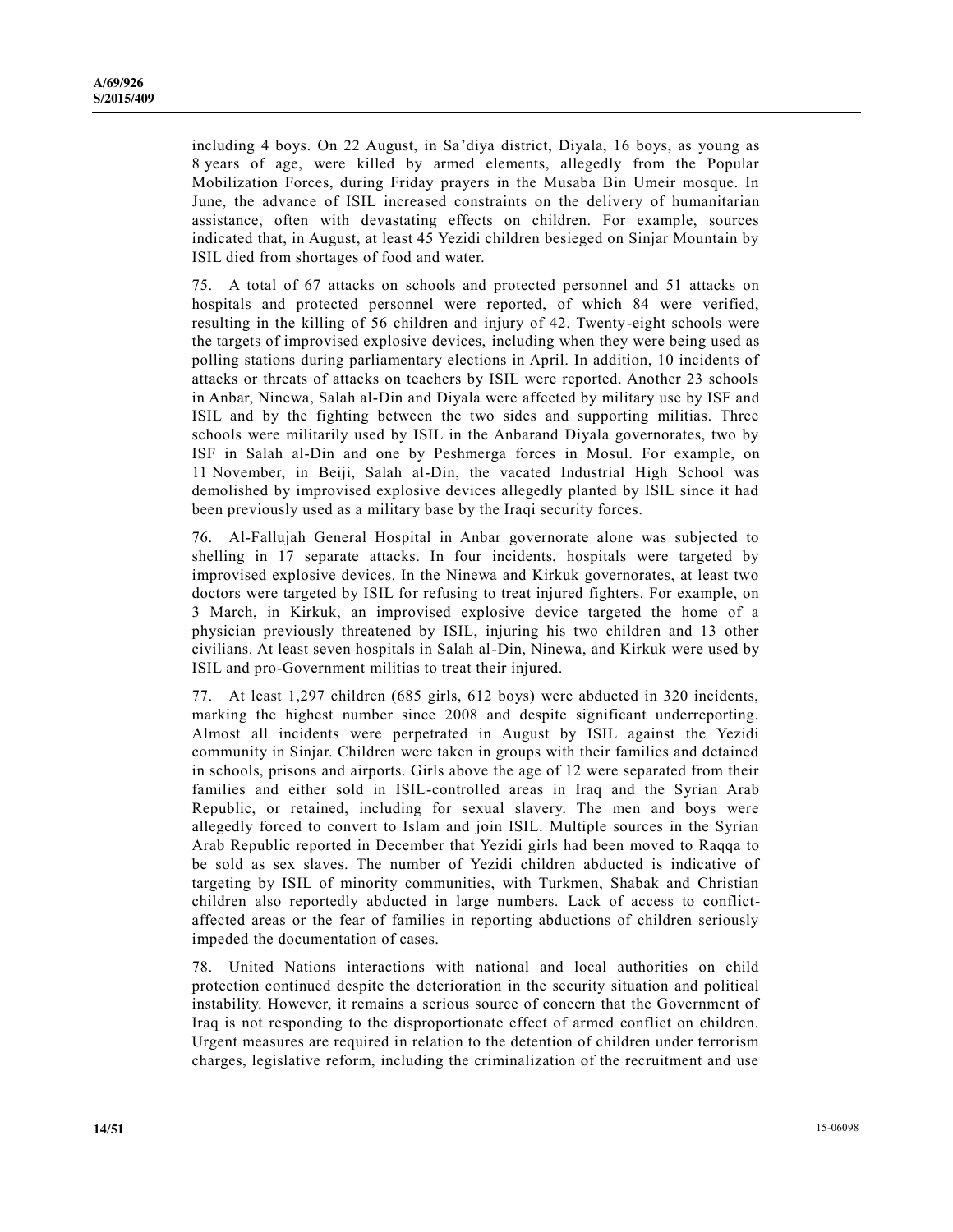including 4 boys. On 22 August, in Sa'diya district, Diyala, 16 boys, as young as 8 years of age, were killed by armed elements, allegedly from the Popular Mobilization Forces, during Friday prayers in the Musaba Bin Umeir mosque. In June, the advance of ISIL increased constraints on the delivery of humanitarian assistance, often with devastating effects on children. For example, sources indicated that, in August, at least 45 Yezidi children besieged on Sinjar Mountain by ISIL died from shortages of food and water.

75. A total of 67 attacks on schools and protected personnel and 51 attacks on hospitals and protected personnel were reported, of which 84 were verified, resulting in the killing of 56 children and injury of 42. Twenty-eight schools were the targets of improvised explosive devices, including when they were being used as polling stations during parliamentary elections in April. In addition, 10 incidents of attacks or threats of attacks on teachers by ISIL were reported. Another 23 schools in Anbar, Ninewa, Salah al-Din and Diyala were affected by military use by ISF and ISIL and by the fighting between the two sides and supporting militias. Three schools were militarily used by ISIL in the Anbarand Diyala governorates, two by ISF in Salah al-Din and one by Peshmerga forces in Mosul. For example, on 11 November, in Beiji, Salah al-Din, the vacated Industrial High School was demolished by improvised explosive devices allegedly planted by ISIL since it had been previously used as a military base by the Iraqi security forces.

76. Al-Fallujah General Hospital in Anbar governorate alone was subjected to shelling in 17 separate attacks. In four incidents, hospitals were targeted by improvised explosive devices. In the Ninewa and Kirkuk governorates, at least two doctors were targeted by ISIL for refusing to treat injured fighters. For example, on 3 March, in Kirkuk, an improvised explosive device targeted the home of a physician previously threatened by ISIL, injuring his two children and 13 other civilians. At least seven hospitals in Salah al-Din, Ninewa, and Kirkuk were used by ISIL and pro-Government militias to treat their injured.

77. At least 1,297 children (685 girls, 612 boys) were abducted in 320 incidents, marking the highest number since 2008 and despite significant underreporting. Almost all incidents were perpetrated in August by ISIL against the Yezidi community in Sinjar. Children were taken in groups with their families and detained in schools, prisons and airports. Girls above the age of 12 were separated from their families and either sold in ISIL-controlled areas in Iraq and the Syrian Arab Republic, or retained, including for sexual slavery. The men and boys were allegedly forced to convert to Islam and join ISIL. Multiple sources in the Syrian Arab Republic reported in December that Yezidi girls had been moved to Raqqa to be sold as sex slaves. The number of Yezidi children abducted is indicative of targeting by ISIL of minority communities, with Turkmen, Shabak and Christian children also reportedly abducted in large numbers. Lack of access to conflict-affected areas or the fear of families in reporting abductions of children seriously impeded the documentation of cases.

78. United Nations interactions with national and local authorities on child protection continued despite the deterioration in the security situation and political instability. However, it remains a serious source of concern that the Government of Iraq is not responding to the disproportionate effect of armed conflict on children. Urgent measures are required in relation to the detention of children under terrorism charges, legislative reform, including the criminalization of the recruitment and use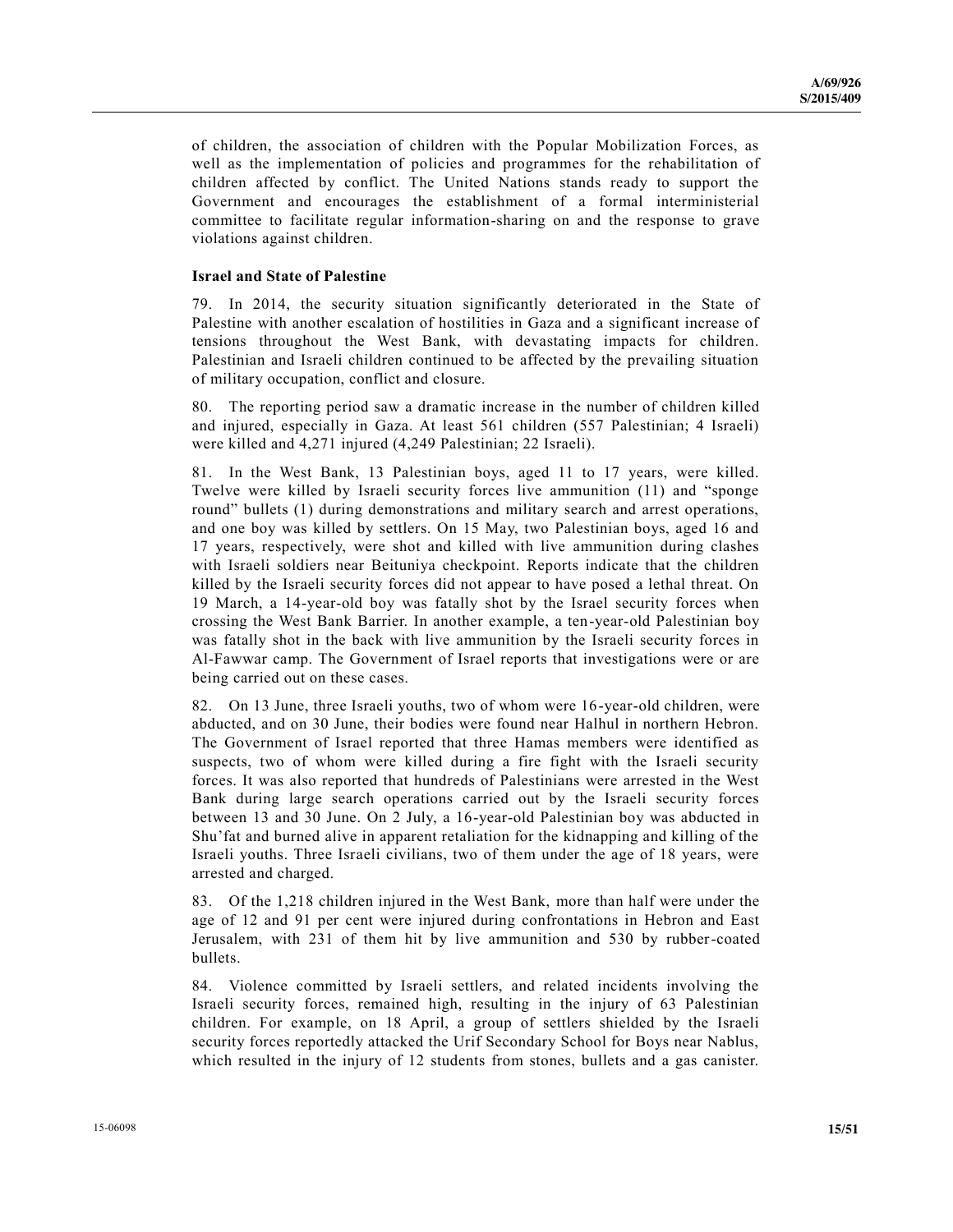of children, the association of children with the Popular Mobilization Forces, as well as the implementation of policies and programmes for the rehabilitation of children affected by conflict. The United Nations stands ready to support the Government and encourages the establishment of a formal interministerial committee to facilitate regular information-sharing on and the response to grave violations against children.

**Israel and State of Palestine**

79. In 2014, the security situation significantly deteriorated in the State of Palestine with another escalation of hostilities in Gaza and a significant increase of tensions throughout the West Bank, with devastating impacts for children. Palestinian and Israeli children continued to be affected by the prevailing situation of military occupation, conflict and closure.

80. The reporting period saw a dramatic increase in the number of children killed and injured, especially in Gaza. At least 561 children (557 Palestinian; 4 Israeli) were killed and 4,271 injured (4,249 Palestinian; 22 Israeli).

81. In the West Bank, 13 Palestinian boys, aged 11 to 17 years, were killed. Twelve were killed by Israeli security forces live ammunition (11) and "sponge round" bullets (1) during demonstrations and military search and arrest operations, and one boy was killed by settlers. On 15 May, two Palestinian boys, aged 16 and 17 years, respectively, were shot and killed with live ammunition during clashes with Israeli soldiers near Beituniya checkpoint. Reports indicate that the children killed by the Israeli security forces did not appear to have posed a lethal threat. On 19 March, a 14-year-old boy was fatally shot by the Israel security forces when crossing the West Bank Barrier. In another example, a ten-year-old Palestinian boy was fatally shot in the back with live ammunition by the Israeli security forces in Al-Fawwar camp. The Government of Israel reports that investigations were or are being carried out on these cases.

82. On 13 June, three Israeli youths, two of whom were 16-year-old children, were abducted, and on 30 June, their bodies were found near Halhul in northern Hebron. The Government of Israel reported that three Hamas members were identified as suspects, two of whom were killed during a fire fight with the Israeli security forces. It was also reported that hundreds of Palestinians were arrested in the West Bank during large search operations carried out by the Israeli security forces between 13 and 30 June. On 2 July, a 16-year-old Palestinian boy was abducted in Shu'fat and burned alive in apparent retaliation for the kidnapping and killing of the Israeli youths. Three Israeli civilians, two of them under the age of 18 years, were arrested and charged.

83. Of the 1,218 children injured in the West Bank, more than half were under the age of 12 and 91 per cent were injured during confrontations in Hebron and East Jerusalem, with 231 of them hit by live ammunition and 530 by rubber-coated bullets.

84. Violence committed by Israeli settlers, and related incidents involving the Israeli security forces, remained high, resulting in the injury of 63 Palestinian children. For example, on 18 April, a group of settlers shielded by the Israeli security forces reportedly attacked the Urif Secondary School for Boys near Nablus, which resulted in the injury of 12 students from stones, bullets and a gas canister.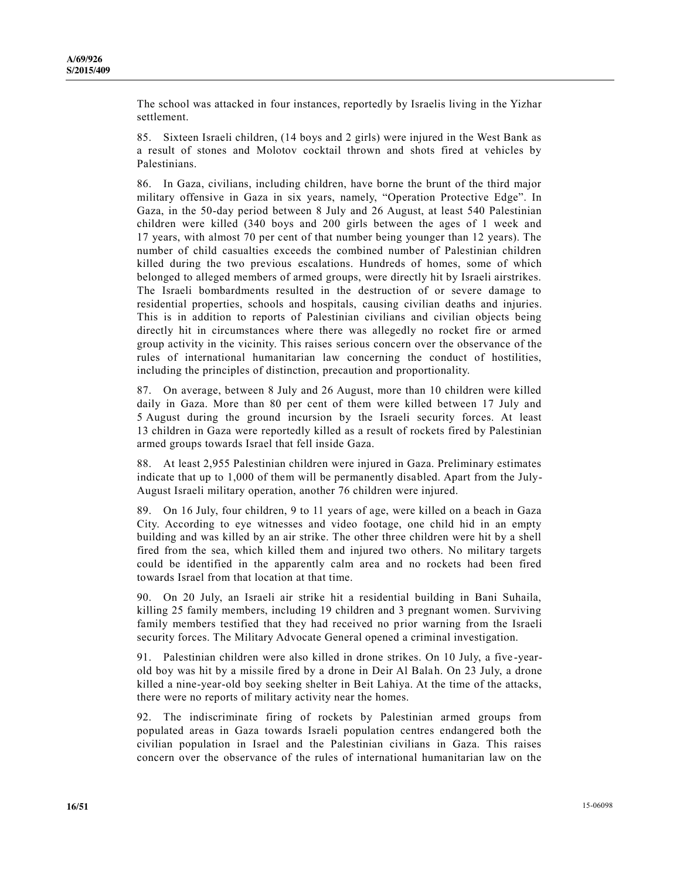The school was attacked in four instances, reportedly by Israelis living in the Yizhar settlement.

85. Sixteen Israeli children, (14 boys and 2 girls) were injured in the West Bank as a result of stones and Molotov cocktail thrown and shots fired at vehicles by Palestinians.

86. In Gaza, civilians, including children, have borne the brunt of the third major military offensive in Gaza in six years, namely, "Operation Protective Edge". In Gaza, in the 50-day period between 8 July and 26 August, at least 540 Palestinian children were killed (340 boys and 200 girls between the ages of 1 week and 17 years, with almost 70 per cent of that number being younger than 12 years). The number of child casualties exceeds the combined number of Palestinian children killed during the two previous escalations. Hundreds of homes, some of which belonged to alleged members of armed groups, were directly hit by Israeli airstrikes. The Israeli bombardments resulted in the destruction of or severe damage to residential properties, schools and hospitals, causing civilian deaths and injuries. This is in addition to reports of Palestinian civilians and civilian objects being directly hit in circumstances where there was allegedly no rocket fire or armed group activity in the vicinity. This raises serious concern over the observance of the rules of international humanitarian law concerning the conduct of hostilities, including the principles of distinction, precaution and proportionality.

87. On average, between 8 July and 26 August, more than 10 children were killed daily in Gaza. More than 80 per cent of them were killed between 17 July and 5 August during the ground incursion by the Israeli security forces. At least 13 children in Gaza were reportedly killed as a result of rockets fired by Palestinian armed groups towards Israel that fell inside Gaza.

88. At least 2,955 Palestinian children were injured in Gaza. Preliminary estimates indicate that up to 1,000 of them will be permanently disabled. Apart from the July-August Israeli military operation, another 76 children were injured.

89. On 16 July, four children, 9 to 11 years of age, were killed on a beach in Gaza City. According to eye witnesses and video footage, one child hid in an empty building and was killed by an air strike. The other three children were hit by a shell fired from the sea, which killed them and injured two others. No military targets could be identified in the apparently calm area and no rockets had been fired towards Israel from that location at that time.

90. On 20 July, an Israeli air strike hit a residential building in Bani Suhaila, killing 25 family members, including 19 children and 3 pregnant women. Surviving family members testified that they had received no prior warning from the Israeli security forces. The Military Advocate General opened a criminal investigation.

91. Palestinian children were also killed in drone strikes. On 10 July, a five-year-old boy was hit by a missile fired by a drone in Deir Al Balah. On 23 July, a drone killed a nine-year-old boy seeking shelter in Beit Lahiya. At the time of the attacks, there were no reports of military activity near the homes.

92. The indiscriminate firing of rockets by Palestinian armed groups from populated areas in Gaza towards Israeli population centres endangered both the civilian population in Israel and the Palestinian civilians in Gaza. This raises concern over the observance of the rules of international humanitarian law on the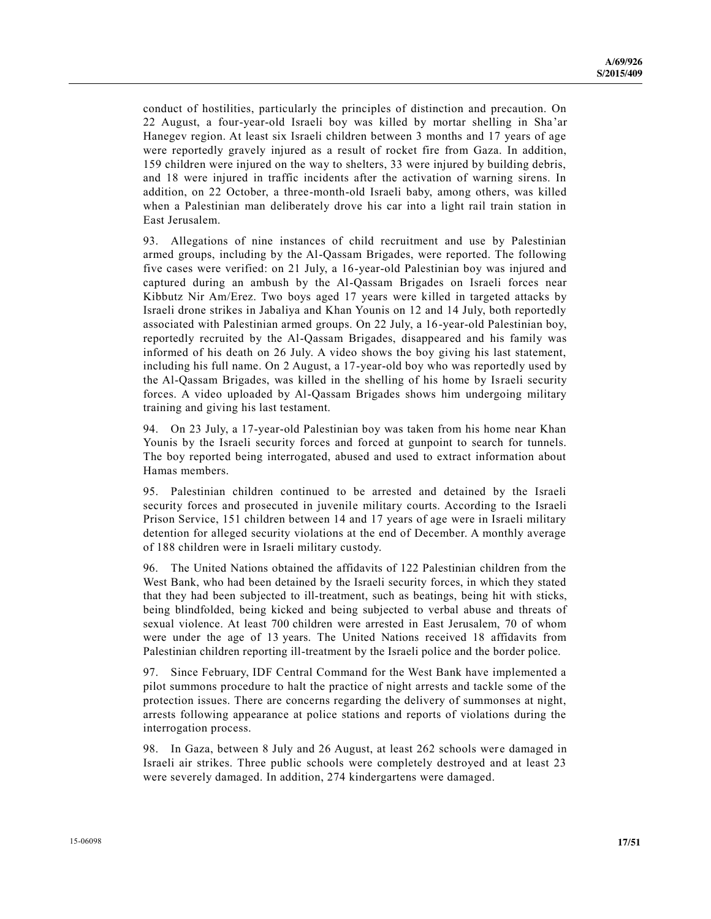conduct of hostilities, particularly the principles of distinction and precaution. On 22 August, a four-year-old Israeli boy was killed by mortar shelling in Sha'ar Hanegev region. At least six Israeli children between 3 months and 17 years of age were reportedly gravely injured as a result of rocket fire from Gaza. In addition, 159 children were injured on the way to shelters, 33 were injured by building debris, and 18 were injured in traffic incidents after the activation of warning sirens. In addition, on 22 October, a three-month-old Israeli baby, among others, was killed when a Palestinian man deliberately drove his car into a light rail train station in East Jerusalem.

93. Allegations of nine instances of child recruitment and use by Palestinian armed groups, including by the Al-Qassam Brigades, were reported. The following five cases were verified: on 21 July, a 16-year-old Palestinian boy was injured and captured during an ambush by the Al-Qassam Brigades on Israeli forces near Kibbutz Nir Am/Erez. Two boys aged 17 years were killed in targeted attacks by Israeli drone strikes in Jabaliya and Khan Younis on 12 and 14 July, both reportedly associated with Palestinian armed groups. On 22 July, a 16-year-old Palestinian boy, reportedly recruited by the Al-Qassam Brigades, disappeared and his family was informed of his death on 26 July. A video shows the boy giving his last statement, including his full name. On 2 August, a 17-year-old boy who was reportedly used by the Al-Qassam Brigades, was killed in the shelling of his home by Israeli security forces. A video uploaded by Al-Qassam Brigades shows him undergoing military training and giving his last testament.

94. On 23 July, a 17-year-old Palestinian boy was taken from his home near Khan Younis by the Israeli security forces and forced at gunpoint to search for tunnels. The boy reported being interrogated, abused and used to extract information about Hamas members.

95. Palestinian children continued to be arrested and detained by the Israeli security forces and prosecuted in juvenile military courts. According to the Israeli Prison Service, 151 children between 14 and 17 years of age were in Israeli military detention for alleged security violations at the end of December. A monthly average of 188 children were in Israeli military custody.

96. The United Nations obtained the affidavits of 122 Palestinian children from the West Bank, who had been detained by the Israeli security forces, in which they stated that they had been subjected to ill-treatment, such as beatings, being hit with sticks, being blindfolded, being kicked and being subjected to verbal abuse and threats of sexual violence. At least 700 children were arrested in East Jerusalem, 70 of whom were under the age of 13 years. The United Nations received 18 affidavits from Palestinian children reporting ill-treatment by the Israeli police and the border police.

97. Since February, IDF Central Command for the West Bank have implemented a pilot summons procedure to halt the practice of night arrests and tackle some of the protection issues. There are concerns regarding the delivery of summonses at night, arrests following appearance at police stations and reports of violations during the interrogation process.

98. In Gaza, between 8 July and 26 August, at least 262 schools were damaged in Israeli air strikes. Three public schools were completely destroyed and at least 23 were severely damaged. In addition, 274 kindergartens were damaged.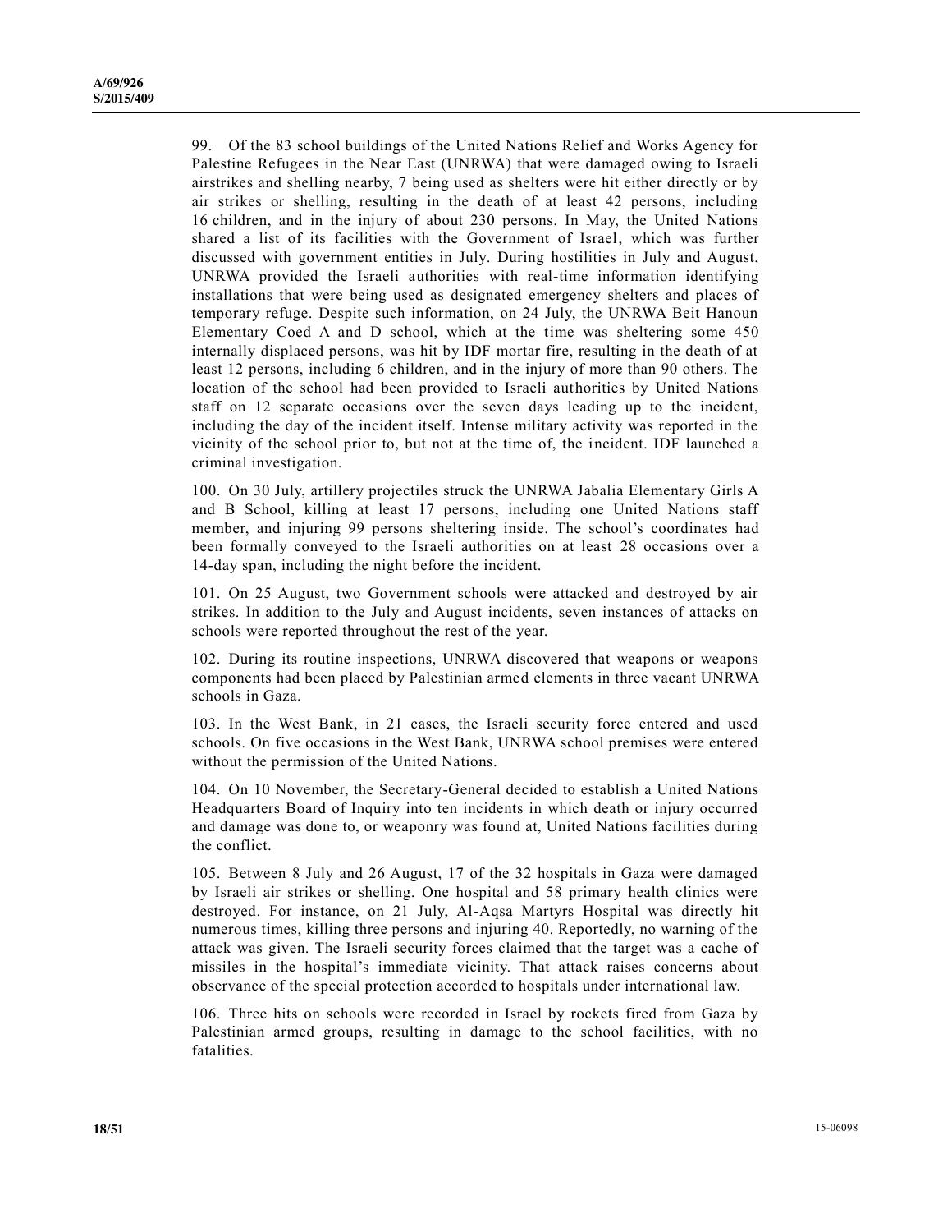99. Of the 83 school buildings of the United Nations Relief and Works Agency for Palestine Refugees in the Near East (UNRWA) that were damaged owing to Israeli airstrikes and shelling nearby, 7 being used as shelters were hit either directly or by air strikes or shelling, resulting in the death of at least 42 persons, including 16 children, and in the injury of about 230 persons. In May, the United Nations shared a list of its facilities with the Government of Israel, which was further discussed with government entities in July. During hostilities in July and August, UNRWA provided the Israeli authorities with real-time information identifying installations that were being used as designated emergency shelters and places of temporary refuge. Despite such information, on 24 July, the UNRWA Beit Hanoun Elementary Coed A and D school, which at the time was sheltering some 450 internally displaced persons, was hit by IDF mortar fire, resulting in the death of at least 12 persons, including 6 children, and in the injury of more than 90 others. The location of the school had been provided to Israeli authorities by United Nations staff on 12 separate occasions over the seven days leading up to the incident, including the day of the incident itself. Intense military activity was reported in the vicinity of the school prior to, but not at the time of, the incident. IDF launched a criminal investigation.

100. On 30 July, artillery projectiles struck the UNRWA Jabalia Elementary Girls A and B School, killing at least 17 persons, including one United Nations staff member, and injuring 99 persons sheltering inside. The school's coordinates had been formally conveyed to the Israeli authorities on at least 28 occasions over a 14-day span, including the night before the incident.

101. On 25 August, two Government schools were attacked and destroyed by air strikes. In addition to the July and August incidents, seven instances of attacks on schools were reported throughout the rest of the year.

102. During its routine inspections, UNRWA discovered that weapons or weapons components had been placed by Palestinian armed elements in three vacant UNRWA schools in Gaza.

103. In the West Bank, in 21 cases, the Israeli security force entered and used schools. On five occasions in the West Bank, UNRWA school premises were entered without the permission of the United Nations.

104. On 10 November, the Secretary-General decided to establish a United Nations Headquarters Board of Inquiry into ten incidents in which death or injury occurred and damage was done to, or weaponry was found at, United Nations facilities during the conflict.

105. Between 8 July and 26 August, 17 of the 32 hospitals in Gaza were damaged by Israeli air strikes or shelling. One hospital and 58 primary health clinics were destroyed. For instance, on 21 July, Al-Aqsa Martyrs Hospital was directly hit numerous times, killing three persons and injuring 40. Reportedly, no warning of the attack was given. The Israeli security forces claimed that the target was a cache of missiles in the hospital's immediate vicinity. That attack raises concerns about observance of the special protection accorded to hospitals under international law.

106. Three hits on schools were recorded in Israel by rockets fired from Gaza by Palestinian armed groups, resulting in damage to the school facilities, with no fatalities.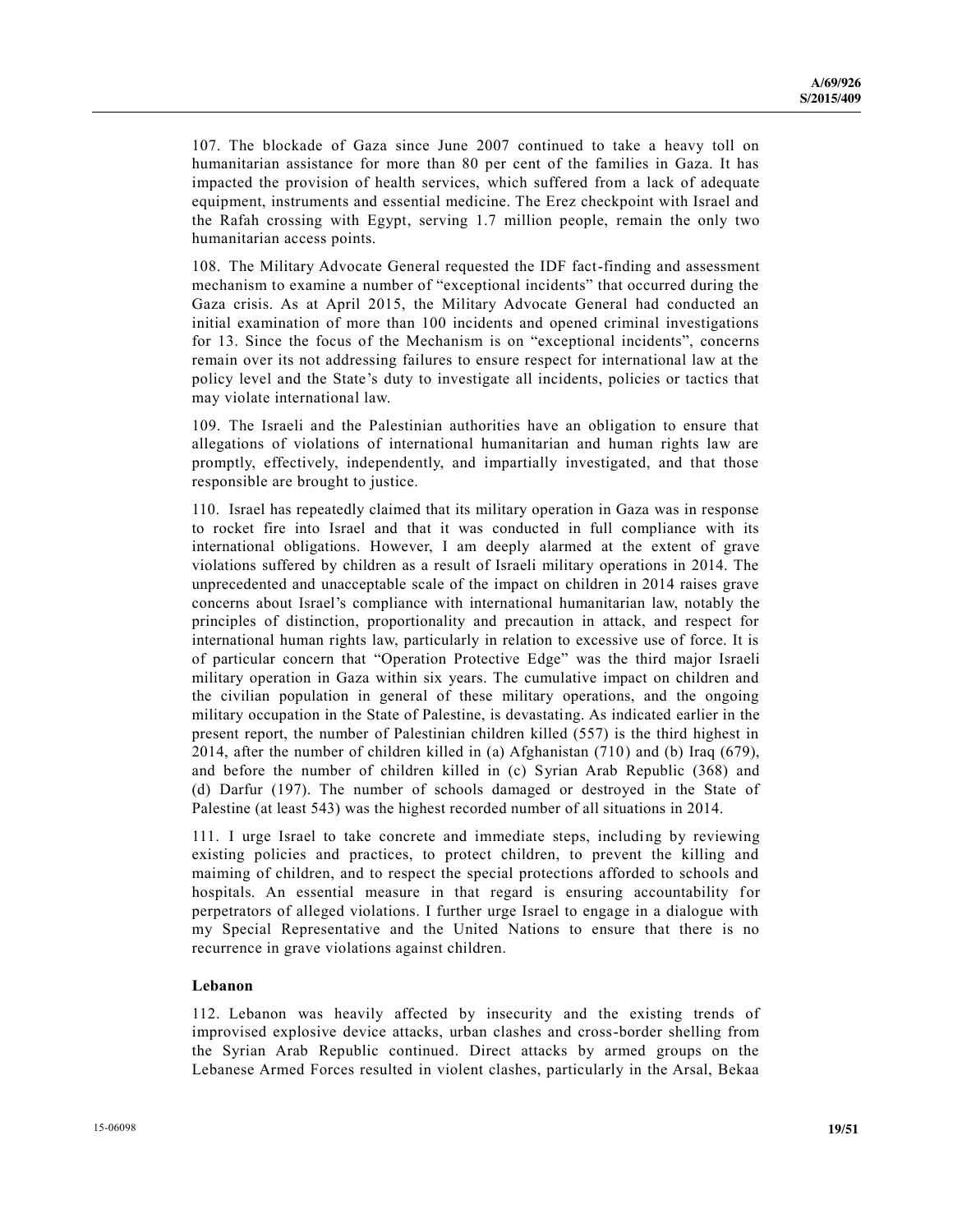107. The blockade of Gaza since June 2007 continued to take a heavy toll on humanitarian assistance for more than 80 per cent of the families in Gaza. It has impacted the provision of health services, which suffered from a lack of adequate equipment, instruments and essential medicine. The Erez checkpoint with Israel and the Rafah crossing with Egypt, serving 1.7 million people, remain the only two humanitarian access points.

108. The Military Advocate General requested the IDF fact-finding and assessment mechanism to examine a number of "exceptional incidents" that occurred during the Gaza crisis. As at April 2015, the Military Advocate General had conducted an initial examination of more than 100 incidents and opened criminal investigations for 13. Since the focus of the Mechanism is on "exceptional incidents", concerns remain over its not addressing failures to ensure respect for international law at the policy level and the State's duty to investigate all incidents, policies or tactics that may violate international law.

109. The Israeli and the Palestinian authorities have an obligation to ensure that allegations of violations of international humanitarian and human rights law are promptly, effectively, independently, and impartially investigated, and that those responsible are brought to justice.

110. Israel has repeatedly claimed that its military operation in Gaza was in response to rocket fire into Israel and that it was conducted in full compliance with its international obligations. However, I am deeply alarmed at the extent of grave violations suffered by children as a result of Israeli military operations in 2014. The unprecedented and unacceptable scale of the impact on children in 2014 raises grave concerns about Israel's compliance with international humanitarian law, notably the principles of distinction, proportionality and precaution in attack, and respect for international human rights law, particularly in relation to excessive use of force. It is of particular concern that "Operation Protective Edge" was the third major Israeli military operation in Gaza within six years. The cumulative impact on children and the civilian population in general of these military operations, and the ongoing military occupation in the State of Palestine, is devastating. As indicated earlier in the present report, the number of Palestinian children killed (557) is the third highest in 2014, after the number of children killed in (a) Afghanistan (710) and (b) Iraq (679), and before the number of children killed in (c) Syrian Arab Republic (368) and (d) Darfur (197). The number of schools damaged or destroyed in the State of Palestine (at least 543) was the highest recorded number of all situations in 2014.

111. I urge Israel to take concrete and immediate steps, including by reviewing existing policies and practices, to protect children, to prevent the killing and maiming of children, and to respect the special protections afforded to schools and hospitals. An essential measure in that regard is ensuring accountability for perpetrators of alleged violations. I further urge Israel to engage in a dialogue with my Special Representative and the United Nations to ensure that there is no recurrence in grave violations against children.

### Lebanon

112. Lebanon was heavily affected by insecurity and the existing trends of improvised explosive device attacks, urban clashes and cross-border shelling from the Syrian Arab Republic continued. Direct attacks by armed groups on the Lebanese Armed Forces resulted in violent clashes, particularly in the Arsal, Bekaa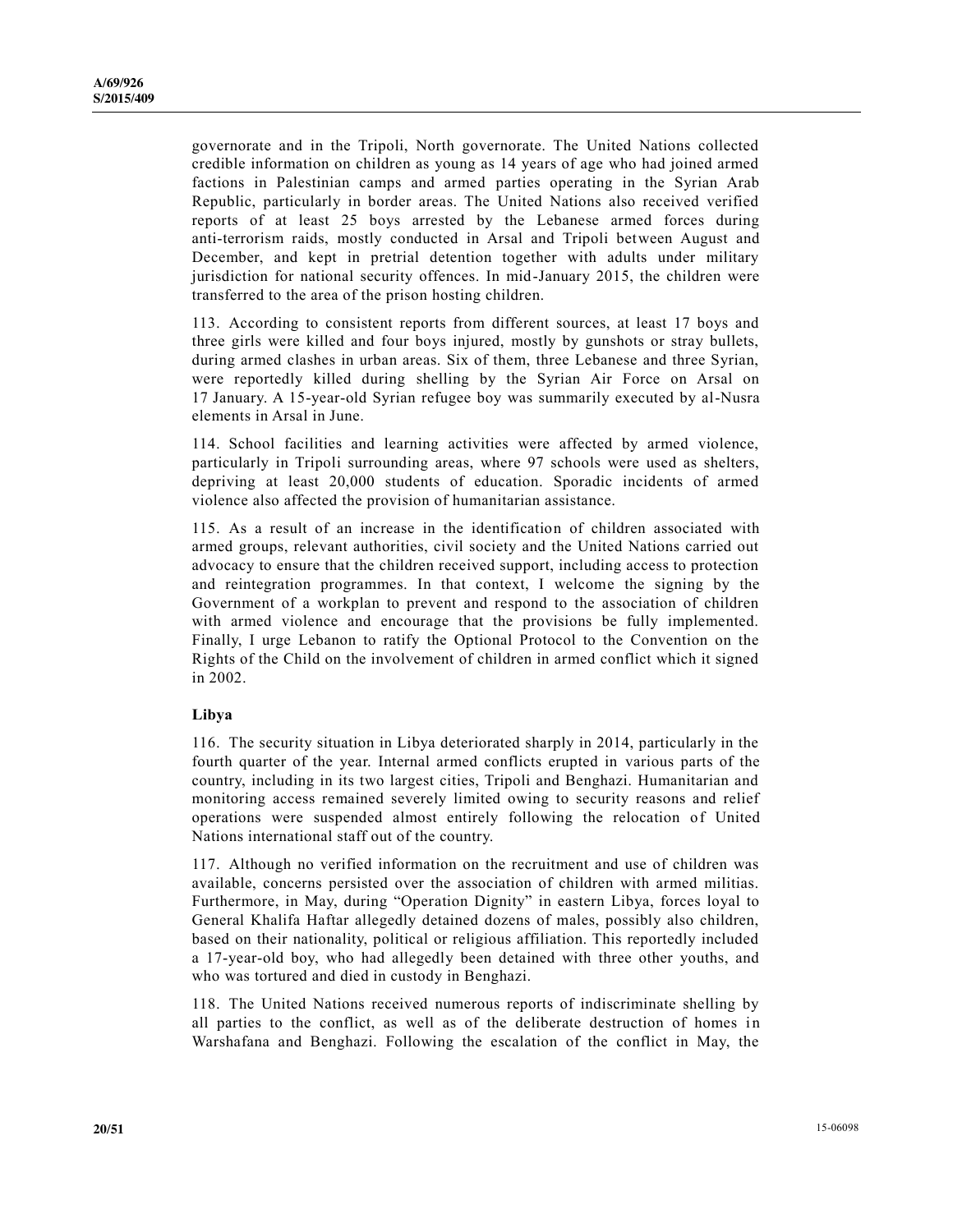governorate and in the Tripoli, North governorate. The United Nations collected credible information on children as young as 14 years of age who had joined armed factions in Palestinian camps and armed parties operating in the Syrian Arab Republic, particularly in border areas. The United Nations also received verified reports of at least 25 boys arrested by the Lebanese armed forces during anti-terrorism raids, mostly conducted in Arsal and Tripoli between August and December, and kept in pretrial detention together with adults under military jurisdiction for national security offences. In mid-January 2015, the children were transferred to the area of the prison hosting children.

113. According to consistent reports from different sources, at least 17 boys and three girls were killed and four boys injured, mostly by gunshots or stray bullets, during armed clashes in urban areas. Six of them, three Lebanese and three Syrian, were reportedly killed during shelling by the Syrian Air Force on Arsal on 17 January. A 15-year-old Syrian refugee boy was summarily executed by al-Nusra elements in Arsal in June.

114. School facilities and learning activities were affected by armed violence, particularly in Tripoli surrounding areas, where 97 schools were used as shelters, depriving at least 20,000 students of education. Sporadic incidents of armed violence also affected the provision of humanitarian assistance.

115. As a result of an increase in the identification of children associated with armed groups, relevant authorities, civil society and the United Nations carried out advocacy to ensure that the children received support, including access to protection and reintegration programmes. In that context, I welcome the signing by the Government of a workplan to prevent and respond to the association of children with armed violence and encourage that the provisions be fully implemented. Finally, I urge Lebanon to ratify the Optional Protocol to the Convention on the Rights of the Child on the involvement of children in armed conflict which it signed in 2002.

### Libya

116. The security situation in Libya deteriorated sharply in 2014, particularly in the fourth quarter of the year. Internal armed conflicts erupted in various parts of the country, including in its two largest cities, Tripoli and Benghazi. Humanitarian and monitoring access remained severely limited owing to security reasons and relief operations were suspended almost entirely following the relocation of United Nations international staff out of the country.

117. Although no verified information on the recruitment and use of children was available, concerns persisted over the association of children with armed militias. Furthermore, in May, during "Operation Dignity" in eastern Libya, forces loyal to General Khalifa Haftar allegedly detained dozens of males, possibly also children, based on their nationality, political or religious affiliation. This reportedly included a 17-year-old boy, who had allegedly been detained with three other youths, and who was tortured and died in custody in Benghazi.

118. The United Nations received numerous reports of indiscriminate shelling by all parties to the conflict, as well as of the deliberate destruction of homes in Warshafana and Benghazi. Following the escalation of the conflict in May, the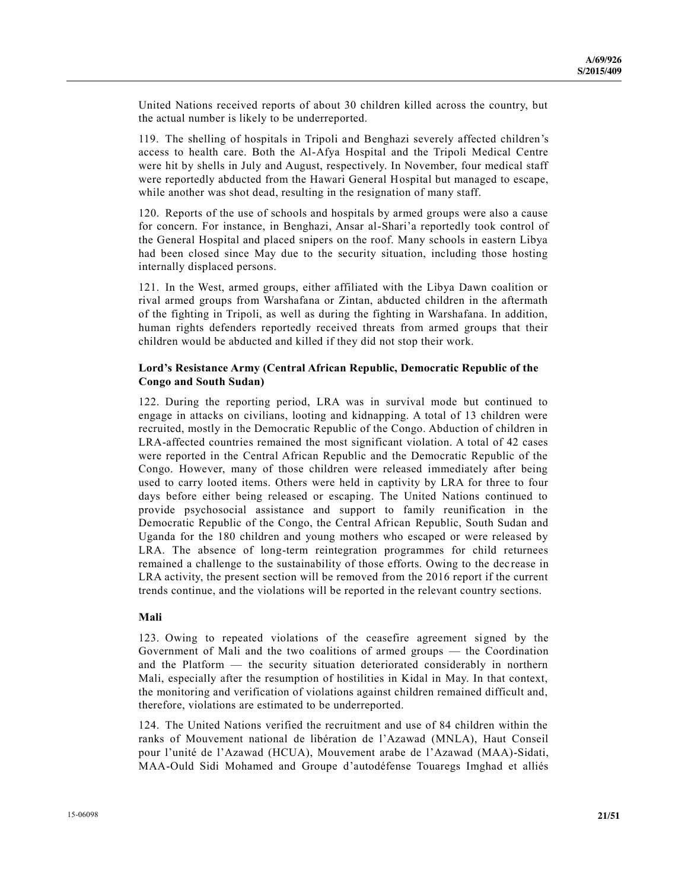United Nations received reports of about 30 children killed across the country, but the actual number is likely to be underreported.

119. The shelling of hospitals in Tripoli and Benghazi severely affected children's access to health care. Both the Al-Afya Hospital and the Tripoli Medical Centre were hit by shells in July and August, respectively. In November, four medical staff were reportedly abducted from the Hawari General Hospital but managed to escape, while another was shot dead, resulting in the resignation of many staff.

120. Reports of the use of schools and hospitals by armed groups were also a cause for concern. For instance, in Benghazi, Ansar al-Shari'a reportedly took control of the General Hospital and placed snipers on the roof. Many schools in eastern Libya had been closed since May due to the security situation, including those hosting internally displaced persons.

121. In the West, armed groups, either affiliated with the Libya Dawn coalition or rival armed groups from Warshafana or Zintan, abducted children in the aftermath of the fighting in Tripoli, as well as during the fighting in Warshafana. In addition, human rights defenders reportedly received threats from armed groups that their children would be abducted and killed if they did not stop their work.

### Lord's Resistance Army (Central African Republic, Democratic Republic of the Congo and South Sudan)

122. During the reporting period, LRA was in survival mode but continued to engage in attacks on civilians, looting and kidnapping. A total of 13 children were recruited, mostly in the Democratic Republic of the Congo. Abduction of children in LRA-affected countries remained the most significant violation. A total of 42 cases were reported in the Central African Republic and the Democratic Republic of the Congo. However, many of those children were released immediately after being used to carry looted items. Others were held in captivity by LRA for three to four days before either being released or escaping. The United Nations continued to provide psychosocial assistance and support to family reunification in the Democratic Republic of the Congo, the Central African Republic, South Sudan and Uganda for the 180 children and young mothers who escaped or were released by LRA. The absence of long-term reintegration programmes for child returnees remained a challenge to the sustainability of those efforts. Owing to the decrease in LRA activity, the present section will be removed from the 2016 report if the current trends continue, and the violations will be reported in the relevant country sections.

### Mali

123. Owing to repeated violations of the ceasefire agreement signed by the Government of Mali and the two coalitions of armed groups — the Coordination and the Platform — the security situation deteriorated considerably in northern Mali, especially after the resumption of hostilities in Kidal in May. In that context, the monitoring and verification of violations against children remained difficult and, therefore, violations are estimated to be underreported.

124. The United Nations verified the recruitment and use of 84 children within the ranks of Mouvement national de libération de l'Azawad (MNLA), Haut Conseil pour l'unité de l'Azawad (HCUA), Mouvement arabe de l'Azawad (MAA)-Sidati, MAA-Ould Sidi Mohamed and Groupe d'autodéfense Touaregs Imghad et alliés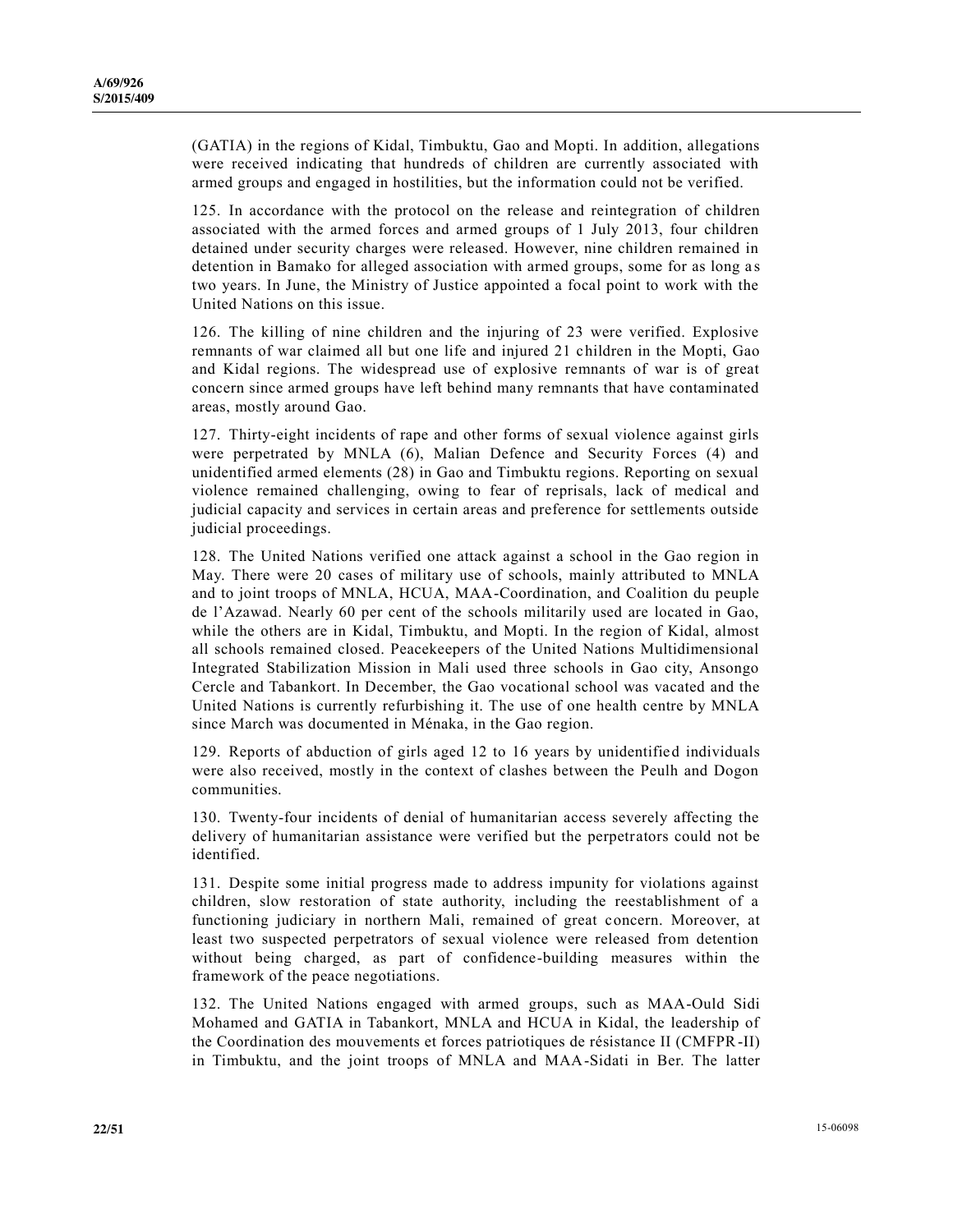(GATIA) in the regions of Kidal, Timbuktu, Gao and Mopti. In addition, allegations were received indicating that hundreds of children are currently associated with armed groups and engaged in hostilities, but the information could not be verified.

125. In accordance with the protocol on the release and reintegration of children associated with the armed forces and armed groups of 1 July 2013, four children detained under security charges were released. However, nine children remained in detention in Bamako for alleged association with armed groups, some for as long as two years. In June, the Ministry of Justice appointed a focal point to work with the United Nations on this issue.

126. The killing of nine children and the injuring of 23 were verified. Explosive remnants of war claimed all but one life and injured 21 children in the Mopti, Gao and Kidal regions. The widespread use of explosive remnants of war is of great concern since armed groups have left behind many remnants that have contaminated areas, mostly around Gao.

127. Thirty-eight incidents of rape and other forms of sexual violence against girls were perpetrated by MNLA (6), Malian Defence and Security Forces (4) and unidentified armed elements (28) in Gao and Timbuktu regions. Reporting on sexual violence remained challenging, owing to fear of reprisals, lack of medical and judicial capacity and services in certain areas and preference for settlements outside judicial proceedings.

128. The United Nations verified one attack against a school in the Gao region in May. There were 20 cases of military use of schools, mainly attributed to MNLA and to joint troops of MNLA, HCUA, MAA-Coordination, and Coalition du peuple de l'Azawad. Nearly 60 per cent of the schools militarily used are located in Gao, while the others are in Kidal, Timbuktu, and Mopti. In the region of Kidal, almost all schools remained closed. Peacekeepers of the United Nations Multidimensional Integrated Stabilization Mission in Mali used three schools in Gao city, Ansongo Cercle and Tabankort. In December, the Gao vocational school was vacated and the United Nations is currently refurbishing it. The use of one health centre by MNLA since March was documented in Ménaka, in the Gao region.

129. Reports of abduction of girls aged 12 to 16 years by unidentified individuals were also received, mostly in the context of clashes between the Peulh and Dogon communities.

130. Twenty-four incidents of denial of humanitarian access severely affecting the delivery of humanitarian assistance were verified but the perpetrators could not be identified.

131. Despite some initial progress made to address impunity for violations against children, slow restoration of state authority, including the reestablishment of a functioning judiciary in northern Mali, remained of great concern. Moreover, at least two suspected perpetrators of sexual violence were released from detention without being charged, as part of confidence-building measures within the framework of the peace negotiations.

132. The United Nations engaged with armed groups, such as MAA-Ould Sidi Mohamed and GATIA in Tabankort, MNLA and HCUA in Kidal, the leadership of the Coordination des mouvements et forces patriotiques de résistance II (CMFPR-II) in Timbuktu, and the joint troops of MNLA and MAA-Sidati in Ber. The latter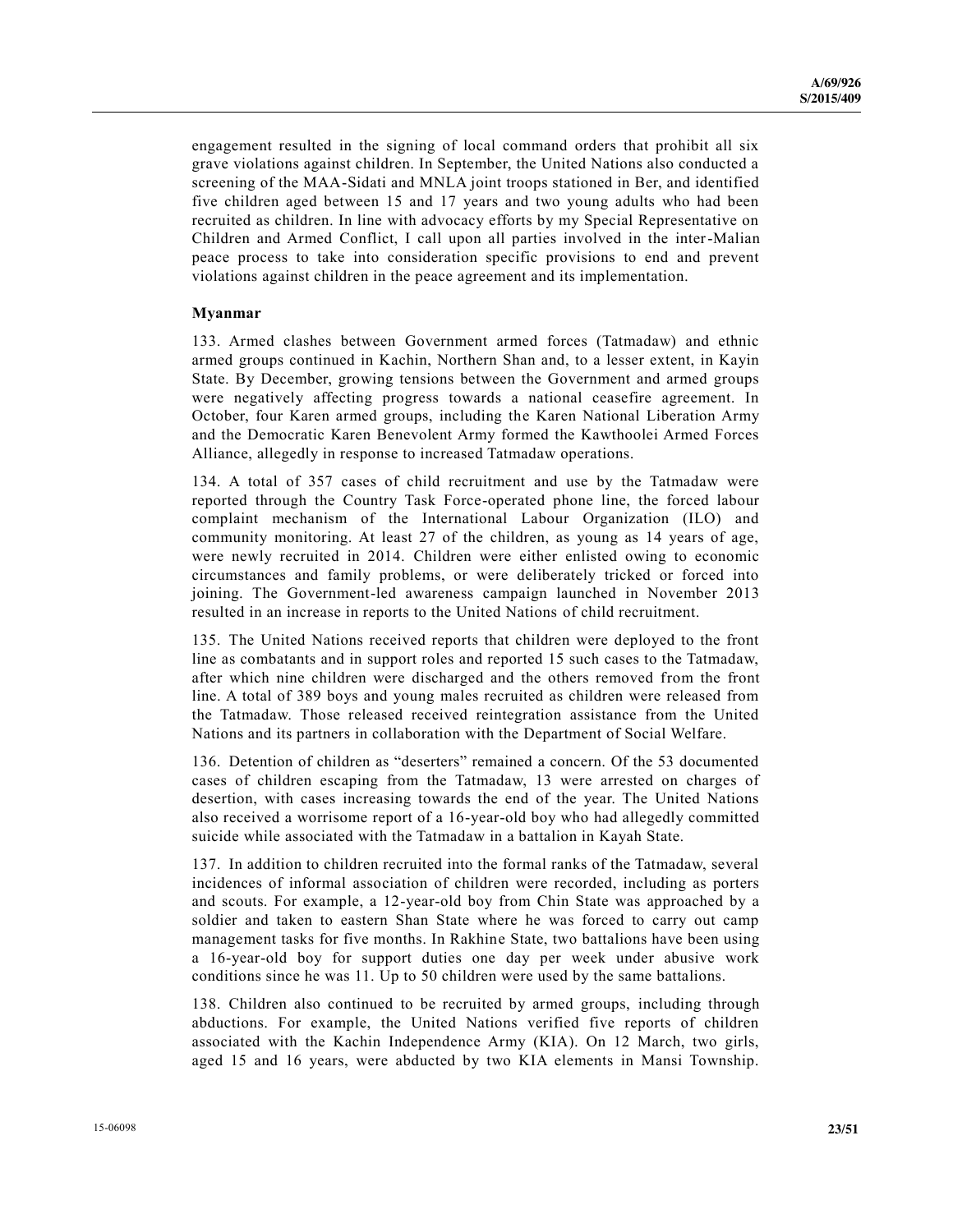engagement resulted in the signing of local command orders that prohibit all six grave violations against children. In September, the United Nations also conducted a screening of the MAA-Sidati and MNLA joint troops stationed in Ber, and identified five children aged between 15 and 17 years and two young adults who had been recruited as children. In line with advocacy efforts by my Special Representative on Children and Armed Conflict, I call upon all parties involved in the inter-Malian peace process to take into consideration specific provisions to end and prevent violations against children in the peace agreement and its implementation.

**Myanmar**

133. Armed clashes between Government armed forces (Tatmadaw) and ethnic armed groups continued in Kachin, Northern Shan and, to a lesser extent, in Kayin State. By December, growing tensions between the Government and armed groups were negatively affecting progress towards a national ceasefire agreement. In October, four Karen armed groups, including the Karen National Liberation Army and the Democratic Karen Benevolent Army formed the Kawthoolei Armed Forces Alliance, allegedly in response to increased Tatmadaw operations.

134. A total of 357 cases of child recruitment and use by the Tatmadaw were reported through the Country Task Force-operated phone line, the forced labour complaint mechanism of the International Labour Organization (ILO) and community monitoring. At least 27 of the children, as young as 14 years of age, were newly recruited in 2014. Children were either enlisted owing to economic circumstances and family problems, or were deliberately tricked or forced into joining. The Government-led awareness campaign launched in November 2013 resulted in an increase in reports to the United Nations of child recruitment.

135. The United Nations received reports that children were deployed to the front line as combatants and in support roles and reported 15 such cases to the Tatmadaw, after which nine children were discharged and the others removed from the front line. A total of 389 boys and young males recruited as children were released from the Tatmadaw. Those released received reintegration assistance from the United Nations and its partners in collaboration with the Department of Social Welfare.

136. Detention of children as "deserters" remained a concern. Of the 53 documented cases of children escaping from the Tatmadaw, 13 were arrested on charges of desertion, with cases increasing towards the end of the year. The United Nations also received a worrisome report of a 16-year-old boy who had allegedly committed suicide while associated with the Tatmadaw in a battalion in Kayah State.

137. In addition to children recruited into the formal ranks of the Tatmadaw, several incidences of informal association of children were recorded, including as porters and scouts. For example, a 12-year-old boy from Chin State was approached by a soldier and taken to eastern Shan State where he was forced to carry out camp management tasks for five months. In Rakhine State, two battalions have been using a 16-year-old boy for support duties one day per week under abusive work conditions since he was 11. Up to 50 children were used by the same battalions.

138. Children also continued to be recruited by armed groups, including through abductions. For example, the United Nations verified five reports of children associated with the Kachin Independence Army (KIA). On 12 March, two girls, aged 15 and 16 years, were abducted by two KIA elements in Mansi Township.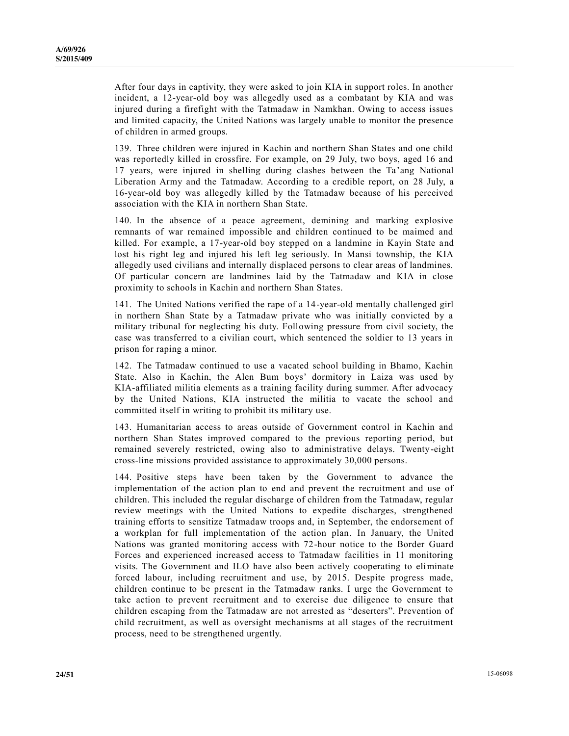After four days in captivity, they were asked to join KIA in support roles. In another incident, a 12-year-old boy was allegedly used as a combatant by KIA and was injured during a firefight with the Tatmadaw in Namkhan. Owing to access issues and limited capacity, the United Nations was largely unable to monitor the presence of children in armed groups.

139. Three children were injured in Kachin and northern Shan States and one child was reportedly killed in crossfire. For example, on 29 July, two boys, aged 16 and 17 years, were injured in shelling during clashes between the Ta'ang National Liberation Army and the Tatmadaw. According to a credible report, on 28 July, a 16-year-old boy was allegedly killed by the Tatmadaw because of his perceived association with the KIA in northern Shan State.

140. In the absence of a peace agreement, demining and marking explosive remnants of war remained impossible and children continued to be maimed and killed. For example, a 17-year-old boy stepped on a landmine in Kayin State and lost his right leg and injured his left leg seriously. In Mansi township, the KIA allegedly used civilians and internally displaced persons to clear areas of landmines. Of particular concern are landmines laid by the Tatmadaw and KIA in close proximity to schools in Kachin and northern Shan States.

141. The United Nations verified the rape of a 14-year-old mentally challenged girl in northern Shan State by a Tatmadaw private who was initially convicted by a military tribunal for neglecting his duty. Following pressure from civil society, the case was transferred to a civilian court, which sentenced the soldier to 13 years in prison for raping a minor.

142. The Tatmadaw continued to use a vacated school building in Bhamo, Kachin State. Also in Kachin, the Alen Bum boys' dormitory in Laiza was used by KIA-affiliated militia elements as a training facility during summer. After advocacy by the United Nations, KIA instructed the militia to vacate the school and committed itself in writing to prohibit its military use.

143. Humanitarian access to areas outside of Government control in Kachin and northern Shan States improved compared to the previous reporting period, but remained severely restricted, owing also to administrative delays. Twenty-eight cross-line missions provided assistance to approximately 30,000 persons.

144. Positive steps have been taken by the Government to advance the implementation of the action plan to end and prevent the recruitment and use of children. This included the regular discharge of children from the Tatmadaw, regular review meetings with the United Nations to expedite discharges, strengthened training efforts to sensitize Tatmadaw troops and, in September, the endorsement of a workplan for full implementation of the action plan. In January, the United Nations was granted monitoring access with 72-hour notice to the Border Guard Forces and experienced increased access to Tatmadaw facilities in 11 monitoring visits. The Government and ILO have also been actively cooperating to eliminate forced labour, including recruitment and use, by 2015. Despite progress made, children continue to be present in the Tatmadaw ranks. I urge the Government to take action to prevent recruitment and to exercise due diligence to ensure that children escaping from the Tatmadaw are not arrested as "deserters". Prevention of child recruitment, as well as oversight mechanisms at all stages of the recruitment process, need to be strengthened urgently.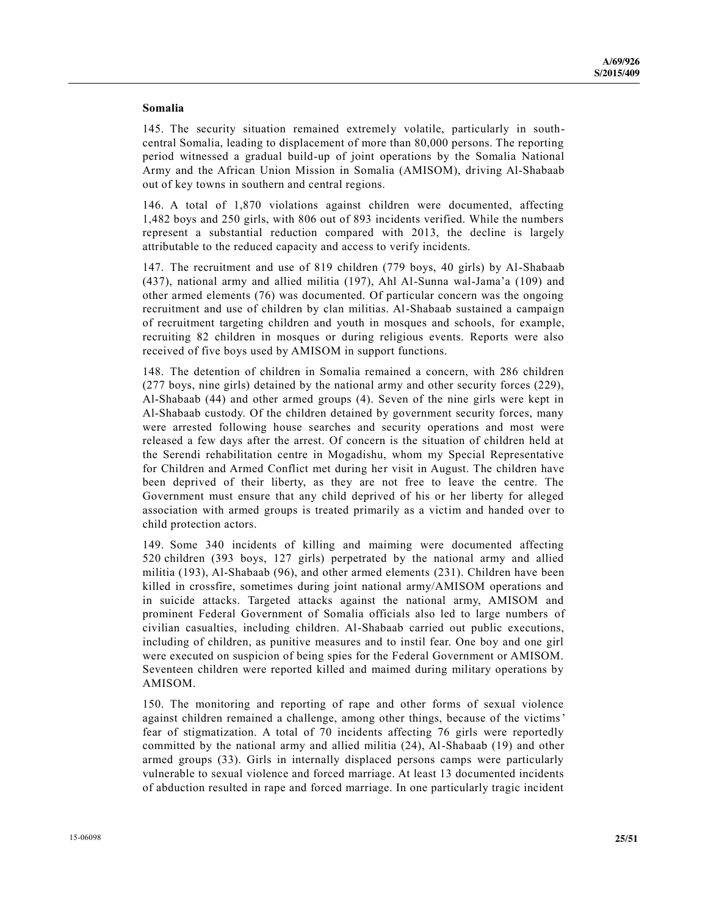### Somalia

145. The security situation remained extremely volatile, particularly in south-central Somalia, leading to displacement of more than 80,000 persons. The reporting period witnessed a gradual build-up of joint operations by the Somalia National Army and the African Union Mission in Somalia (AMISOM), driving Al-Shabaab out of key towns in southern and central regions.

146. A total of 1,870 violations against children were documented, affecting 1,482 boys and 250 girls, with 806 out of 893 incidents verified. While the numbers represent a substantial reduction compared with 2013, the decline is largely attributable to the reduced capacity and access to verify incidents.

147. The recruitment and use of 819 children (779 boys, 40 girls) by Al-Shabaab (437), national army and allied militia (197), Ahl Al-Sunna wal-Jama'a (109) and other armed elements (76) was documented. Of particular concern was the ongoing recruitment and use of children by clan militias. Al-Shabaab sustained a campaign of recruitment targeting children and youth in mosques and schools, for example, recruiting 82 children in mosques or during religious events. Reports were also received of five boys used by AMISOM in support functions.

148. The detention of children in Somalia remained a concern, with 286 children (277 boys, nine girls) detained by the national army and other security forces (229), Al-Shabaab (44) and other armed groups (4). Seven of the nine girls were kept in Al-Shabaab custody. Of the children detained by government security forces, many were arrested following house searches and security operations and most were released a few days after the arrest. Of concern is the situation of children held at the Serendi rehabilitation centre in Mogadishu, whom my Special Representative for Children and Armed Conflict met during her visit in August. The children have been deprived of their liberty, as they are not free to leave the centre. The Government must ensure that any child deprived of his or her liberty for alleged association with armed groups is treated primarily as a victim and handed over to child protection actors.

149. Some 340 incidents of killing and maiming were documented affecting 520 children (393 boys, 127 girls) perpetrated by the national army and allied militia (193), Al-Shabaab (96), and other armed elements (231). Children have been killed in crossfire, sometimes during joint national army/AMISOM operations and in suicide attacks. Targeted attacks against the national army, AMISOM and prominent Federal Government of Somalia officials also led to large numbers of civilian casualties, including children. Al-Shabaab carried out public executions, including of children, as punitive measures and to instil fear. One boy and one girl were executed on suspicion of being spies for the Federal Government or AMISOM. Seventeen children were reported killed and maimed during military operations by AMISOM.

150. The monitoring and reporting of rape and other forms of sexual violence against children remained a challenge, among other things, because of the victims' fear of stigmatization. A total of 70 incidents affecting 76 girls were reportedly committed by the national army and allied militia (24), Al-Shabaab (19) and other armed groups (33). Girls in internally displaced persons camps were particularly vulnerable to sexual violence and forced marriage. At least 13 documented incidents of abduction resulted in rape and forced marriage. In one particularly tragic incident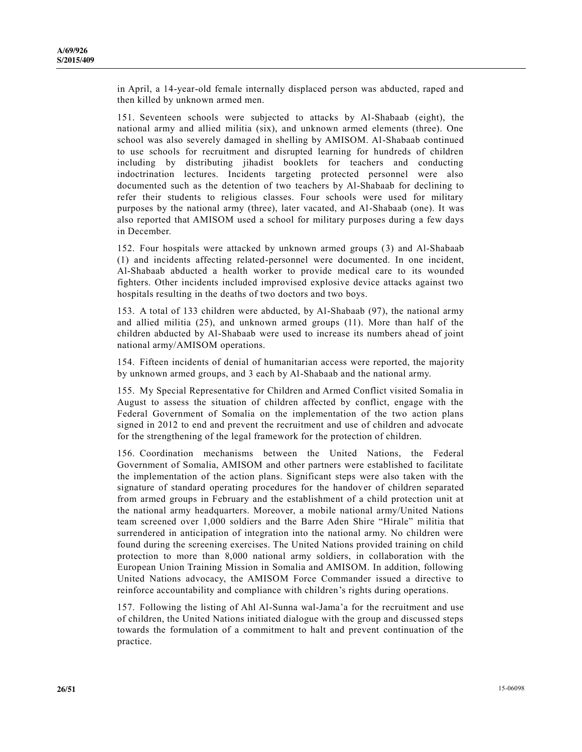in April, a 14-year-old female internally displaced person was abducted, raped and then killed by unknown armed men.

151. Seventeen schools were subjected to attacks by Al-Shabaab (eight), the national army and allied militia (six), and unknown armed elements (three). One school was also severely damaged in shelling by AMISOM. Al-Shabaab continued to use schools for recruitment and disrupted learning for hundreds of children including by distributing jihadist booklets for teachers and conducting indoctrination lectures. Incidents targeting protected personnel were also documented such as the detention of two teachers by Al-Shabaab for declining to refer their students to religious classes. Four schools were used for military purposes by the national army (three), later vacated, and Al-Shabaab (one). It was also reported that AMISOM used a school for military purposes during a few days in December.

152. Four hospitals were attacked by unknown armed groups (3) and Al-Shabaab (1) and incidents affecting related-personnel were documented. In one incident, Al-Shabaab abducted a health worker to provide medical care to its wounded fighters. Other incidents included improvised explosive device attacks against two hospitals resulting in the deaths of two doctors and two boys.

153. A total of 133 children were abducted, by Al-Shabaab (97), the national army and allied militia (25), and unknown armed groups (11). More than half of the children abducted by Al-Shabaab were used to increase its numbers ahead of joint national army/AMISOM operations.

154. Fifteen incidents of denial of humanitarian access were reported, the majority by unknown armed groups, and 3 each by Al-Shabaab and the national army.

155. My Special Representative for Children and Armed Conflict visited Somalia in August to assess the situation of children affected by conflict, engage with the Federal Government of Somalia on the implementation of the two action plans signed in 2012 to end and prevent the recruitment and use of children and advocate for the strengthening of the legal framework for the protection of children.

156. Coordination mechanisms between the United Nations, the Federal Government of Somalia, AMISOM and other partners were established to facilitate the implementation of the action plans. Significant steps were also taken with the signature of standard operating procedures for the handover of children separated from armed groups in February and the establishment of a child protection unit at the national army headquarters. Moreover, a mobile national army/United Nations team screened over 1,000 soldiers and the Barre Aden Shire "Hirale" militia that surrendered in anticipation of integration into the national army. No children were found during the screening exercises. The United Nations provided training on child protection to more than 8,000 national army soldiers, in collaboration with the European Union Training Mission in Somalia and AMISOM. In addition, following United Nations advocacy, the AMISOM Force Commander issued a directive to reinforce accountability and compliance with children's rights during operations.

157. Following the listing of Ahl Al-Sunna wal-Jama'a for the recruitment and use of children, the United Nations initiated dialogue with the group and discussed steps towards the formulation of a commitment to halt and prevent continuation of the practice.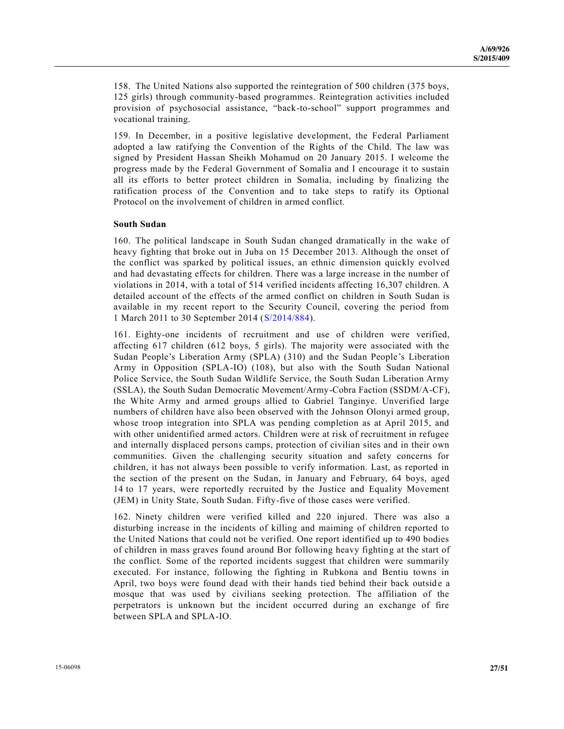158. The United Nations also supported the reintegration of 500 children (375 boys, 125 girls) through community-based programmes. Reintegration activities included provision of psychosocial assistance, "back-to-school" support programmes and vocational training.

159. In December, in a positive legislative development, the Federal Parliament adopted a law ratifying the Convention of the Rights of the Child. The law was signed by President Hassan Sheikh Mohamud on 20 January 2015. I welcome the progress made by the Federal Government of Somalia and I encourage it to sustain all its efforts to better protect children in Somalia, including by finalizing the ratification process of the Convention and to take steps to ratify its Optional Protocol on the involvement of children in armed conflict.

**South Sudan**

160. The political landscape in South Sudan changed dramatically in the wake of heavy fighting that broke out in Juba on 15 December 2013. Although the onset of the conflict was sparked by political issues, an ethnic dimension quickly evolved and had devastating effects for children. There was a large increase in the number of violations in 2014, with a total of 514 verified incidents affecting 16,307 children. A detailed account of the effects of the armed conflict on children in South Sudan is available in my recent report to the Security Council, covering the period from 1 March 2011 to 30 September 2014 (S/2014/884).

161. Eighty-one incidents of recruitment and use of children were verified, affecting 617 children (612 boys, 5 girls). The majority were associated with the Sudan People's Liberation Army (SPLA) (310) and the Sudan People's Liberation Army in Opposition (SPLA-IO) (108), but also with the South Sudan National Police Service, the South Sudan Wildlife Service, the South Sudan Liberation Army (SSLA), the South Sudan Democratic Movement/Army-Cobra Faction (SSDM/A-CF), the White Army and armed groups allied to Gabriel Tanginye. Unverified large numbers of children have also been observed with the Johnson Olonyi armed group, whose troop integration into SPLA was pending completion as at April 2015, and with other unidentified armed actors. Children were at risk of recruitment in refugee and internally displaced persons camps, protection of civilian sites and in their own communities. Given the challenging security situation and safety concerns for children, it has not always been possible to verify information. Last, as reported in the section of the present on the Sudan, in January and February, 64 boys, aged 14 to 17 years, were reportedly recruited by the Justice and Equality Movement (JEM) in Unity State, South Sudan. Fifty-five of those cases were verified.

162. Ninety children were verified killed and 220 injured. There was also a disturbing increase in the incidents of killing and maiming of children reported to the United Nations that could not be verified. One report identified up to 490 bodies of children in mass graves found around Bor following heavy fighting at the start of the conflict. Some of the reported incidents suggest that children were summarily executed. For instance, following the fighting in Rubkona and Bentiu towns in April, two boys were found dead with their hands tied behind their back outside a mosque that was used by civilians seeking protection. The affiliation of the perpetrators is unknown but the incident occurred during an exchange of fire between SPLA and SPLA-IO.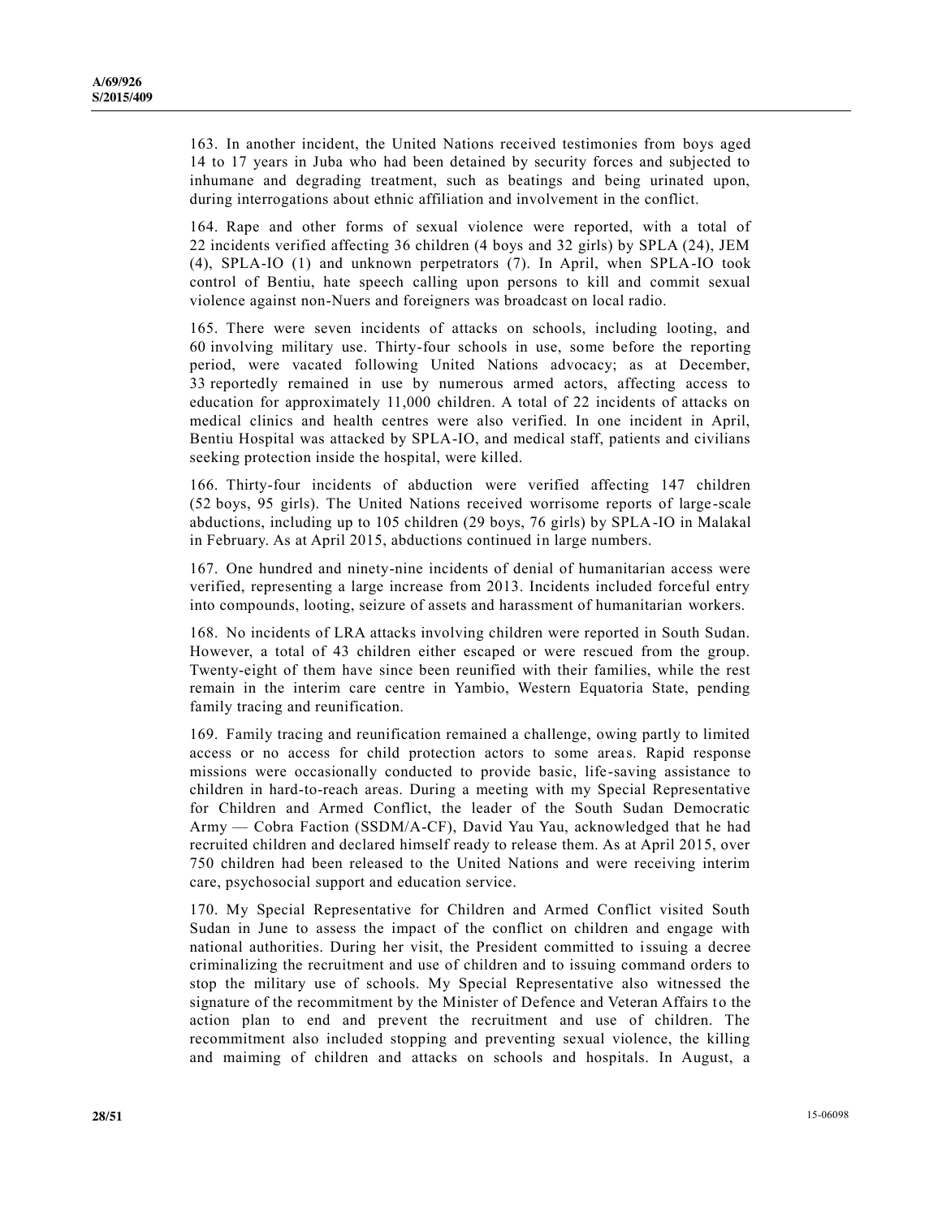163. In another incident, the United Nations received testimonies from boys aged 14 to 17 years in Juba who had been detained by security forces and subjected to inhumane and degrading treatment, such as beatings and being urinated upon, during interrogations about ethnic affiliation and involvement in the conflict.

164. Rape and other forms of sexual violence were reported, with a total of 22 incidents verified affecting 36 children (4 boys and 32 girls) by SPLA (24), JEM (4), SPLA-IO (1) and unknown perpetrators (7). In April, when SPLA-IO took control of Bentiu, hate speech calling upon persons to kill and commit sexual violence against non-Nuers and foreigners was broadcast on local radio.

165. There were seven incidents of attacks on schools, including looting, and 60 involving military use. Thirty-four schools in use, some before the reporting period, were vacated following United Nations advocacy; as at December, 33 reportedly remained in use by numerous armed actors, affecting access to education for approximately 11,000 children. A total of 22 incidents of attacks on medical clinics and health centres were also verified. In one incident in April, Bentiu Hospital was attacked by SPLA-IO, and medical staff, patients and civilians seeking protection inside the hospital, were killed.

166. Thirty-four incidents of abduction were verified affecting 147 children (52 boys, 95 girls). The United Nations received worrisome reports of large-scale abductions, including up to 105 children (29 boys, 76 girls) by SPLA-IO in Malakal in February. As at April 2015, abductions continued in large numbers.

167. One hundred and ninety-nine incidents of denial of humanitarian access were verified, representing a large increase from 2013. Incidents included forceful entry into compounds, looting, seizure of assets and harassment of humanitarian workers.

168. No incidents of LRA attacks involving children were reported in South Sudan. However, a total of 43 children either escaped or were rescued from the group. Twenty-eight of them have since been reunified with their families, while the rest remain in the interim care centre in Yambio, Western Equatoria State, pending family tracing and reunification.

169. Family tracing and reunification remained a challenge, owing partly to limited access or no access for child protection actors to some areas. Rapid response missions were occasionally conducted to provide basic, life-saving assistance to children in hard-to-reach areas. During a meeting with my Special Representative for Children and Armed Conflict, the leader of the South Sudan Democratic Army — Cobra Faction (SSDM/A-CF), David Yau Yau, acknowledged that he had recruited children and declared himself ready to release them. As at April 2015, over 750 children had been released to the United Nations and were receiving interim care, psychosocial support and education service.

170. My Special Representative for Children and Armed Conflict visited South Sudan in June to assess the impact of the conflict on children and engage with national authorities. During her visit, the President committed to issuing a decree criminalizing the recruitment and use of children and to issuing command orders to stop the military use of schools. My Special Representative also witnessed the signature of the recommitment by the Minister of Defence and Veteran Affairs to the action plan to end and prevent the recruitment and use of children. The recommitment also included stopping and preventing sexual violence, the killing and maiming of children and attacks on schools and hospitals. In August, a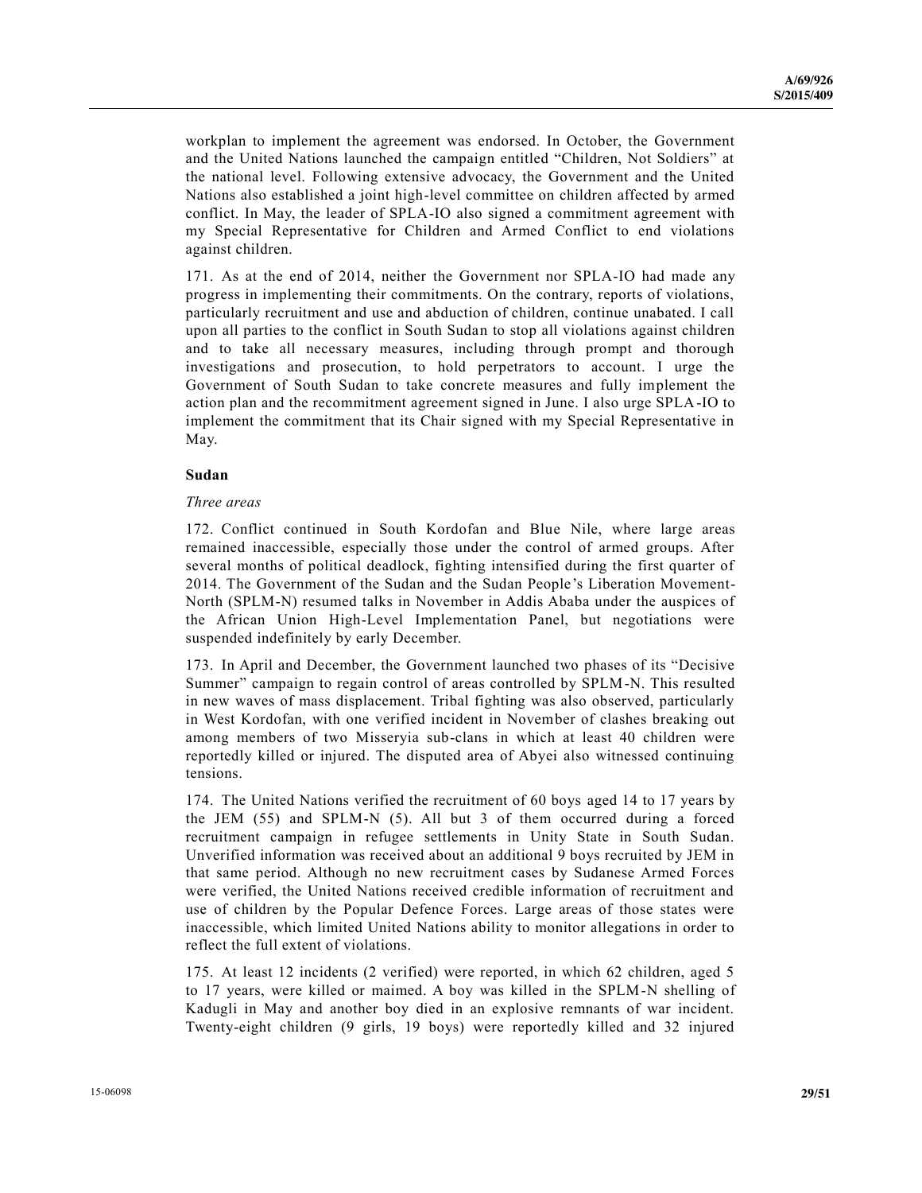workplan to implement the agreement was endorsed. In October, the Government and the United Nations launched the campaign entitled "Children, Not Soldiers" at the national level. Following extensive advocacy, the Government and the United Nations also established a joint high-level committee on children affected by armed conflict. In May, the leader of SPLA-IO also signed a commitment agreement with my Special Representative for Children and Armed Conflict to end violations against children.

171. As at the end of 2014, neither the Government nor SPLA-IO had made any progress in implementing their commitments. On the contrary, reports of violations, particularly recruitment and use and abduction of children, continue unabated. I call upon all parties to the conflict in South Sudan to stop all violations against children and to take all necessary measures, including through prompt and thorough investigations and prosecution, to hold perpetrators to account. I urge the Government of South Sudan to take concrete measures and fully implement the action plan and the recommitment agreement signed in June. I also urge SPLA-IO to implement the commitment that its Chair signed with my Special Representative in May.

### Sudan

*Three areas*

172. Conflict continued in South Kordofan and Blue Nile, where large areas remained inaccessible, especially those under the control of armed groups. After several months of political deadlock, fighting intensified during the first quarter of 2014. The Government of the Sudan and the Sudan People's Liberation Movement-North (SPLM-N) resumed talks in November in Addis Ababa under the auspices of the African Union High-Level Implementation Panel, but negotiations were suspended indefinitely by early December.

173. In April and December, the Government launched two phases of its "Decisive Summer" campaign to regain control of areas controlled by SPLM-N. This resulted in new waves of mass displacement. Tribal fighting was also observed, particularly in West Kordofan, with one verified incident in November of clashes breaking out among members of two Misseryia sub-clans in which at least 40 children were reportedly killed or injured. The disputed area of Abyei also witnessed continuing tensions.

174. The United Nations verified the recruitment of 60 boys aged 14 to 17 years by the JEM (55) and SPLM-N (5). All but 3 of them occurred during a forced recruitment campaign in refugee settlements in Unity State in South Sudan. Unverified information was received about an additional 9 boys recruited by JEM in that same period. Although no new recruitment cases by Sudanese Armed Forces were verified, the United Nations received credible information of recruitment and use of children by the Popular Defence Forces. Large areas of those states were inaccessible, which limited United Nations ability to monitor allegations in order to reflect the full extent of violations.

175. At least 12 incidents (2 verified) were reported, in which 62 children, aged 5 to 17 years, were killed or maimed. A boy was killed in the SPLM-N shelling of Kadugli in May and another boy died in an explosive remnants of war incident. Twenty-eight children (9 girls, 19 boys) were reportedly killed and 32 injured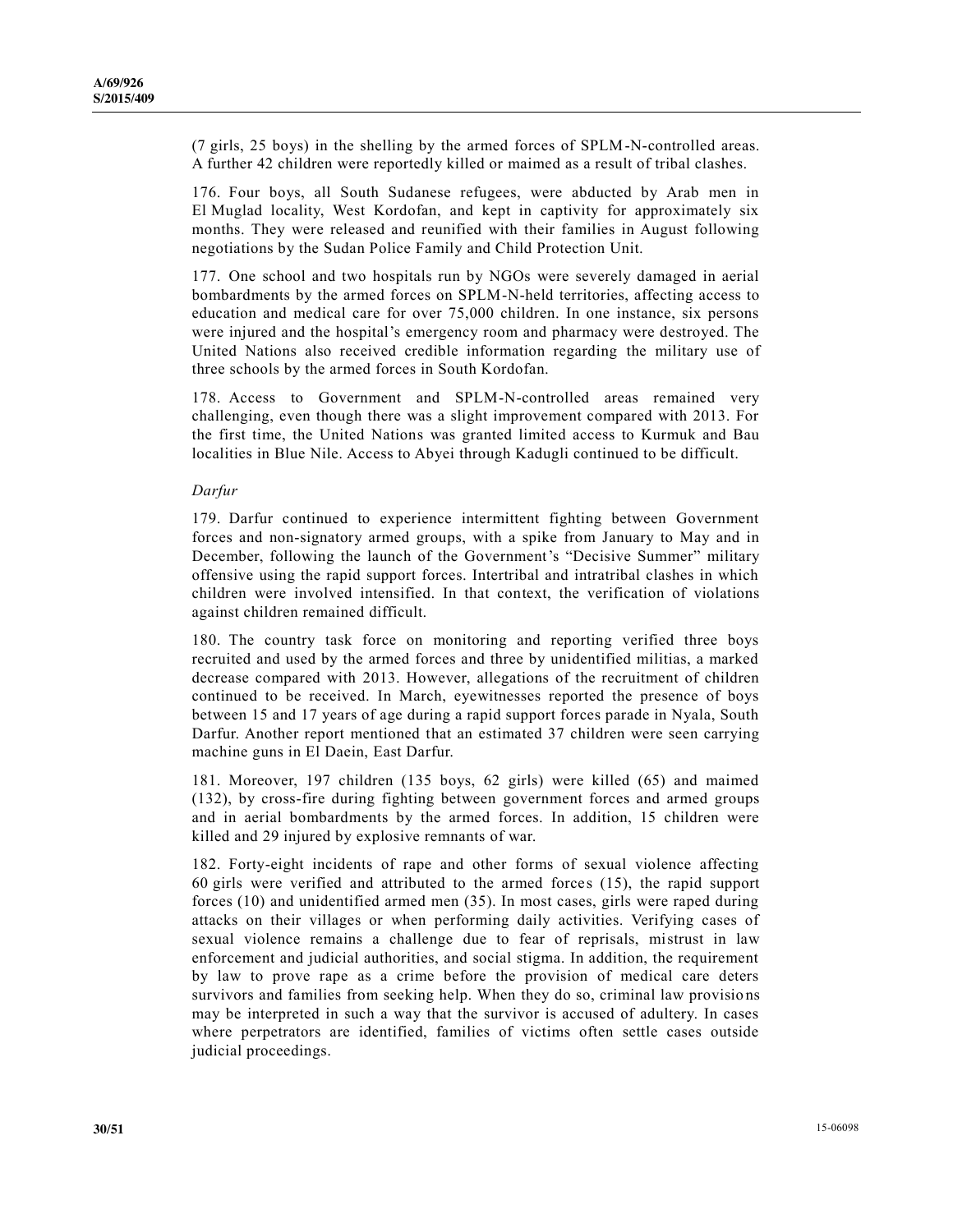(7 girls, 25 boys) in the shelling by the armed forces of SPLM-N-controlled areas. A further 42 children were reportedly killed or maimed as a result of tribal clashes.

176. Four boys, all South Sudanese refugees, were abducted by Arab men in El Muglad locality, West Kordofan, and kept in captivity for approximately six months. They were released and reunified with their families in August following negotiations by the Sudan Police Family and Child Protection Unit.

177. One school and two hospitals run by NGOs were severely damaged in aerial bombardments by the armed forces on SPLM-N-held territories, affecting access to education and medical care for over 75,000 children. In one instance, six persons were injured and the hospital's emergency room and pharmacy were destroyed. The United Nations also received credible information regarding the military use of three schools by the armed forces in South Kordofan.

178. Access to Government and SPLM-N-controlled areas remained very challenging, even though there was a slight improvement compared with 2013. For the first time, the United Nations was granted limited access to Kurmuk and Bau localities in Blue Nile. Access to Abyei through Kadugli continued to be difficult.

*Darfur*

179. Darfur continued to experience intermittent fighting between Government forces and non-signatory armed groups, with a spike from January to May and in December, following the launch of the Government's "Decisive Summer" military offensive using the rapid support forces. Intertribal and intratribal clashes in which children were involved intensified. In that context, the verification of violations against children remained difficult.

180. The country task force on monitoring and reporting verified three boys recruited and used by the armed forces and three by unidentified militias, a marked decrease compared with 2013. However, allegations of the recruitment of children continued to be received. In March, eyewitnesses reported the presence of boys between 15 and 17 years of age during a rapid support forces parade in Nyala, South Darfur. Another report mentioned that an estimated 37 children were seen carrying machine guns in El Daein, East Darfur.

181. Moreover, 197 children (135 boys, 62 girls) were killed (65) and maimed (132), by cross-fire during fighting between government forces and armed groups and in aerial bombardments by the armed forces. In addition, 15 children were killed and 29 injured by explosive remnants of war.

182. Forty-eight incidents of rape and other forms of sexual violence affecting 60 girls were verified and attributed to the armed forces (15), the rapid support forces (10) and unidentified armed men (35). In most cases, girls were raped during attacks on their villages or when performing daily activities. Verifying cases of sexual violence remains a challenge due to fear of reprisals, mistrust in law enforcement and judicial authorities, and social stigma. In addition, the requirement by law to prove rape as a crime before the provision of medical care deters survivors and families from seeking help. When they do so, criminal law provisions may be interpreted in such a way that the survivor is accused of adultery. In cases where perpetrators are identified, families of victims often settle cases outside judicial proceedings.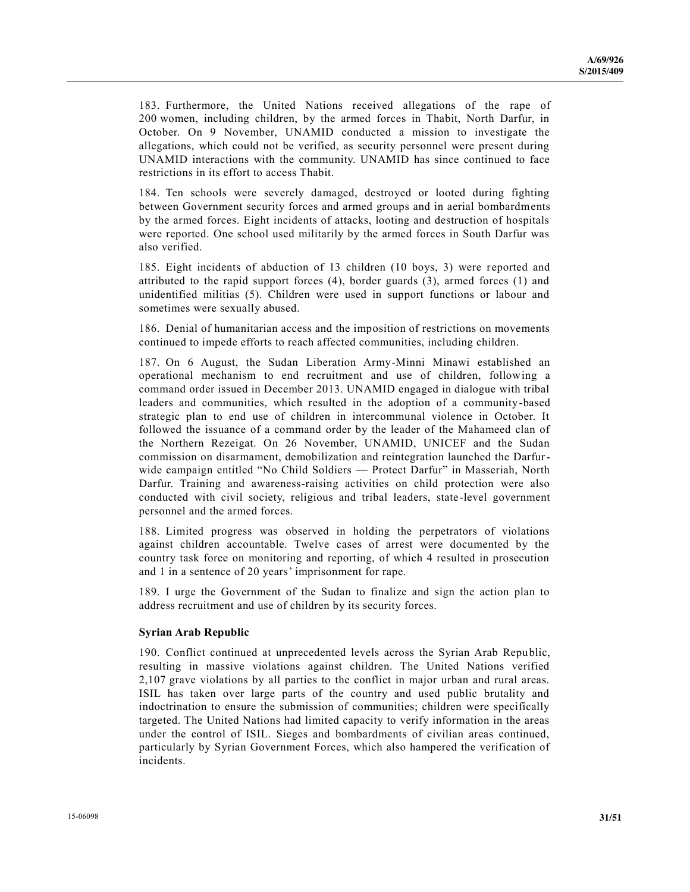183. Furthermore, the United Nations received allegations of the rape of 200 women, including children, by the armed forces in Thabit, North Darfur, in October. On 9 November, UNAMID conducted a mission to investigate the allegations, which could not be verified, as security personnel were present during UNAMID interactions with the community. UNAMID has since continued to face restrictions in its effort to access Thabit.

184. Ten schools were severely damaged, destroyed or looted during fighting between Government security forces and armed groups and in aerial bombardments by the armed forces. Eight incidents of attacks, looting and destruction of hospitals were reported. One school used militarily by the armed forces in South Darfur was also verified.

185. Eight incidents of abduction of 13 children (10 boys, 3) were reported and attributed to the rapid support forces (4), border guards (3), armed forces (1) and unidentified militias (5). Children were used in support functions or labour and sometimes were sexually abused.

186. Denial of humanitarian access and the imposition of restrictions on movements continued to impede efforts to reach affected communities, including children.

187. On 6 August, the Sudan Liberation Army-Minni Minawi established an operational mechanism to end recruitment and use of children, following a command order issued in December 2013. UNAMID engaged in dialogue with tribal leaders and communities, which resulted in the adoption of a community-based strategic plan to end use of children in intercommunal violence in October. It followed the issuance of a command order by the leader of the Mahameed clan of the Northern Rezeigat. On 26 November, UNAMID, UNICEF and the Sudan commission on disarmament, demobilization and reintegration launched the Darfur-wide campaign entitled "No Child Soldiers — Protect Darfur" in Masseriah, North Darfur. Training and awareness-raising activities on child protection were also conducted with civil society, religious and tribal leaders, state-level government personnel and the armed forces.

188. Limited progress was observed in holding the perpetrators of violations against children accountable. Twelve cases of arrest were documented by the country task force on monitoring and reporting, of which 4 resulted in prosecution and 1 in a sentence of 20 years' imprisonment for rape.

189. I urge the Government of the Sudan to finalize and sign the action plan to address recruitment and use of children by its security forces.

**Syrian Arab Republic**

190. Conflict continued at unprecedented levels across the Syrian Arab Republic, resulting in massive violations against children. The United Nations verified 2,107 grave violations by all parties to the conflict in major urban and rural areas. ISIL has taken over large parts of the country and used public brutality and indoctrination to ensure the submission of communities; children were specifically targeted. The United Nations had limited capacity to verify information in the areas under the control of ISIL. Sieges and bombardments of civilian areas continued, particularly by Syrian Government Forces, which also hampered the verification of incidents.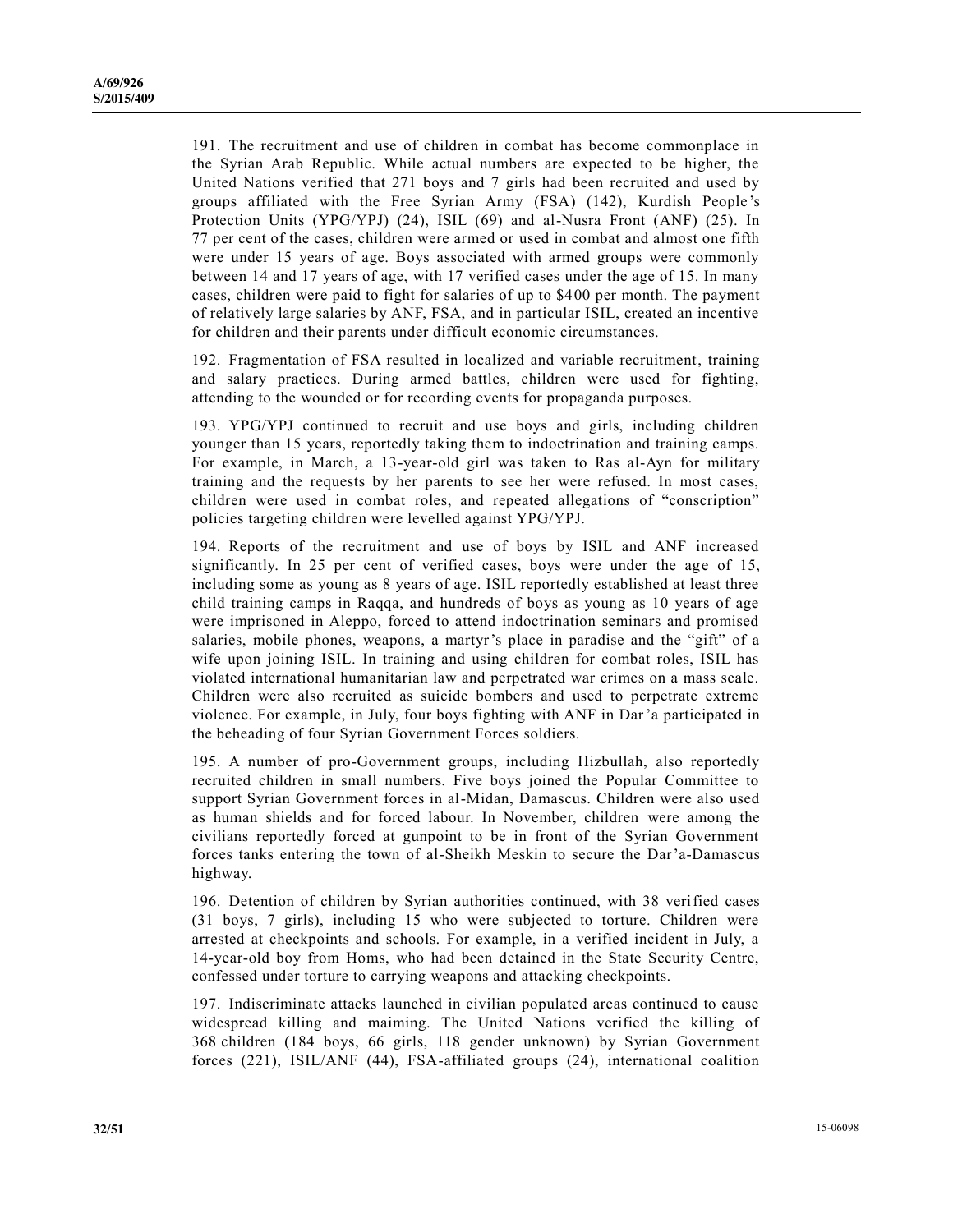191. The recruitment and use of children in combat has become commonplace in the Syrian Arab Republic. While actual numbers are expected to be higher, the United Nations verified that 271 boys and 7 girls had been recruited and used by groups affiliated with the Free Syrian Army (FSA) (142), Kurdish People's Protection Units (YPG/YPJ) (24), ISIL (69) and al-Nusra Front (ANF) (25). In 77 per cent of the cases, children were armed or used in combat and almost one fifth were under 15 years of age. Boys associated with armed groups were commonly between 14 and 17 years of age, with 17 verified cases under the age of 15. In many cases, children were paid to fight for salaries of up to $400 per month. The payment of relatively large salaries by ANF, FSA, and in particular ISIL, created an incentive for children and their parents under difficult economic circumstances.

192. Fragmentation of FSA resulted in localized and variable recruitment, training and salary practices. During armed battles, children were used for fighting, attending to the wounded or for recording events for propaganda purposes.

193. YPG/YPJ continued to recruit and use boys and girls, including children younger than 15 years, reportedly taking them to indoctrination and training camps. For example, in March, a 13-year-old girl was taken to Ras al-Ayn for military training and the requests by her parents to see her were refused. In most cases, children were used in combat roles, and repeated allegations of "conscription" policies targeting children were levelled against YPG/YPJ.

194. Reports of the recruitment and use of boys by ISIL and ANF increased significantly. In 25 per cent of verified cases, boys were under the age of 15, including some as young as 8 years of age. ISIL reportedly established at least three child training camps in Raqqa, and hundreds of boys as young as 10 years of age were imprisoned in Aleppo, forced to attend indoctrination seminars and promised salaries, mobile phones, weapons, a martyr's place in paradise and the "gift" of a wife upon joining ISIL. In training and using children for combat roles, ISIL has violated international humanitarian law and perpetrated war crimes on a mass scale. Children were also recruited as suicide bombers and used to perpetrate extreme violence. For example, in July, four boys fighting with ANF in Dar'a participated in the beheading of four Syrian Government Forces soldiers.

195. A number of pro-Government groups, including Hizbullah, also reportedly recruited children in small numbers. Five boys joined the Popular Committee to support Syrian Government forces in al-Midan, Damascus. Children were also used as human shields and for forced labour. In November, children were among the civilians reportedly forced at gunpoint to be in front of the Syrian Government forces tanks entering the town of al-Sheikh Meskin to secure the Dar'a-Damascus highway.

196. Detention of children by Syrian authorities continued, with 38 verified cases (31 boys, 7 girls), including 15 who were subjected to torture. Children were arrested at checkpoints and schools. For example, in a verified incident in July, a 14-year-old boy from Homs, who had been detained in the State Security Centre, confessed under torture to carrying weapons and attacking checkpoints.

197. Indiscriminate attacks launched in civilian populated areas continued to cause widespread killing and maiming. The United Nations verified the killing of 368 children (184 boys, 66 girls, 118 gender unknown) by Syrian Government forces (221), ISIL/ANF (44), FSA-affiliated groups (24), international coalition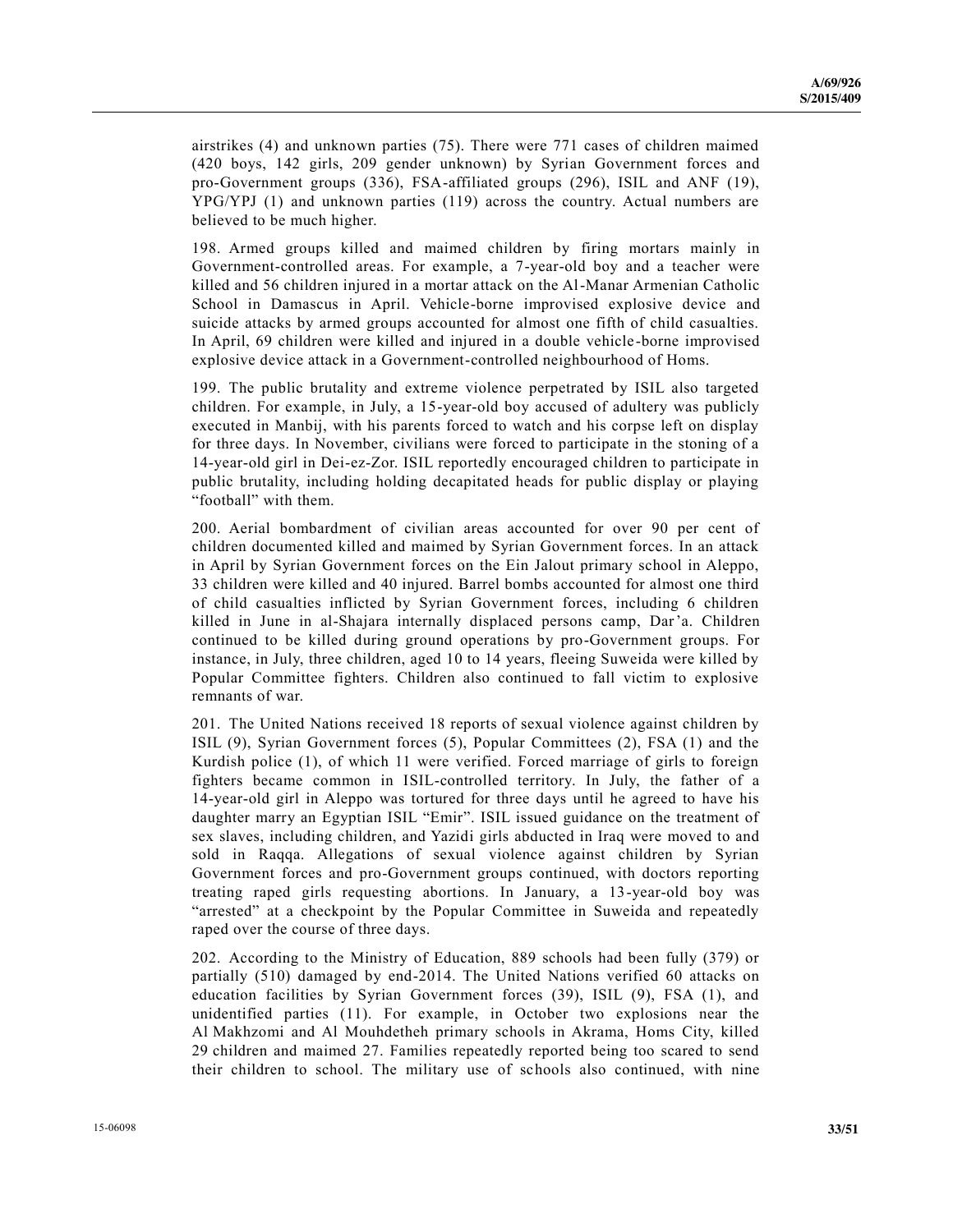airstrikes (4) and unknown parties (75). There were 771 cases of children maimed (420 boys, 142 girls, 209 gender unknown) by Syrian Government forces and pro-Government groups (336), FSA-affiliated groups (296), ISIL and ANF (19), YPG/YPJ (1) and unknown parties (119) across the country. Actual numbers are believed to be much higher.

198. Armed groups killed and maimed children by firing mortars mainly in Government-controlled areas. For example, a 7-year-old boy and a teacher were killed and 56 children injured in a mortar attack on the Al-Manar Armenian Catholic School in Damascus in April. Vehicle-borne improvised explosive device and suicide attacks by armed groups accounted for almost one fifth of child casualties. In April, 69 children were killed and injured in a double vehicle-borne improvised explosive device attack in a Government-controlled neighbourhood of Homs.

199. The public brutality and extreme violence perpetrated by ISIL also targeted children. For example, in July, a 15-year-old boy accused of adultery was publicly executed in Manbij, with his parents forced to watch and his corpse left on display for three days. In November, civilians were forced to participate in the stoning of a 14-year-old girl in Dei-ez-Zor. ISIL reportedly encouraged children to participate in public brutality, including holding decapitated heads for public display or playing "football" with them.

200. Aerial bombardment of civilian areas accounted for over 90 per cent of children documented killed and maimed by Syrian Government forces. In an attack in April by Syrian Government forces on the Ein Jalout primary school in Aleppo, 33 children were killed and 40 injured. Barrel bombs accounted for almost one third of child casualties inflicted by Syrian Government forces, including 6 children killed in June in al-Shajara internally displaced persons camp, Dar'a. Children continued to be killed during ground operations by pro-Government groups. For instance, in July, three children, aged 10 to 14 years, fleeing Suweida were killed by Popular Committee fighters. Children also continued to fall victim to explosive remnants of war.

201. The United Nations received 18 reports of sexual violence against children by ISIL (9), Syrian Government forces (5), Popular Committees (2), FSA (1) and the Kurdish police (1), of which 11 were verified. Forced marriage of girls to foreign fighters became common in ISIL-controlled territory. In July, the father of a 14-year-old girl in Aleppo was tortured for three days until he agreed to have his daughter marry an Egyptian ISIL "Emir". ISIL issued guidance on the treatment of sex slaves, including children, and Yazidi girls abducted in Iraq were moved to and sold in Raqqa. Allegations of sexual violence against children by Syrian Government forces and pro-Government groups continued, with doctors reporting treating raped girls requesting abortions. In January, a 13-year-old boy was "arrested" at a checkpoint by the Popular Committee in Suweida and repeatedly raped over the course of three days.

202. According to the Ministry of Education, 889 schools had been fully (379) or partially (510) damaged by end-2014. The United Nations verified 60 attacks on education facilities by Syrian Government forces (39), ISIL (9), FSA (1), and unidentified parties (11). For example, in October two explosions near the Al Makhzomi and Al Mouhdetheh primary schools in Akrama, Homs City, killed 29 children and maimed 27. Families repeatedly reported being too scared to send their children to school. The military use of schools also continued, with nine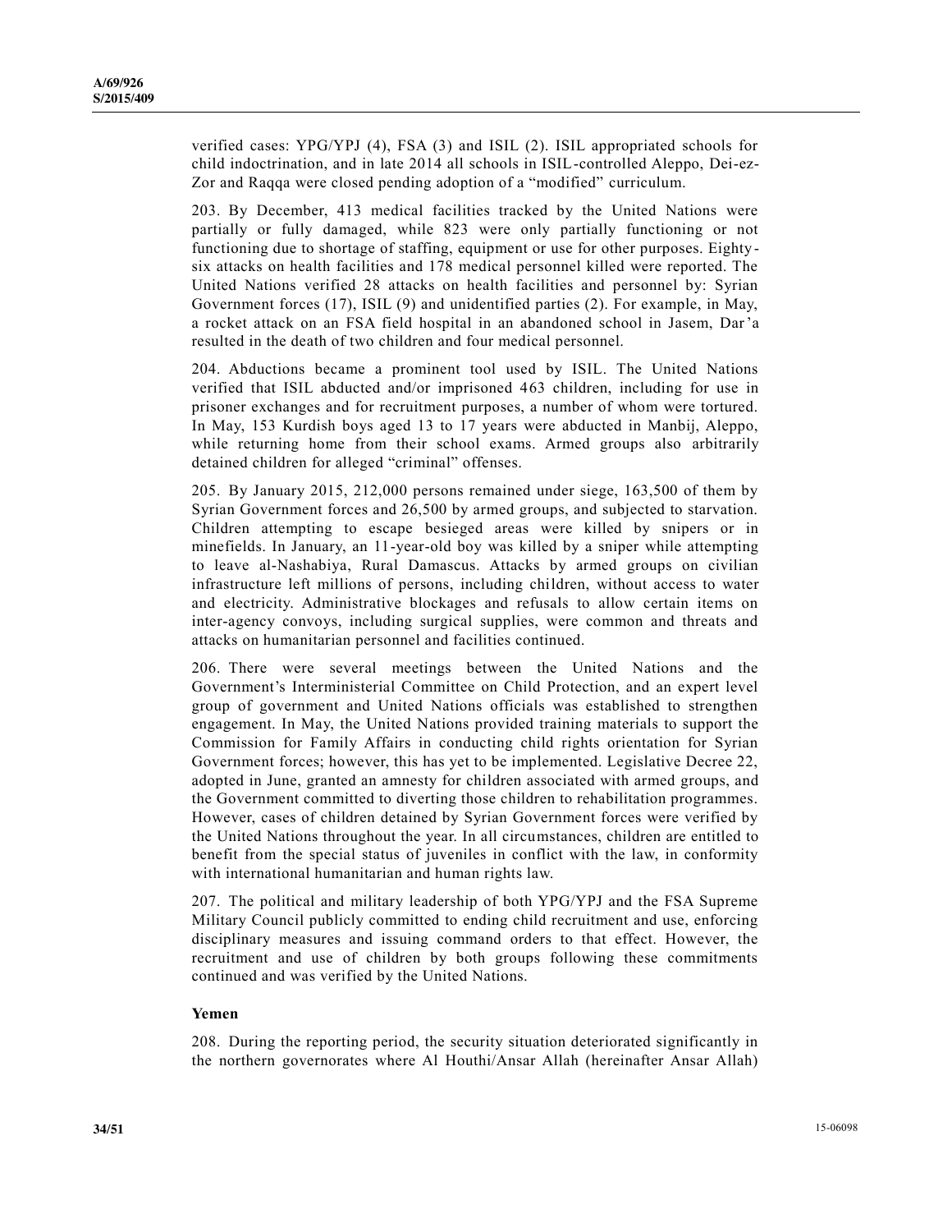verified cases: YPG/YPJ (4), FSA (3) and ISIL (2). ISIL appropriated schools for child indoctrination, and in late 2014 all schools in ISIL-controlled Aleppo, Dei-ez-Zor and Raqqa were closed pending adoption of a "modified" curriculum.

203. By December, 413 medical facilities tracked by the United Nations were partially or fully damaged, while 823 were only partially functioning or not functioning due to shortage of staffing, equipment or use for other purposes. Eighty-six attacks on health facilities and 178 medical personnel killed were reported. The United Nations verified 28 attacks on health facilities and personnel by: Syrian Government forces (17), ISIL (9) and unidentified parties (2). For example, in May, a rocket attack on an FSA field hospital in an abandoned school in Jasem, Dar'a resulted in the death of two children and four medical personnel.

204. Abductions became a prominent tool used by ISIL. The United Nations verified that ISIL abducted and/or imprisoned 463 children, including for use in prisoner exchanges and for recruitment purposes, a number of whom were tortured. In May, 153 Kurdish boys aged 13 to 17 years were abducted in Manbij, Aleppo, while returning home from their school exams. Armed groups also arbitrarily detained children for alleged "criminal" offenses.

205. By January 2015, 212,000 persons remained under siege, 163,500 of them by Syrian Government forces and 26,500 by armed groups, and subjected to starvation. Children attempting to escape besieged areas were killed by snipers or in minefields. In January, an 11-year-old boy was killed by a sniper while attempting to leave al-Nashabiya, Rural Damascus. Attacks by armed groups on civilian infrastructure left millions of persons, including children, without access to water and electricity. Administrative blockages and refusals to allow certain items on inter-agency convoys, including surgical supplies, were common and threats and attacks on humanitarian personnel and facilities continued.

206. There were several meetings between the United Nations and the Government's Interministerial Committee on Child Protection, and an expert level group of government and United Nations officials was established to strengthen engagement. In May, the United Nations provided training materials to support the Commission for Family Affairs in conducting child rights orientation for Syrian Government forces; however, this has yet to be implemented. Legislative Decree 22, adopted in June, granted an amnesty for children associated with armed groups, and the Government committed to diverting those children to rehabilitation programmes. However, cases of children detained by Syrian Government forces were verified by the United Nations throughout the year. In all circumstances, children are entitled to benefit from the special status of juveniles in conflict with the law, in conformity with international humanitarian and human rights law.

207. The political and military leadership of both YPG/YPJ and the FSA Supreme Military Council publicly committed to ending child recruitment and use, enforcing disciplinary measures and issuing command orders to that effect. However, the recruitment and use of children by both groups following these commitments continued and was verified by the United Nations.

**Yemen**

208. During the reporting period, the security situation deteriorated significantly in the northern governorates where Al Houthi/Ansar Allah (hereinafter Ansar Allah)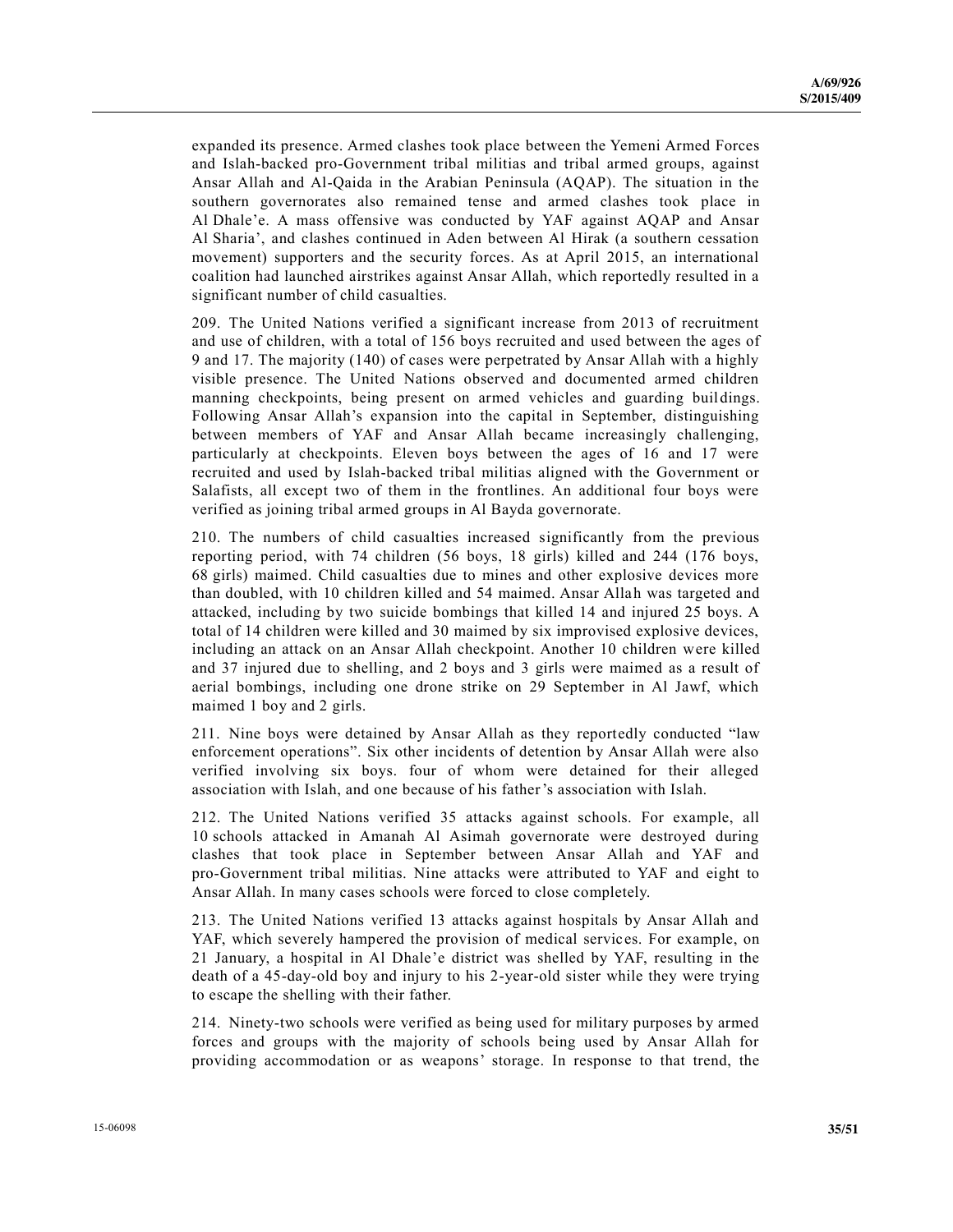expanded its presence. Armed clashes took place between the Yemeni Armed Forces and Islah-backed pro-Government tribal militias and tribal armed groups, against Ansar Allah and Al-Qaida in the Arabian Peninsula (AQAP). The situation in the southern governorates also remained tense and armed clashes took place in Al Dhale'e. A mass offensive was conducted by YAF against AQAP and Ansar Al Sharia', and clashes continued in Aden between Al Hirak (a southern cessation movement) supporters and the security forces. As at April 2015, an international coalition had launched airstrikes against Ansar Allah, which reportedly resulted in a significant number of child casualties.

209. The United Nations verified a significant increase from 2013 of recruitment and use of children, with a total of 156 boys recruited and used between the ages of 9 and 17. The majority (140) of cases were perpetrated by Ansar Allah with a highly visible presence. The United Nations observed and documented armed children manning checkpoints, being present on armed vehicles and guarding buildings. Following Ansar Allah's expansion into the capital in September, distinguishing between members of YAF and Ansar Allah became increasingly challenging, particularly at checkpoints. Eleven boys between the ages of 16 and 17 were recruited and used by Islah-backed tribal militias aligned with the Government or Salafists, all except two of them in the frontlines. An additional four boys were verified as joining tribal armed groups in Al Bayda governorate.

210. The numbers of child casualties increased significantly from the previous reporting period, with 74 children (56 boys, 18 girls) killed and 244 (176 boys, 68 girls) maimed. Child casualties due to mines and other explosive devices more than doubled, with 10 children killed and 54 maimed. Ansar Allah was targeted and attacked, including by two suicide bombings that killed 14 and injured 25 boys. A total of 14 children were killed and 30 maimed by six improvised explosive devices, including an attack on an Ansar Allah checkpoint. Another 10 children were killed and 37 injured due to shelling, and 2 boys and 3 girls were maimed as a result of aerial bombings, including one drone strike on 29 September in Al Jawf, which maimed 1 boy and 2 girls.

211. Nine boys were detained by Ansar Allah as they reportedly conducted "law enforcement operations". Six other incidents of detention by Ansar Allah were also verified involving six boys. four of whom were detained for their alleged association with Islah, and one because of his father's association with Islah.

212. The United Nations verified 35 attacks against schools. For example, all 10 schools attacked in Amanah Al Asimah governorate were destroyed during clashes that took place in September between Ansar Allah and YAF and pro-Government tribal militias. Nine attacks were attributed to YAF and eight to Ansar Allah. In many cases schools were forced to close completely.

213. The United Nations verified 13 attacks against hospitals by Ansar Allah and YAF, which severely hampered the provision of medical services. For example, on 21 January, a hospital in Al Dhale'e district was shelled by YAF, resulting in the death of a 45-day-old boy and injury to his 2-year-old sister while they were trying to escape the shelling with their father.

214. Ninety-two schools were verified as being used for military purposes by armed forces and groups with the majority of schools being used by Ansar Allah for providing accommodation or as weapons' storage. In response to that trend, the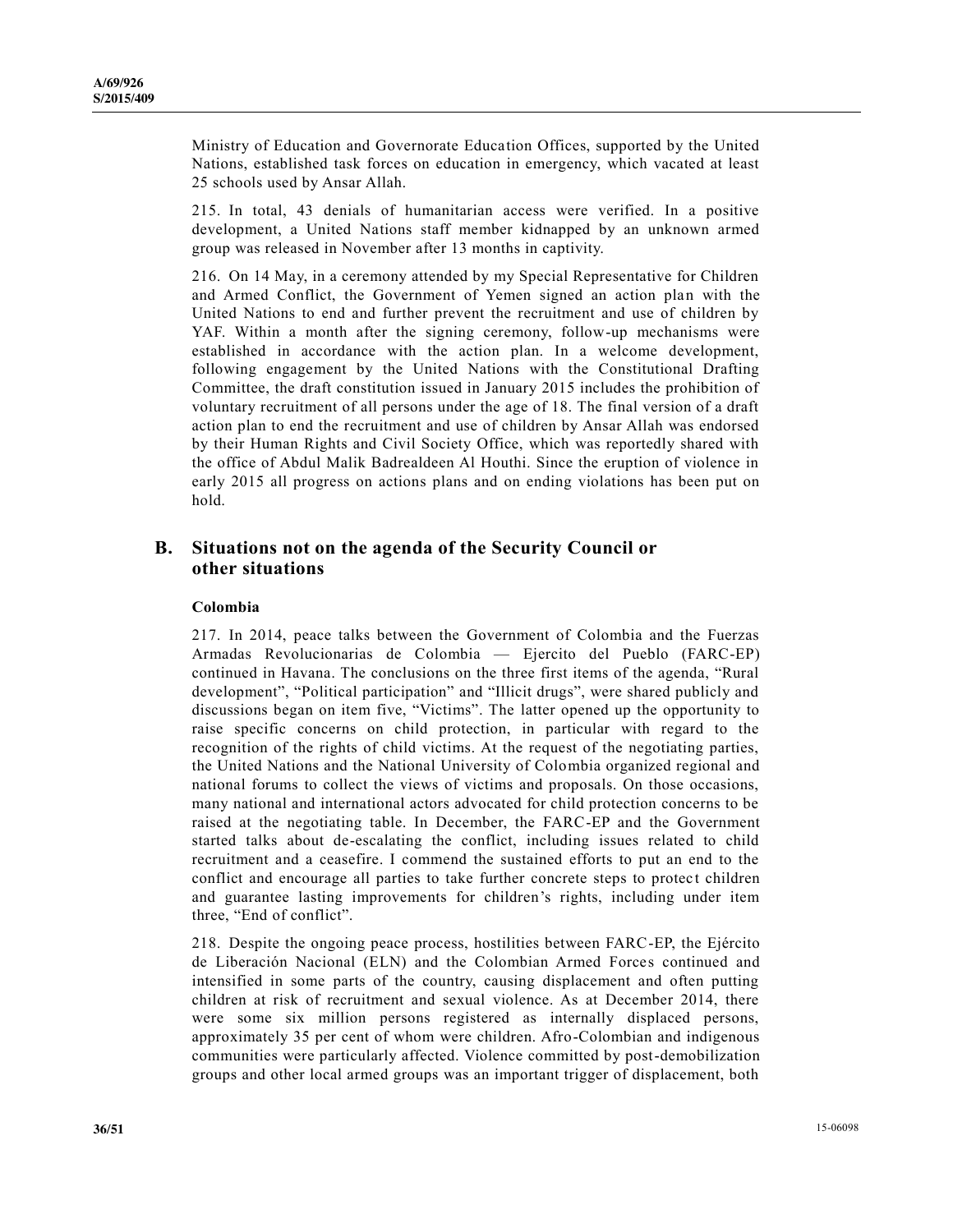Ministry of Education and Governorate Education Offices, supported by the United Nations, established task forces on education in emergency, which vacated at least 25 schools used by Ansar Allah.

215. In total, 43 denials of humanitarian access were verified. In a positive development, a United Nations staff member kidnapped by an unknown armed group was released in November after 13 months in captivity.

216. On 14 May, in a ceremony attended by my Special Representative for Children and Armed Conflict, the Government of Yemen signed an action plan with the United Nations to end and further prevent the recruitment and use of children by YAF. Within a month after the signing ceremony, follow-up mechanisms were established in accordance with the action plan. In a welcome development, following engagement by the United Nations with the Constitutional Drafting Committee, the draft constitution issued in January 2015 includes the prohibition of voluntary recruitment of all persons under the age of 18. The final version of a draft action plan to end the recruitment and use of children by Ansar Allah was endorsed by their Human Rights and Civil Society Office, which was reportedly shared with the office of Abdul Malik Badrealdeen Al Houthi. Since the eruption of violence in early 2015 all progress on actions plans and on ending violations has been put on hold.

## B. Situations not on the agenda of the Security Council or other situations

### Colombia

217. In 2014, peace talks between the Government of Colombia and the Fuerzas Armadas Revolucionarias de Colombia — Ejercito del Pueblo (FARC-EP) continued in Havana. The conclusions on the three first items of the agenda, "Rural development", "Political participation" and "Illicit drugs", were shared publicly and discussions began on item five, "Victims". The latter opened up the opportunity to raise specific concerns on child protection, in particular with regard to the recognition of the rights of child victims. At the request of the negotiating parties, the United Nations and the National University of Colombia organized regional and national forums to collect the views of victims and proposals. On those occasions, many national and international actors advocated for child protection concerns to be raised at the negotiating table. In December, the FARC-EP and the Government started talks about de-escalating the conflict, including issues related to child recruitment and a ceasefire. I commend the sustained efforts to put an end to the conflict and encourage all parties to take further concrete steps to protect children and guarantee lasting improvements for children's rights, including under item three, "End of conflict".

218. Despite the ongoing peace process, hostilities between FARC-EP, the Ejército de Liberación Nacional (ELN) and the Colombian Armed Forces continued and intensified in some parts of the country, causing displacement and often putting children at risk of recruitment and sexual violence. As at December 2014, there were some six million persons registered as internally displaced persons, approximately 35 per cent of whom were children. Afro-Colombian and indigenous communities were particularly affected. Violence committed by post-demobilization groups and other local armed groups was an important trigger of displacement, both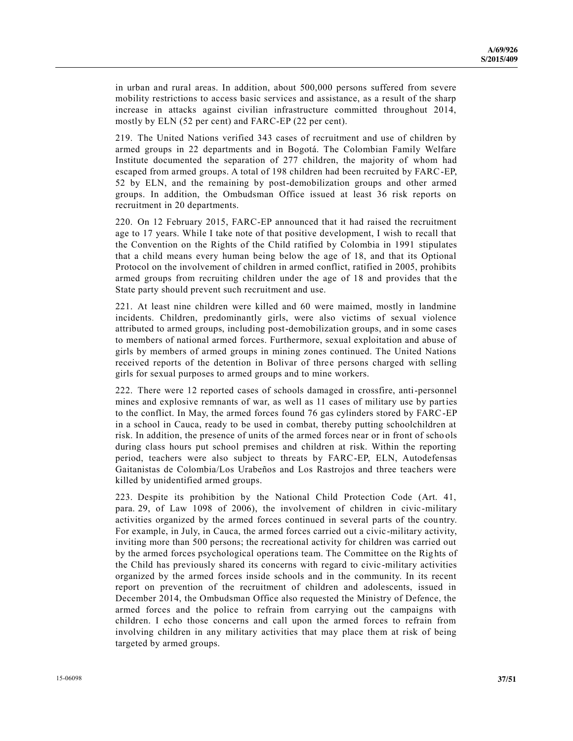in urban and rural areas. In addition, about 500,000 persons suffered from severe mobility restrictions to access basic services and assistance, as a result of the sharp increase in attacks against civilian infrastructure committed throughout 2014, mostly by ELN (52 per cent) and FARC-EP (22 per cent).

219. The United Nations verified 343 cases of recruitment and use of children by armed groups in 22 departments and in Bogotá. The Colombian Family Welfare Institute documented the separation of 277 children, the majority of whom had escaped from armed groups. A total of 198 children had been recruited by FARC-EP, 52 by ELN, and the remaining by post-demobilization groups and other armed groups. In addition, the Ombudsman Office issued at least 36 risk reports on recruitment in 20 departments.

220. On 12 February 2015, FARC-EP announced that it had raised the recruitment age to 17 years. While I take note of that positive development, I wish to recall that the Convention on the Rights of the Child ratified by Colombia in 1991 stipulates that a child means every human being below the age of 18, and that its Optional Protocol on the involvement of children in armed conflict, ratified in 2005, prohibits armed groups from recruiting children under the age of 18 and provides that the State party should prevent such recruitment and use.

221. At least nine children were killed and 60 were maimed, mostly in landmine incidents. Children, predominantly girls, were also victims of sexual violence attributed to armed groups, including post-demobilization groups, and in some cases to members of national armed forces. Furthermore, sexual exploitation and abuse of girls by members of armed groups in mining zones continued. The United Nations received reports of the detention in Bolivar of three persons charged with selling girls for sexual purposes to armed groups and to mine workers.

222. There were 12 reported cases of schools damaged in crossfire, anti-personnel mines and explosive remnants of war, as well as 11 cases of military use by parties to the conflict. In May, the armed forces found 76 gas cylinders stored by FARC-EP in a school in Cauca, ready to be used in combat, thereby putting schoolchildren at risk. In addition, the presence of units of the armed forces near or in front of schools during class hours put school premises and children at risk. Within the reporting period, teachers were also subject to threats by FARC-EP, ELN, Autodefensas Gaitanistas de Colombia/Los Urabeños and Los Rastrojos and three teachers were killed by unidentified armed groups.

223. Despite its prohibition by the National Child Protection Code (Art. 41, para. 29, of Law 1098 of 2006), the involvement of children in civic-military activities organized by the armed forces continued in several parts of the country. For example, in July, in Cauca, the armed forces carried out a civic-military activity, inviting more than 500 persons; the recreational activity for children was carried out by the armed forces psychological operations team. The Committee on the Rights of the Child has previously shared its concerns with regard to civic-military activities organized by the armed forces inside schools and in the community. In its recent report on prevention of the recruitment of children and adolescents, issued in December 2014, the Ombudsman Office also requested the Ministry of Defence, the armed forces and the police to refrain from carrying out the campaigns with children. I echo those concerns and call upon the armed forces to refrain from involving children in any military activities that may place them at risk of being targeted by armed groups.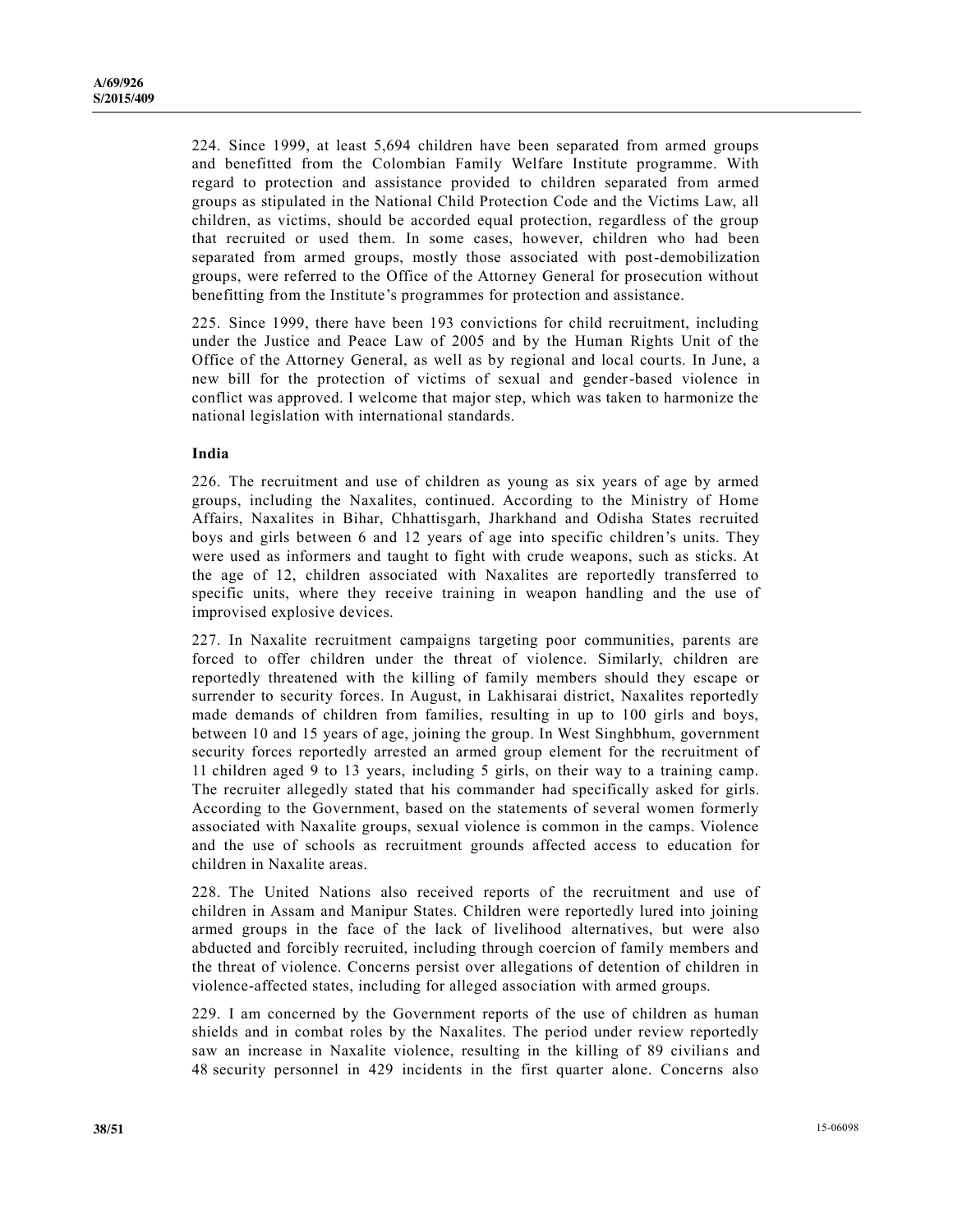224. Since 1999, at least 5,694 children have been separated from armed groups and benefitted from the Colombian Family Welfare Institute programme. With regard to protection and assistance provided to children separated from armed groups as stipulated in the National Child Protection Code and the Victims Law, all children, as victims, should be accorded equal protection, regardless of the group that recruited or used them. In some cases, however, children who had been separated from armed groups, mostly those associated with post-demobilization groups, were referred to the Office of the Attorney General for prosecution without benefitting from the Institute's programmes for protection and assistance.

225. Since 1999, there have been 193 convictions for child recruitment, including under the Justice and Peace Law of 2005 and by the Human Rights Unit of the Office of the Attorney General, as well as by regional and local courts. In June, a new bill for the protection of victims of sexual and gender-based violence in conflict was approved. I welcome that major step, which was taken to harmonize the national legislation with international standards.

### India

226. The recruitment and use of children as young as six years of age by armed groups, including the Naxalites, continued. According to the Ministry of Home Affairs, Naxalites in Bihar, Chhattisgarh, Jharkhand and Odisha States recruited boys and girls between 6 and 12 years of age into specific children's units. They were used as informers and taught to fight with crude weapons, such as sticks. At the age of 12, children associated with Naxalites are reportedly transferred to specific units, where they receive training in weapon handling and the use of improvised explosive devices.

227. In Naxalite recruitment campaigns targeting poor communities, parents are forced to offer children under the threat of violence. Similarly, children are reportedly threatened with the killing of family members should they escape or surrender to security forces. In August, in Lakhisarai district, Naxalites reportedly made demands of children from families, resulting in up to 100 girls and boys, between 10 and 15 years of age, joining the group. In West Singhbhum, government security forces reportedly arrested an armed group element for the recruitment of 11 children aged 9 to 13 years, including 5 girls, on their way to a training camp. The recruiter allegedly stated that his commander had specifically asked for girls. According to the Government, based on the statements of several women formerly associated with Naxalite groups, sexual violence is common in the camps. Violence and the use of schools as recruitment grounds affected access to education for children in Naxalite areas.

228. The United Nations also received reports of the recruitment and use of children in Assam and Manipur States. Children were reportedly lured into joining armed groups in the face of the lack of livelihood alternatives, but were also abducted and forcibly recruited, including through coercion of family members and the threat of violence. Concerns persist over allegations of detention of children in violence-affected states, including for alleged association with armed groups.

229. I am concerned by the Government reports of the use of children as human shields and in combat roles by the Naxalites. The period under review reportedly saw an increase in Naxalite violence, resulting in the killing of 89 civilians and 48 security personnel in 429 incidents in the first quarter alone. Concerns also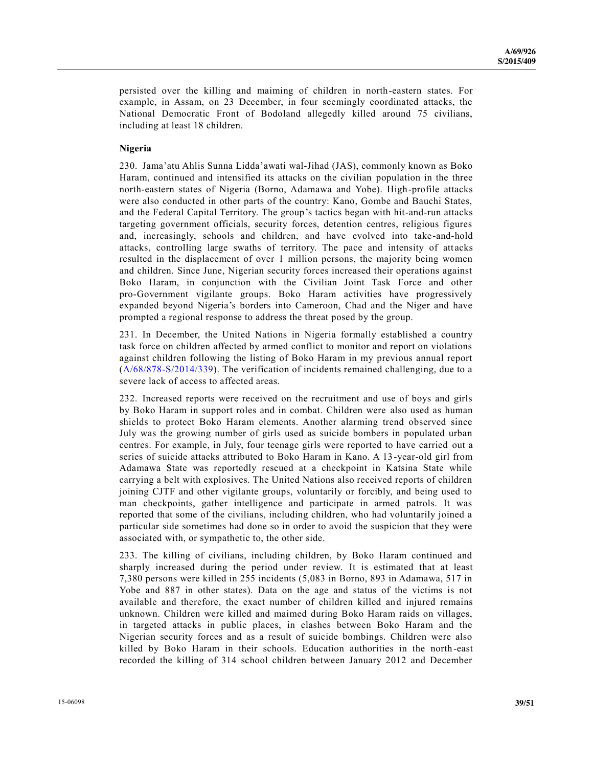persisted over the killing and maiming of children in north-eastern states. For example, in Assam, on 23 December, in four seemingly coordinated attacks, the National Democratic Front of Bodoland allegedly killed around 75 civilians, including at least 18 children.

**Nigeria**

230. Jama'atu Ahlis Sunna Lidda'awati wal-Jihad (JAS), commonly known as Boko Haram, continued and intensified its attacks on the civilian population in the three north-eastern states of Nigeria (Borno, Adamawa and Yobe). High-profile attacks were also conducted in other parts of the country: Kano, Gombe and Bauchi States, and the Federal Capital Territory. The group's tactics began with hit-and-run attacks targeting government officials, security forces, detention centres, religious figures and, increasingly, schools and children, and have evolved into take-and-hold attacks, controlling large swaths of territory. The pace and intensity of attacks resulted in the displacement of over 1 million persons, the majority being women and children. Since June, Nigerian security forces increased their operations against Boko Haram, in conjunction with the Civilian Joint Task Force and other pro-Government vigilante groups. Boko Haram activities have progressively expanded beyond Nigeria's borders into Cameroon, Chad and the Niger and have prompted a regional response to address the threat posed by the group.

231. In December, the United Nations in Nigeria formally established a country task force on children affected by armed conflict to monitor and report on violations against children following the listing of Boko Haram in my previous annual report (A/68/878-S/2014/339). The verification of incidents remained challenging, due to a severe lack of access to affected areas.

232. Increased reports were received on the recruitment and use of boys and girls by Boko Haram in support roles and in combat. Children were also used as human shields to protect Boko Haram elements. Another alarming trend observed since July was the growing number of girls used as suicide bombers in populated urban centres. For example, in July, four teenage girls were reported to have carried out a series of suicide attacks attributed to Boko Haram in Kano. A 13-year-old girl from Adamawa State was reportedly rescued at a checkpoint in Katsina State while carrying a belt with explosives. The United Nations also received reports of children joining CJTF and other vigilante groups, voluntarily or forcibly, and being used to man checkpoints, gather intelligence and participate in armed patrols. It was reported that some of the civilians, including children, who had voluntarily joined a particular side sometimes had done so in order to avoid the suspicion that they were associated with, or sympathetic to, the other side.

233. The killing of civilians, including children, by Boko Haram continued and sharply increased during the period under review. It is estimated that at least 7,380 persons were killed in 255 incidents (5,083 in Borno, 893 in Adamawa, 517 in Yobe and 887 in other states). Data on the age and status of the victims is not available and therefore, the exact number of children killed and injured remains unknown. Children were killed and maimed during Boko Haram raids on villages, in targeted attacks in public places, in clashes between Boko Haram and the Nigerian security forces and as a result of suicide bombings. Children were also killed by Boko Haram in their schools. Education authorities in the north-east recorded the killing of 314 school children between January 2012 and December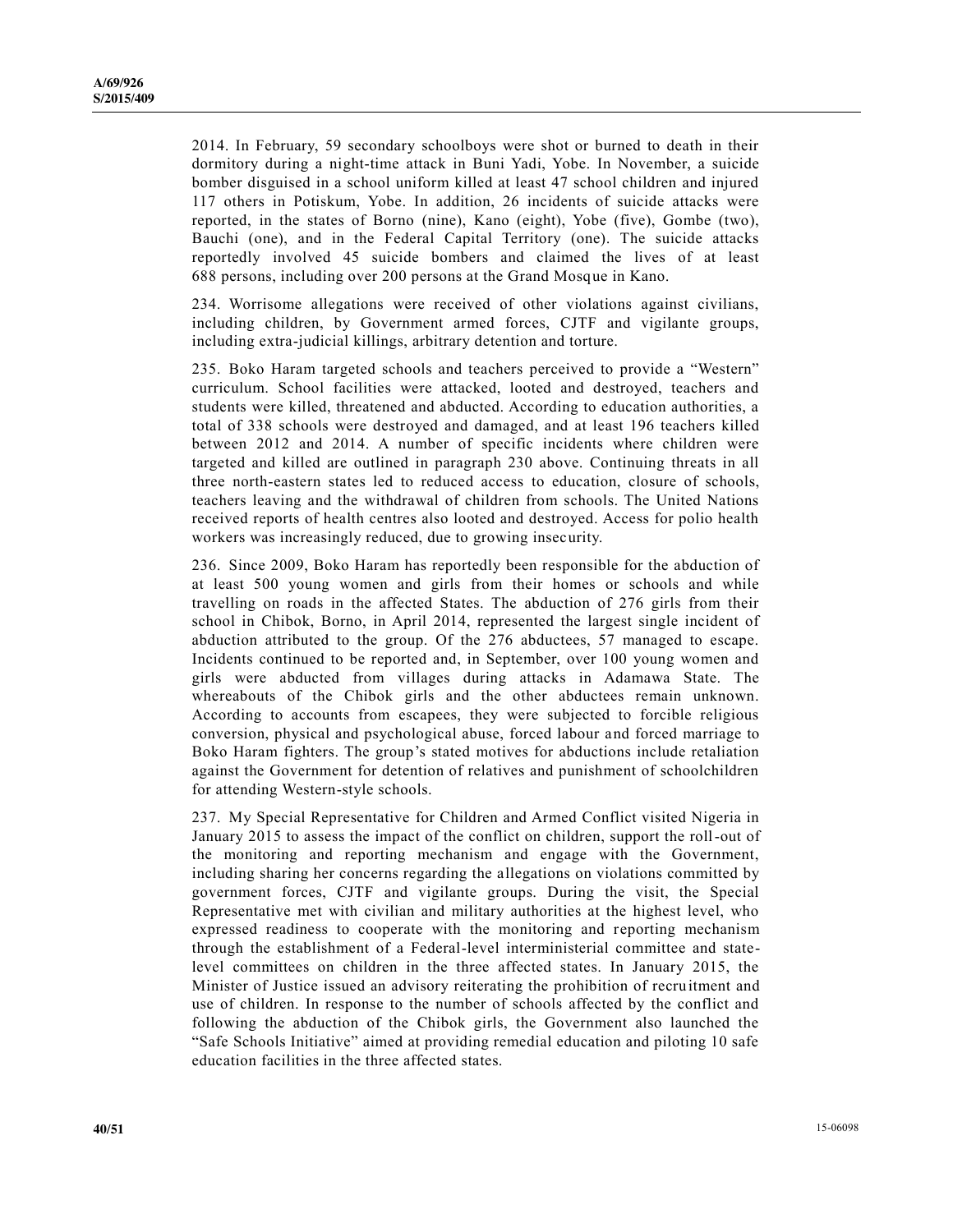2014. In February, 59 secondary schoolboys were shot or burned to death in their dormitory during a night-time attack in Buni Yadi, Yobe. In November, a suicide bomber disguised in a school uniform killed at least 47 school children and injured 117 others in Potiskum, Yobe. In addition, 26 incidents of suicide attacks were reported, in the states of Borno (nine), Kano (eight), Yobe (five), Gombe (two), Bauchi (one), and in the Federal Capital Territory (one). The suicide attacks reportedly involved 45 suicide bombers and claimed the lives of at least 688 persons, including over 200 persons at the Grand Mosque in Kano.

234. Worrisome allegations were received of other violations against civilians, including children, by Government armed forces, CJTF and vigilante groups, including extra-judicial killings, arbitrary detention and torture.

235. Boko Haram targeted schools and teachers perceived to provide a "Western" curriculum. School facilities were attacked, looted and destroyed, teachers and students were killed, threatened and abducted. According to education authorities, a total of 338 schools were destroyed and damaged, and at least 196 teachers killed between 2012 and 2014. A number of specific incidents where children were targeted and killed are outlined in paragraph 230 above. Continuing threats in all three north-eastern states led to reduced access to education, closure of schools, teachers leaving and the withdrawal of children from schools. The United Nations received reports of health centres also looted and destroyed. Access for polio health workers was increasingly reduced, due to growing insecurity.

236. Since 2009, Boko Haram has reportedly been responsible for the abduction of at least 500 young women and girls from their homes or schools and while travelling on roads in the affected States. The abduction of 276 girls from their school in Chibok, Borno, in April 2014, represented the largest single incident of abduction attributed to the group. Of the 276 abductees, 57 managed to escape. Incidents continued to be reported and, in September, over 100 young women and girls were abducted from villages during attacks in Adamawa State. The whereabouts of the Chibok girls and the other abductees remain unknown. According to accounts from escapees, they were subjected to forcible religious conversion, physical and psychological abuse, forced labour and forced marriage to Boko Haram fighters. The group's stated motives for abductions include retaliation against the Government for detention of relatives and punishment of schoolchildren for attending Western-style schools.

237. My Special Representative for Children and Armed Conflict visited Nigeria in January 2015 to assess the impact of the conflict on children, support the roll-out of the monitoring and reporting mechanism and engage with the Government, including sharing her concerns regarding the allegations on violations committed by government forces, CJTF and vigilante groups. During the visit, the Special Representative met with civilian and military authorities at the highest level, who expressed readiness to cooperate with the monitoring and reporting mechanism through the establishment of a Federal-level interministerial committee and state-level committees on children in the three affected states. In January 2015, the Minister of Justice issued an advisory reiterating the prohibition of recruitment and use of children. In response to the number of schools affected by the conflict and following the abduction of the Chibok girls, the Government also launched the "Safe Schools Initiative" aimed at providing remedial education and piloting 10 safe education facilities in the three affected states.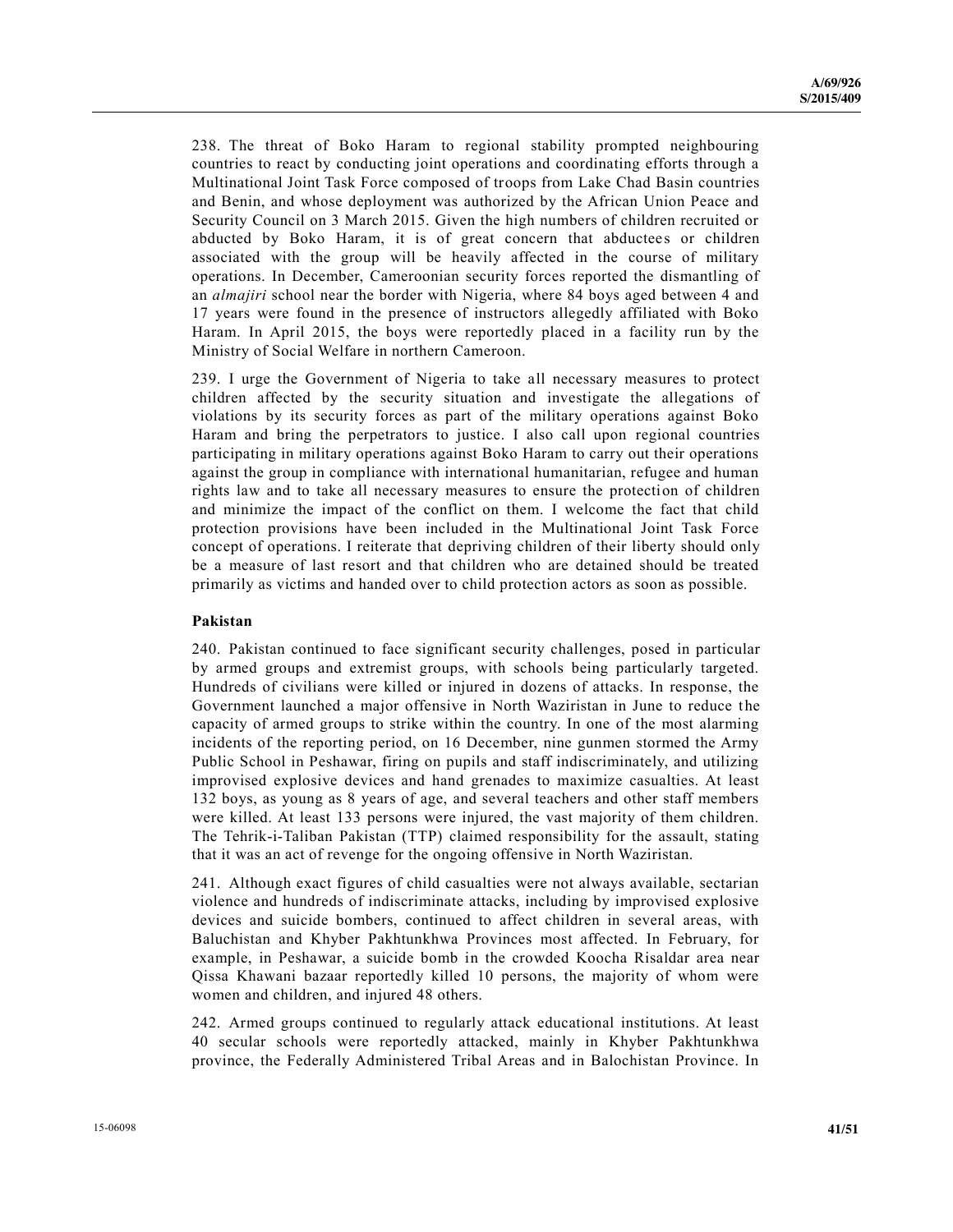238. The threat of Boko Haram to regional stability prompted neighbouring countries to react by conducting joint operations and coordinating efforts through a Multinational Joint Task Force composed of troops from Lake Chad Basin countries and Benin, and whose deployment was authorized by the African Union Peace and Security Council on 3 March 2015. Given the high numbers of children recruited or abducted by Boko Haram, it is of great concern that abductees or children associated with the group will be heavily affected in the course of military operations. In December, Cameroonian security forces reported the dismantling of an *almajiri* school near the border with Nigeria, where 84 boys aged between 4 and 17 years were found in the presence of instructors allegedly affiliated with Boko Haram. In April 2015, the boys were reportedly placed in a facility run by the Ministry of Social Welfare in northern Cameroon.

239. I urge the Government of Nigeria to take all necessary measures to protect children affected by the security situation and investigate the allegations of violations by its security forces as part of the military operations against Boko Haram and bring the perpetrators to justice. I also call upon regional countries participating in military operations against Boko Haram to carry out their operations against the group in compliance with international humanitarian, refugee and human rights law and to take all necessary measures to ensure the protection of children and minimize the impact of the conflict on them. I welcome the fact that child protection provisions have been included in the Multinational Joint Task Force concept of operations. I reiterate that depriving children of their liberty should only be a measure of last resort and that children who are detained should be treated primarily as victims and handed over to child protection actors as soon as possible.

**Pakistan**

240. Pakistan continued to face significant security challenges, posed in particular by armed groups and extremist groups, with schools being particularly targeted. Hundreds of civilians were killed or injured in dozens of attacks. In response, the Government launched a major offensive in North Waziristan in June to reduce the capacity of armed groups to strike within the country. In one of the most alarming incidents of the reporting period, on 16 December, nine gunmen stormed the Army Public School in Peshawar, firing on pupils and staff indiscriminately, and utilizing improvised explosive devices and hand grenades to maximize casualties. At least 132 boys, as young as 8 years of age, and several teachers and other staff members were killed. At least 133 persons were injured, the vast majority of them children. The Tehrik-i-Taliban Pakistan (TTP) claimed responsibility for the assault, stating that it was an act of revenge for the ongoing offensive in North Waziristan.

241. Although exact figures of child casualties were not always available, sectarian violence and hundreds of indiscriminate attacks, including by improvised explosive devices and suicide bombers, continued to affect children in several areas, with Baluchistan and Khyber Pakhtunkhwa Provinces most affected. In February, for example, in Peshawar, a suicide bomb in the crowded Koocha Risaldar area near Qissa Khawani bazaar reportedly killed 10 persons, the majority of whom were women and children, and injured 48 others.

242. Armed groups continued to regularly attack educational institutions. At least 40 secular schools were reportedly attacked, mainly in Khyber Pakhtunkhwa province, the Federally Administered Tribal Areas and in Balochistan Province. In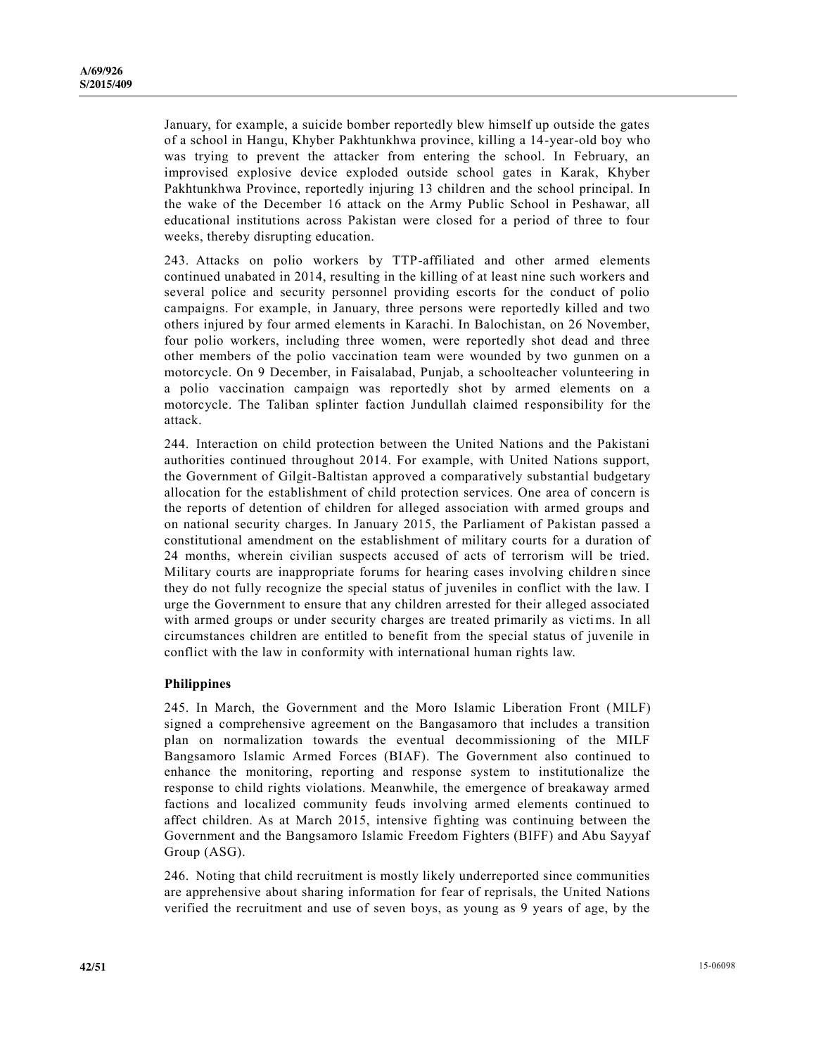January, for example, a suicide bomber reportedly blew himself up outside the gates of a school in Hangu, Khyber Pakhtunkhwa province, killing a 14-year-old boy who was trying to prevent the attacker from entering the school. In February, an improvised explosive device exploded outside school gates in Karak, Khyber Pakhtunkhwa Province, reportedly injuring 13 children and the school principal. In the wake of the December 16 attack on the Army Public School in Peshawar, all educational institutions across Pakistan were closed for a period of three to four weeks, thereby disrupting education.

243. Attacks on polio workers by TTP-affiliated and other armed elements continued unabated in 2014, resulting in the killing of at least nine such workers and several police and security personnel providing escorts for the conduct of polio campaigns. For example, in January, three persons were reportedly killed and two others injured by four armed elements in Karachi. In Balochistan, on 26 November, four polio workers, including three women, were reportedly shot dead and three other members of the polio vaccination team were wounded by two gunmen on a motorcycle. On 9 December, in Faisalabad, Punjab, a schoolteacher volunteering in a polio vaccination campaign was reportedly shot by armed elements on a motorcycle. The Taliban splinter faction Jundullah claimed responsibility for the attack.

244. Interaction on child protection between the United Nations and the Pakistani authorities continued throughout 2014. For example, with United Nations support, the Government of Gilgit-Baltistan approved a comparatively substantial budgetary allocation for the establishment of child protection services. One area of concern is the reports of detention of children for alleged association with armed groups and on national security charges. In January 2015, the Parliament of Pakistan passed a constitutional amendment on the establishment of military courts for a duration of 24 months, wherein civilian suspects accused of acts of terrorism will be tried. Military courts are inappropriate forums for hearing cases involving children since they do not fully recognize the special status of juveniles in conflict with the law. I urge the Government to ensure that any children arrested for their alleged associated with armed groups or under security charges are treated primarily as victims. In all circumstances children are entitled to benefit from the special status of juvenile in conflict with the law in conformity with international human rights law.

### Philippines

245. In March, the Government and the Moro Islamic Liberation Front (MILF) signed a comprehensive agreement on the Bangasamoro that includes a transition plan on normalization towards the eventual decommissioning of the MILF Bangsamoro Islamic Armed Forces (BIAF). The Government also continued to enhance the monitoring, reporting and response system to institutionalize the response to child rights violations. Meanwhile, the emergence of breakaway armed factions and localized community feuds involving armed elements continued to affect children. As at March 2015, intensive fighting was continuing between the Government and the Bangsamoro Islamic Freedom Fighters (BIFF) and Abu Sayyaf Group (ASG).

246. Noting that child recruitment is mostly likely underreported since communities are apprehensive about sharing information for fear of reprisals, the United Nations verified the recruitment and use of seven boys, as young as 9 years of age, by the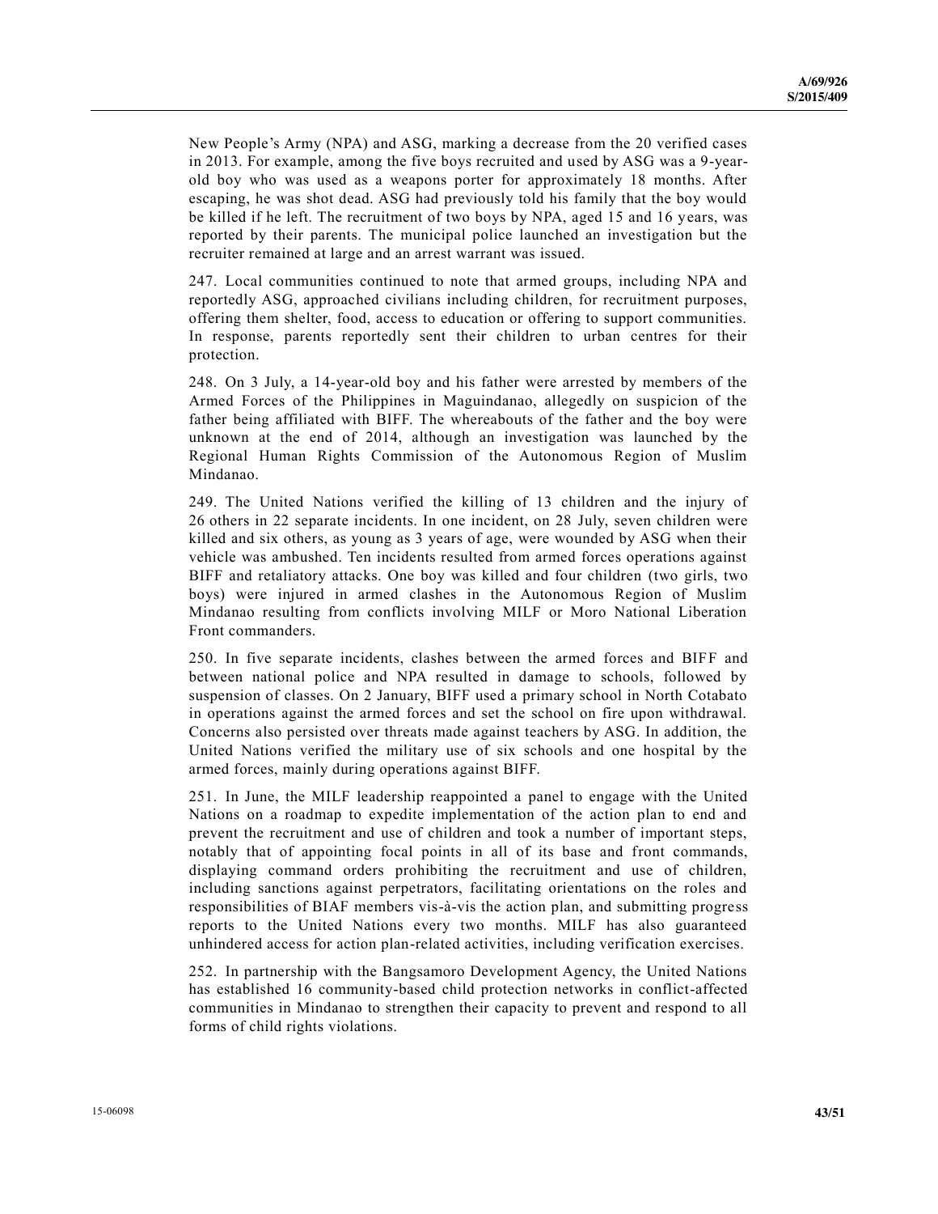New People's Army (NPA) and ASG, marking a decrease from the 20 verified cases in 2013. For example, among the five boys recruited and used by ASG was a 9-year-old boy who was used as a weapons porter for approximately 18 months. After escaping, he was shot dead. ASG had previously told his family that the boy would be killed if he left. The recruitment of two boys by NPA, aged 15 and 16 years, was reported by their parents. The municipal police launched an investigation but the recruiter remained at large and an arrest warrant was issued.

247. Local communities continued to note that armed groups, including NPA and reportedly ASG, approached civilians including children, for recruitment purposes, offering them shelter, food, access to education or offering to support communities. In response, parents reportedly sent their children to urban centres for their protection.

248. On 3 July, a 14-year-old boy and his father were arrested by members of the Armed Forces of the Philippines in Maguindanao, allegedly on suspicion of the father being affiliated with BIFF. The whereabouts of the father and the boy were unknown at the end of 2014, although an investigation was launched by the Regional Human Rights Commission of the Autonomous Region of Muslim Mindanao.

249. The United Nations verified the killing of 13 children and the injury of 26 others in 22 separate incidents. In one incident, on 28 July, seven children were killed and six others, as young as 3 years of age, were wounded by ASG when their vehicle was ambushed. Ten incidents resulted from armed forces operations against BIFF and retaliatory attacks. One boy was killed and four children (two girls, two boys) were injured in armed clashes in the Autonomous Region of Muslim Mindanao resulting from conflicts involving MILF or Moro National Liberation Front commanders.

250. In five separate incidents, clashes between the armed forces and BIFF and between national police and NPA resulted in damage to schools, followed by suspension of classes. On 2 January, BIFF used a primary school in North Cotabato in operations against the armed forces and set the school on fire upon withdrawal. Concerns also persisted over threats made against teachers by ASG. In addition, the United Nations verified the military use of six schools and one hospital by the armed forces, mainly during operations against BIFF.

251. In June, the MILF leadership reappointed a panel to engage with the United Nations on a roadmap to expedite implementation of the action plan to end and prevent the recruitment and use of children and took a number of important steps, notably that of appointing focal points in all of its base and front commands, displaying command orders prohibiting the recruitment and use of children, including sanctions against perpetrators, facilitating orientations on the roles and responsibilities of BIAF members vis-à-vis the action plan, and submitting progress reports to the United Nations every two months. MILF has also guaranteed unhindered access for action plan-related activities, including verification exercises.

252. In partnership with the Bangsamoro Development Agency, the United Nations has established 16 community-based child protection networks in conflict-affected communities in Mindanao to strengthen their capacity to prevent and respond to all forms of child rights violations.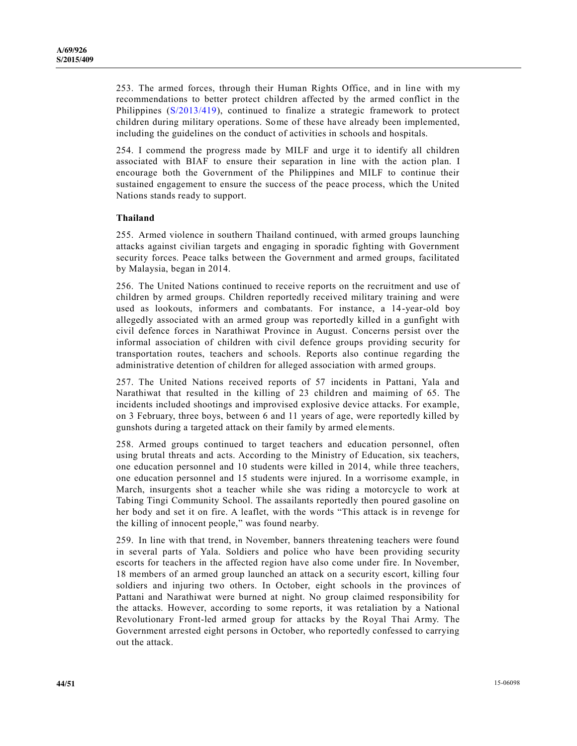253. The armed forces, through their Human Rights Office, and in line with my recommendations to better protect children affected by the armed conflict in the Philippines (S/2013/419), continued to finalize a strategic framework to protect children during military operations. Some of these have already been implemented, including the guidelines on the conduct of activities in schools and hospitals.

254. I commend the progress made by MILF and urge it to identify all children associated with BIAF to ensure their separation in line with the action plan. I encourage both the Government of the Philippines and MILF to continue their sustained engagement to ensure the success of the peace process, which the United Nations stands ready to support.

**Thailand**

255. Armed violence in southern Thailand continued, with armed groups launching attacks against civilian targets and engaging in sporadic fighting with Government security forces. Peace talks between the Government and armed groups, facilitated by Malaysia, began in 2014.

256. The United Nations continued to receive reports on the recruitment and use of children by armed groups. Children reportedly received military training and were used as lookouts, informers and combatants. For instance, a 14-year-old boy allegedly associated with an armed group was reportedly killed in a gunfight with civil defence forces in Narathiwat Province in August. Concerns persist over the informal association of children with civil defence groups providing security for transportation routes, teachers and schools. Reports also continue regarding the administrative detention of children for alleged association with armed groups.

257. The United Nations received reports of 57 incidents in Pattani, Yala and Narathiwat that resulted in the killing of 23 children and maiming of 65. The incidents included shootings and improvised explosive device attacks. For example, on 3 February, three boys, between 6 and 11 years of age, were reportedly killed by gunshots during a targeted attack on their family by armed elements.

258. Armed groups continued to target teachers and education personnel, often using brutal threats and acts. According to the Ministry of Education, six teachers, one education personnel and 10 students were killed in 2014, while three teachers, one education personnel and 15 students were injured. In a worrisome example, in March, insurgents shot a teacher while she was riding a motorcycle to work at Tabing Tingi Community School. The assailants reportedly then poured gasoline on her body and set it on fire. A leaflet, with the words "This attack is in revenge for the killing of innocent people," was found nearby.

259. In line with that trend, in November, banners threatening teachers were found in several parts of Yala. Soldiers and police who have been providing security escorts for teachers in the affected region have also come under fire. In November, 18 members of an armed group launched an attack on a security escort, killing four soldiers and injuring two others. In October, eight schools in the provinces of Pattani and Narathiwat were burned at night. No group claimed responsibility for the attacks. However, according to some reports, it was retaliation by a National Revolutionary Front-led armed group for attacks by the Royal Thai Army. The Government arrested eight persons in October, who reportedly confessed to carrying out the attack.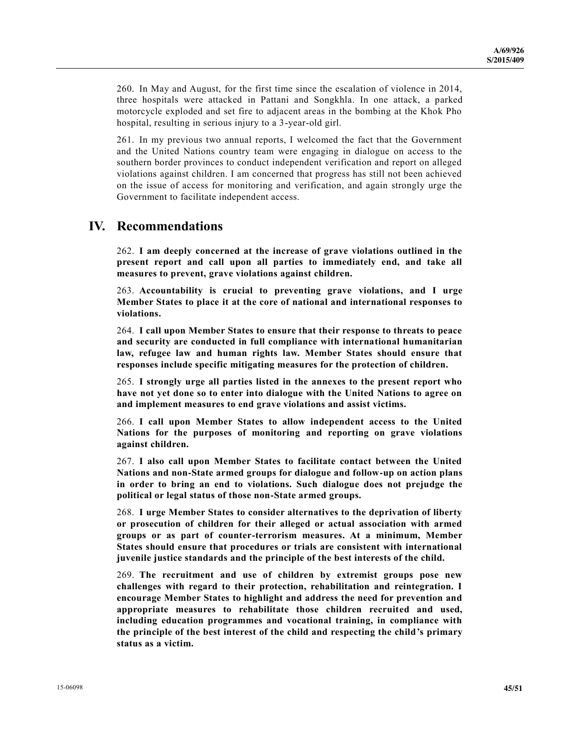260. In May and August, for the first time since the escalation of violence in 2014, three hospitals were attacked in Pattani and Songkhla. In one attack, a parked motorcycle exploded and set fire to adjacent areas in the bombing at the Khok Pho hospital, resulting in serious injury to a 3-year-old girl.

261. In my previous two annual reports, I welcomed the fact that the Government and the United Nations country team were engaging in dialogue on access to the southern border provinces to conduct independent verification and report on alleged violations against children. I am concerned that progress has still not been achieved on the issue of access for monitoring and verification, and again strongly urge the Government to facilitate independent access.

# IV. Recommendations

262. **I am deeply concerned at the increase of grave violations outlined in the present report and call upon all parties to immediately end, and take all measures to prevent, grave violations against children.**

263. **Accountability is crucial to preventing grave violations, and I urge Member States to place it at the core of national and international responses to violations.**

264. **I call upon Member States to ensure that their response to threats to peace and security are conducted in full compliance with international humanitarian law, refugee law and human rights law. Member States should ensure that responses include specific mitigating measures for the protection of children.**

265. **I strongly urge all parties listed in the annexes to the present report who have not yet done so to enter into dialogue with the United Nations to agree on and implement measures to end grave violations and assist victims.**

266. **I call upon Member States to allow independent access to the United Nations for the purposes of monitoring and reporting on grave violations against children.**

267. **I also call upon Member States to facilitate contact between the United Nations and non-State armed groups for dialogue and follow-up on action plans in order to bring an end to violations. Such dialogue does not prejudge the political or legal status of those non-State armed groups.**

268. **I urge Member States to consider alternatives to the deprivation of liberty or prosecution of children for their alleged or actual association with armed groups or as part of counter-terrorism measures. At a minimum, Member States should ensure that procedures or trials are consistent with international juvenile justice standards and the principle of the best interests of the child.**

269. **The recruitment and use of children by extremist groups pose new challenges with regard to their protection, rehabilitation and reintegration. I encourage Member States to highlight and address the need for prevention and appropriate measures to rehabilitate those children recruited and used, including education programmes and vocational training, in compliance with the principle of the best interest of the child and respecting the child's primary status as a victim.**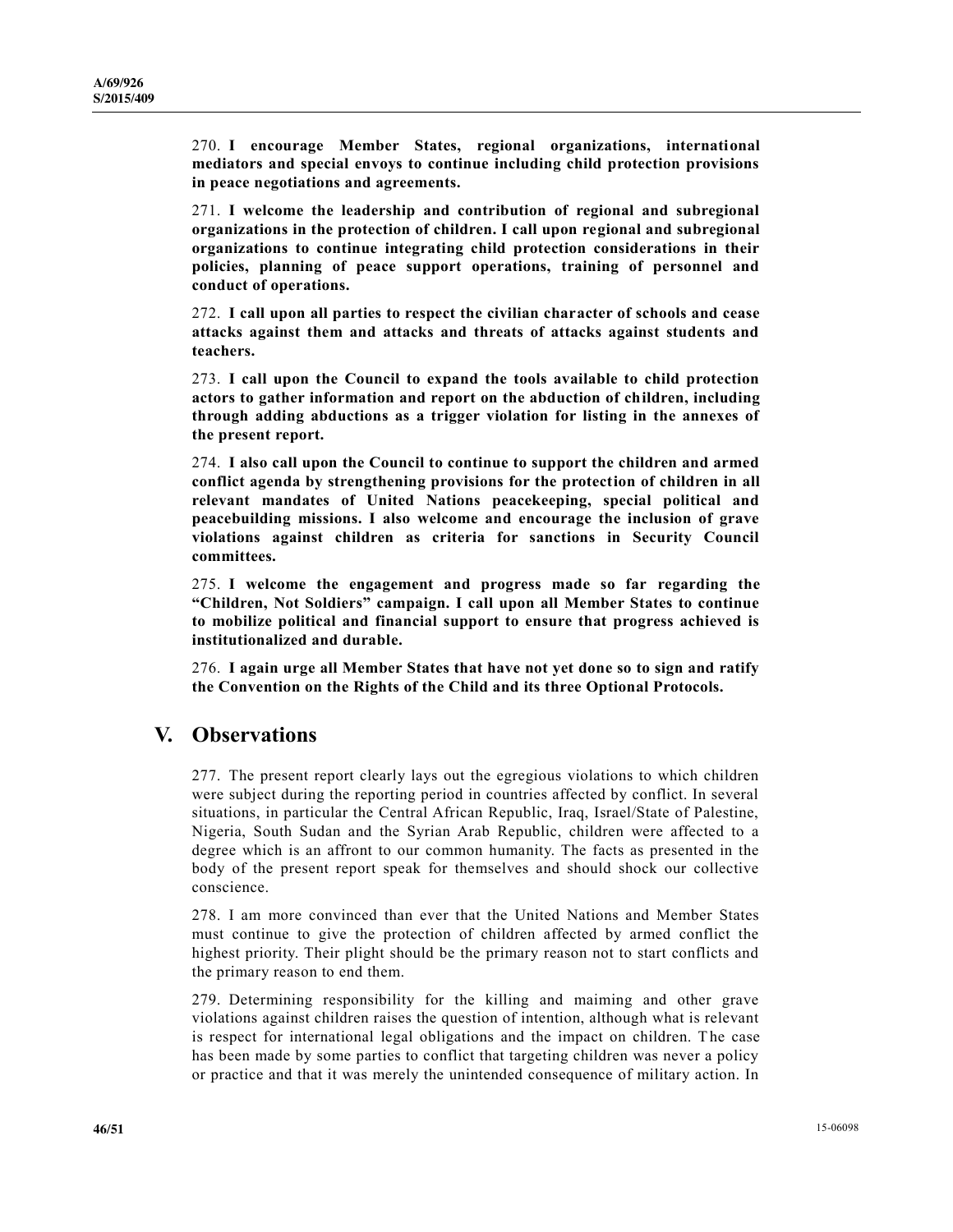270. **I encourage Member States, regional organizations, international mediators and special envoys to continue including child protection provisions in peace negotiations and agreements.**

271. **I welcome the leadership and contribution of regional and subregional organizations in the protection of children. I call upon regional and subregional organizations to continue integrating child protection considerations in their policies, planning of peace support operations, training of personnel and conduct of operations.**

272. **I call upon all parties to respect the civilian character of schools and cease attacks against them and attacks and threats of attacks against students and teachers.**

273. **I call upon the Council to expand the tools available to child protection actors to gather information and report on the abduction of children, including through adding abductions as a trigger violation for listing in the annexes of the present report.**

274. **I also call upon the Council to continue to support the children and armed conflict agenda by strengthening provisions for the protection of children in all relevant mandates of United Nations peacekeeping, special political and peacebuilding missions. I also welcome and encourage the inclusion of grave violations against children as criteria for sanctions in Security Council committees.**

275. **I welcome the engagement and progress made so far regarding the "Children, Not Soldiers" campaign. I call upon all Member States to continue to mobilize political and financial support to ensure that progress achieved is institutionalized and durable.**

276. **I again urge all Member States that have not yet done so to sign and ratify the Convention on the Rights of the Child and its three Optional Protocols.**

# V. Observations

277. The present report clearly lays out the egregious violations to which children were subject during the reporting period in countries affected by conflict. In several situations, in particular the Central African Republic, Iraq, Israel/State of Palestine, Nigeria, South Sudan and the Syrian Arab Republic, children were affected to a degree which is an affront to our common humanity. The facts as presented in the body of the present report speak for themselves and should shock our collective conscience.

278. I am more convinced than ever that the United Nations and Member States must continue to give the protection of children affected by armed conflict the highest priority. Their plight should be the primary reason not to start conflicts and the primary reason to end them.

279. Determining responsibility for the killing and maiming and other grave violations against children raises the question of intention, although what is relevant is respect for international legal obligations and the impact on children. The case has been made by some parties to conflict that targeting children was never a policy or practice and that it was merely the unintended consequence of military action. In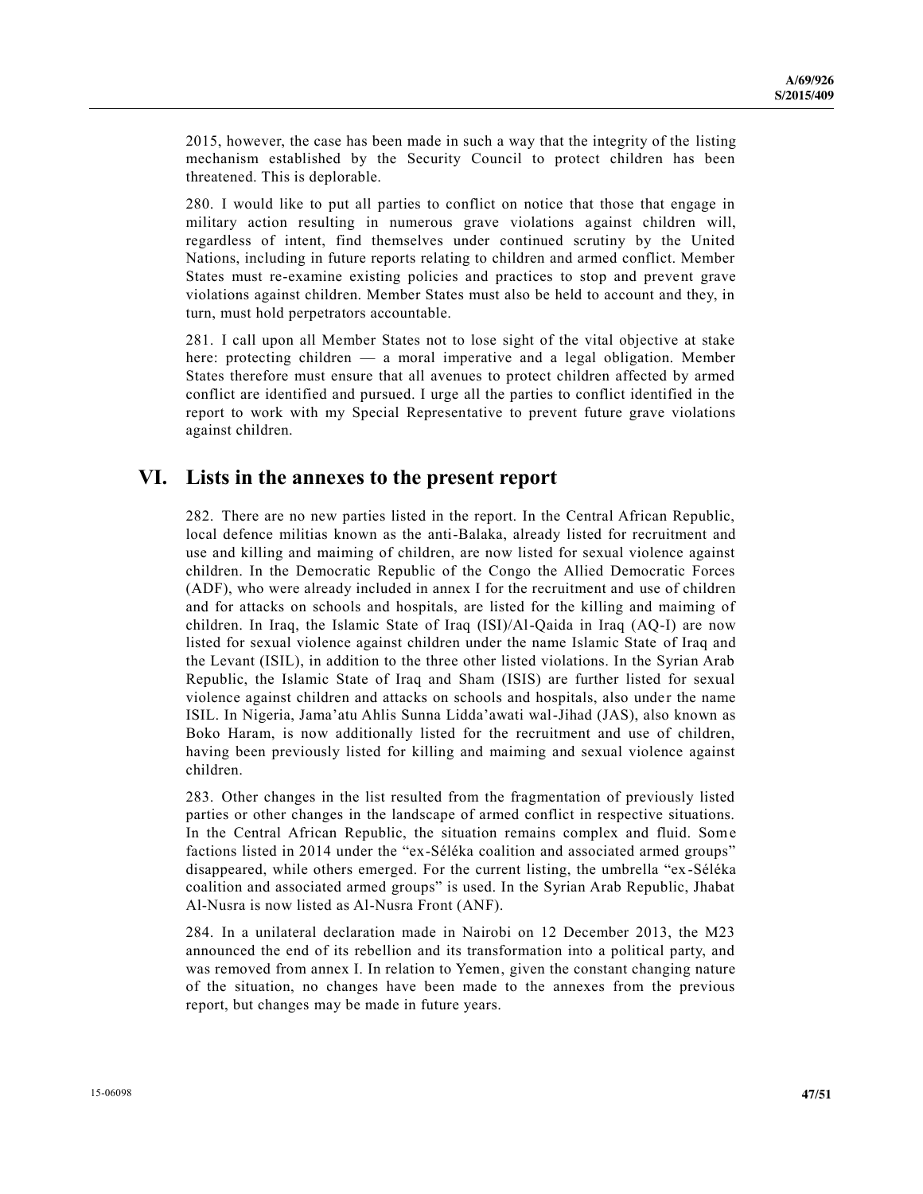2015, however, the case has been made in such a way that the integrity of the listing mechanism established by the Security Council to protect children has been threatened. This is deplorable.

280. I would like to put all parties to conflict on notice that those that engage in military action resulting in numerous grave violations against children will, regardless of intent, find themselves under continued scrutiny by the United Nations, including in future reports relating to children and armed conflict. Member States must re-examine existing policies and practices to stop and prevent grave violations against children. Member States must also be held to account and they, in turn, must hold perpetrators accountable.

281. I call upon all Member States not to lose sight of the vital objective at stake here: protecting children — a moral imperative and a legal obligation. Member States therefore must ensure that all avenues to protect children affected by armed conflict are identified and pursued. I urge all the parties to conflict identified in the report to work with my Special Representative to prevent future grave violations against children.

## VI. Lists in the annexes to the present report

282. There are no new parties listed in the report. In the Central African Republic, local defence militias known as the anti-Balaka, already listed for recruitment and use and killing and maiming of children, are now listed for sexual violence against children. In the Democratic Republic of the Congo the Allied Democratic Forces (ADF), who were already included in annex I for the recruitment and use of children and for attacks on schools and hospitals, are listed for the killing and maiming of children. In Iraq, the Islamic State of Iraq (ISI)/Al-Qaida in Iraq (AQ-I) are now listed for sexual violence against children under the name Islamic State of Iraq and the Levant (ISIL), in addition to the three other listed violations. In the Syrian Arab Republic, the Islamic State of Iraq and Sham (ISIS) are further listed for sexual violence against children and attacks on schools and hospitals, also under the name ISIL. In Nigeria, Jama'atu Ahlis Sunna Lidda'awati wal-Jihad (JAS), also known as Boko Haram, is now additionally listed for the recruitment and use of children, having been previously listed for killing and maiming and sexual violence against children.

283. Other changes in the list resulted from the fragmentation of previously listed parties or other changes in the landscape of armed conflict in respective situations. In the Central African Republic, the situation remains complex and fluid. Some factions listed in 2014 under the "ex-Séléka coalition and associated armed groups" disappeared, while others emerged. For the current listing, the umbrella "ex-Séléka coalition and associated armed groups" is used. In the Syrian Arab Republic, Jhabat Al-Nusra is now listed as Al-Nusra Front (ANF).

284. In a unilateral declaration made in Nairobi on 12 December 2013, the M23 announced the end of its rebellion and its transformation into a political party, and was removed from annex I. In relation to Yemen, given the constant changing nature of the situation, no changes have been made to the annexes from the previous report, but changes may be made in future years.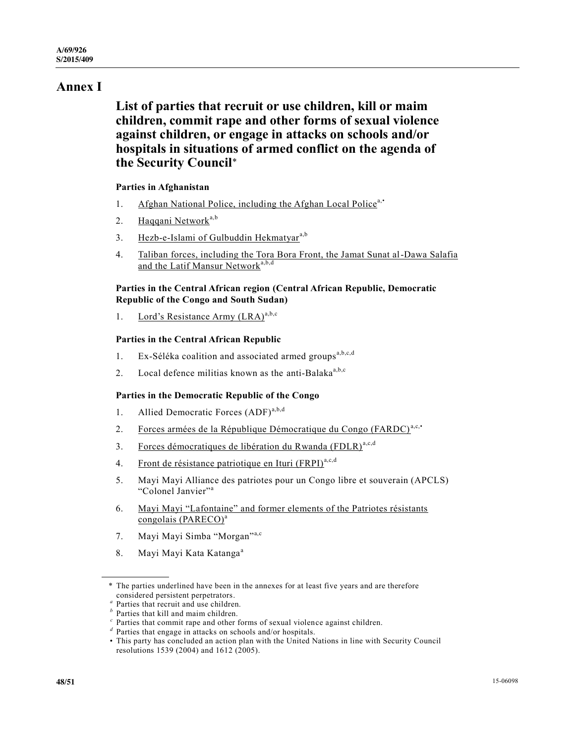# Annex I

## List of parties that recruit or use children, kill or maim children, commit rape and other forms of sexual violence against children, or engage in attacks on schools and/or hospitals in situations of armed conflict on the agenda of the Security Council*

### Parties in Afghanistan

1. Afghan National Police, including the Afghan Local Police[a,•]
2. Haqqani Network[a,b]
3. Hezb-e-Islami of Gulbuddin Hekmatyar[a,b]
4. Taliban forces, including the Tora Bora Front, the Jamat Sunat al-Dawa Salafia and the Latif Mansur Network[a,b,d]

### Parties in the Central African region (Central African Republic, Democratic Republic of the Congo and South Sudan)

1. Lord's Resistance Army (LRA)[a,b,c]

### Parties in the Central African Republic

1. Ex-Séléka coalition and associated armed groups[a,b,c,d]
2. Local defence militias known as the anti-Balaka[a,b,c]

### Parties in the Democratic Republic of the Congo

1. Allied Democratic Forces (ADF)[a,b,d]
2. Forces armées de la République Démocratique du Congo (FARDC)[a,c,•]
3. Forces démocratiques de libération du Rwanda (FDLR)[a,c,d]
4. Front de résistance patriotique en Ituri (FRPI)[a,c,d]
5. Mayi Mayi Alliance des patriotes pour un Congo libre et souverain (APCLS) "Colonel Janvier"[a]
6. Mayi Mayi "Lafontaine" and former elements of the Patriotes résistants congolais (PARECO)[a]
7. Mayi Mayi Simba "Morgan"[a,c]
8. Mayi Mayi Kata Katanga[a]

---

\* The parties underlined have been in the annexes for at least five years and are therefore considered persistent perpetrators.

[a] Parties that recruit and use children.

[b] Parties that kill and maim children.

[c] Parties that commit rape and other forms of sexual violence against children.

[d] Parties that engage in attacks on schools and/or hospitals.

• This party has concluded an action plan with the United Nations in line with Security Council resolutions 1539 (2004) and 1612 (2005).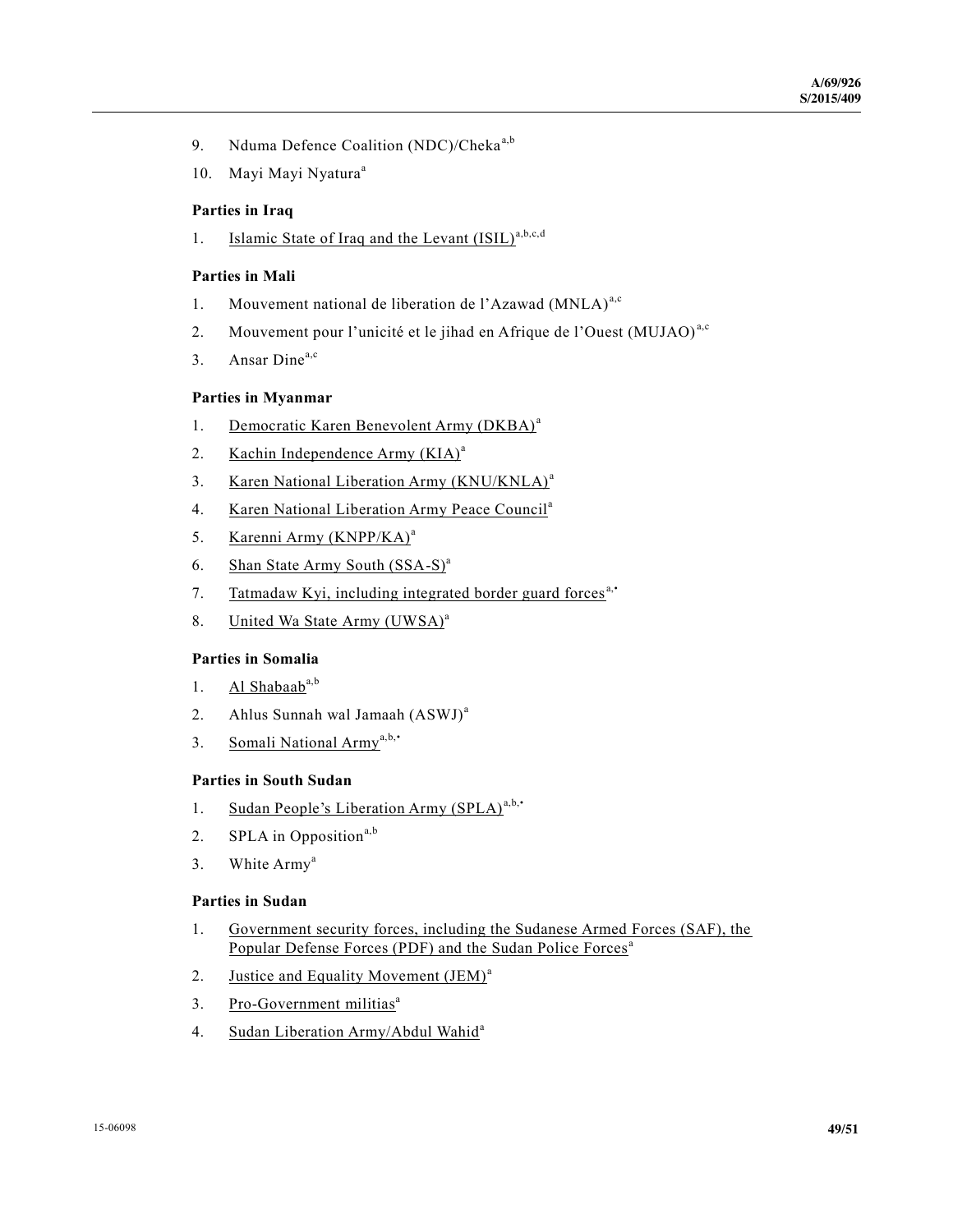9. Nduma Defence Coalition (NDC)/Cheka[a,b]

10. Mayi Mayi Nyatura[a]

**Parties in Iraq**

1. Islamic State of Iraq and the Levant (ISIL)[a,b,c,d]

**Parties in Mali**

1. Mouvement national de liberation de l'Azawad (MNLA)[a,c]

2. Mouvement pour l'unicité et le jihad en Afrique de l'Ouest (MUJAO)[a,c]

3. Ansar Dine[a,c]

**Parties in Myanmar**

1. Democratic Karen Benevolent Army (DKBA)[a]

2. Kachin Independence Army (KIA)[a]

3. Karen National Liberation Army (KNU/KNLA)[a]

4. Karen National Liberation Army Peace Council[a]

5. Karenni Army (KNPP/KA)[a]

6. Shan State Army South (SSA-S)[a]

7. Tatmadaw Kyi, including integrated border guard forces[a,•]

8. United Wa State Army (UWSA)[a]

**Parties in Somalia**

1. Al Shabaab[a,b]

2. Ahlus Sunnah wal Jamaah (ASWJ)[a]

3. Somali National Army[a,b,•]

**Parties in South Sudan**

1. Sudan People's Liberation Army (SPLA)[a,b,•]

2. SPLA in Opposition[a,b]

3. White Army[a]

**Parties in Sudan**

1. Government security forces, including the Sudanese Armed Forces (SAF), the Popular Defense Forces (PDF) and the Sudan Police Forces[a]

2. Justice and Equality Movement (JEM)[a]

3. Pro-Government militias[a]

4. Sudan Liberation Army/Abdul Wahid[a]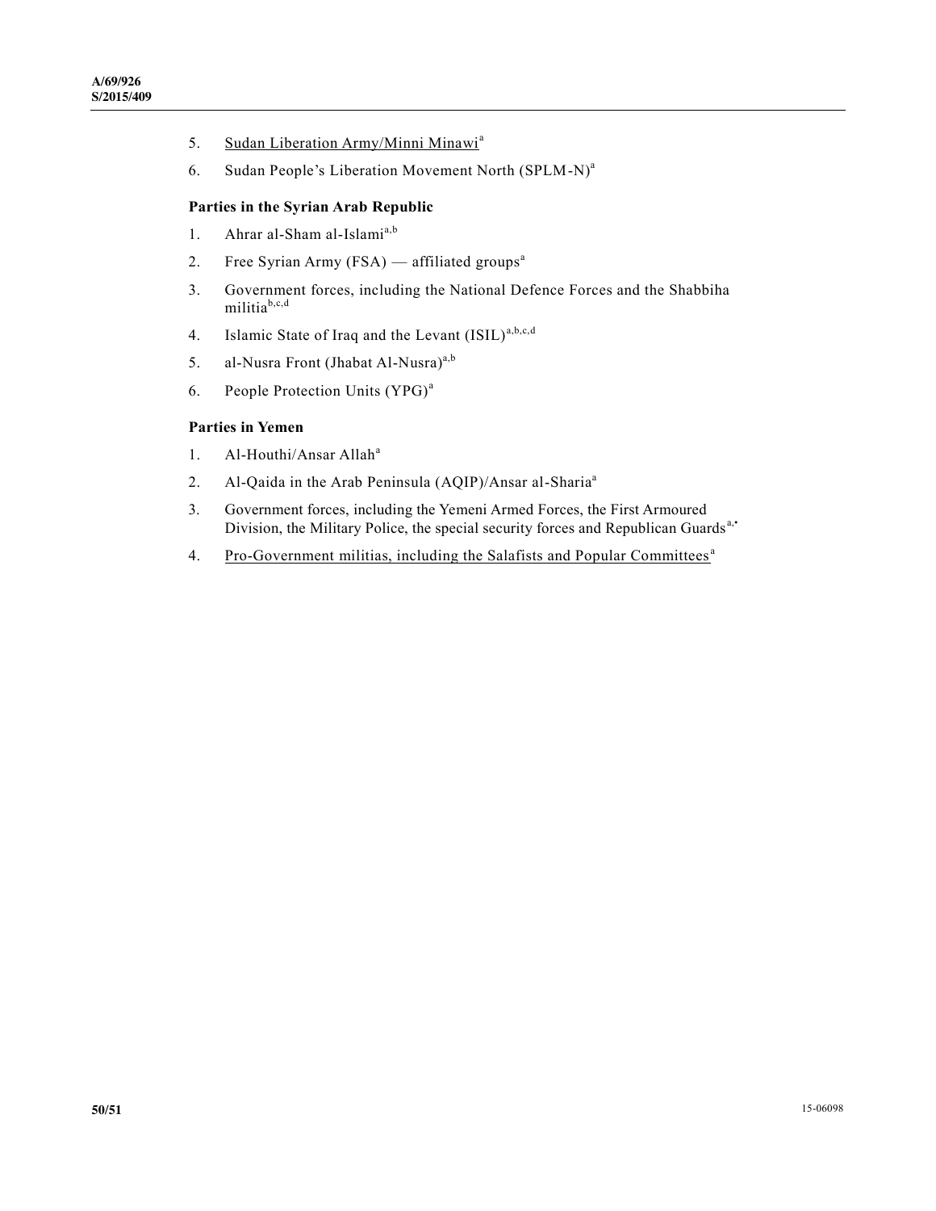5. Sudan Liberation Army/Minni Minawi[a]
6. Sudan People's Liberation Movement North (SPLM-N)[a]

**Parties in the Syrian Arab Republic**

1. Ahrar al-Sham al-Islami[a,b]
2. Free Syrian Army (FSA) — affiliated groups[a]
3. Government forces, including the National Defence Forces and the Shabbiha militia[b,c,d]
4. Islamic State of Iraq and the Levant (ISIL)[a,b,c,d]
5. al-Nusra Front (Jhabat Al-Nusra)[a,b]
6. People Protection Units (YPG)[a]

**Parties in Yemen**

1. Al-Houthi/Ansar Allah[a]
2. Al-Qaida in the Arab Peninsula (AQIP)/Ansar al-Sharia[a]
3. Government forces, including the Yemeni Armed Forces, the First Armoured Division, the Military Police, the special security forces and Republican Guards[a,•]
4. Pro-Government militias, including the Salafists and Popular Committees[a]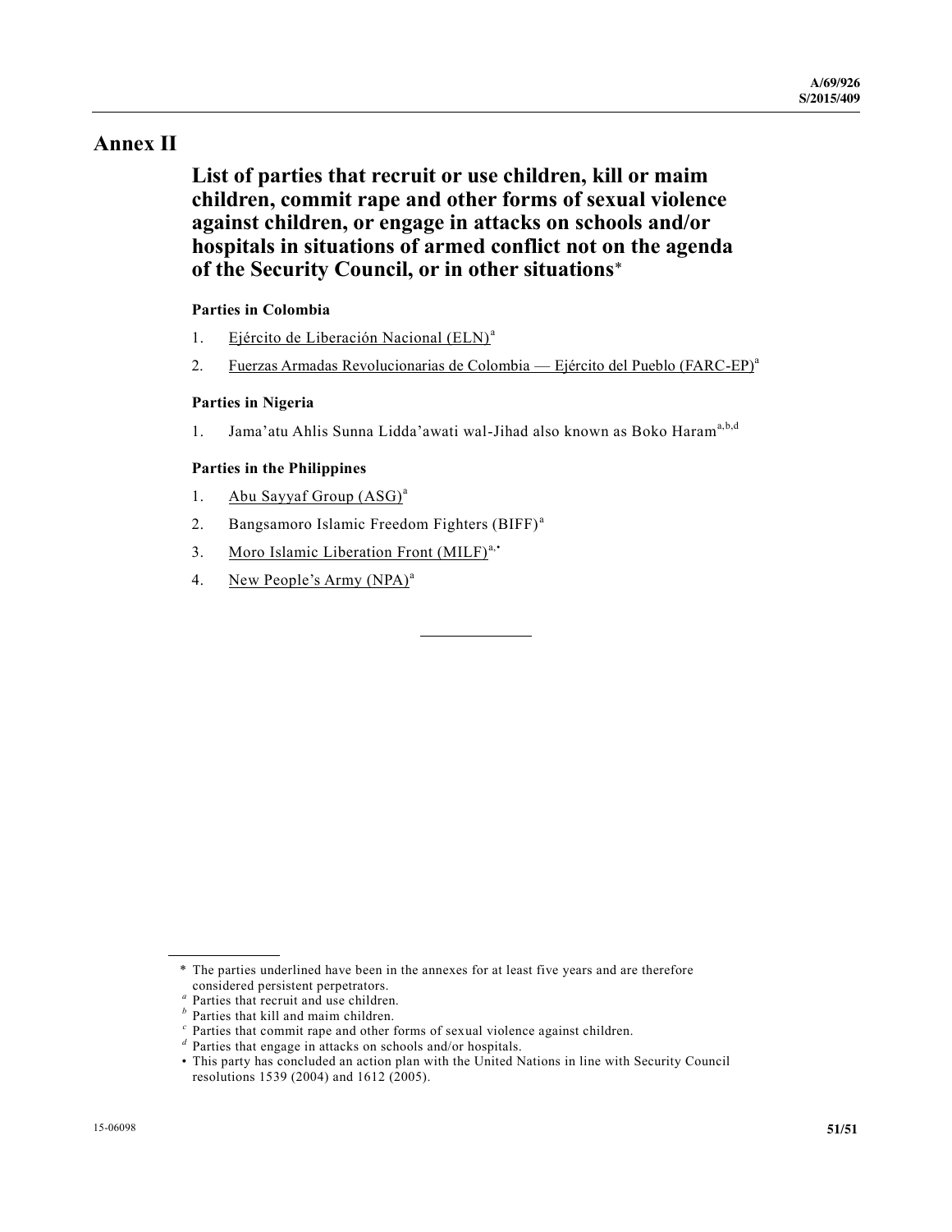# Annex II

## List of parties that recruit or use children, kill or maim children, commit rape and other forms of sexual violence against children, or engage in attacks on schools and/or hospitals in situations of armed conflict not on the agenda of the Security Council, or in other situations*

### Parties in Colombia

1. Ejército de Liberación Nacional (ELN)[a]
2. Fuerzas Armadas Revolucionarias de Colombia — Ejército del Pueblo (FARC-EP)[a]

### Parties in Nigeria

1. Jama'atu Ahlis Sunna Lidda'awati wal-Jihad also known as Boko Haram[a,b,d]

### Parties in the Philippines

1. Abu Sayyaf Group (ASG)[a]
2. Bangsamoro Islamic Freedom Fighters (BIFF)[a]
3. Moro Islamic Liberation Front (MILF)[a,•]
4. New People's Army (NPA)[a]

---

\* The parties underlined have been in the annexes for at least five years and are therefore considered persistent perpetrators.

[a] Parties that recruit and use children.

[b] Parties that kill and maim children.

[c] Parties that commit rape and other forms of sexual violence against children.

[d] Parties that engage in attacks on schools and/or hospitals.

• This party has concluded an action plan with the United Nations in line with Security Council resolutions 1539 (2004) and 1612 (2005).